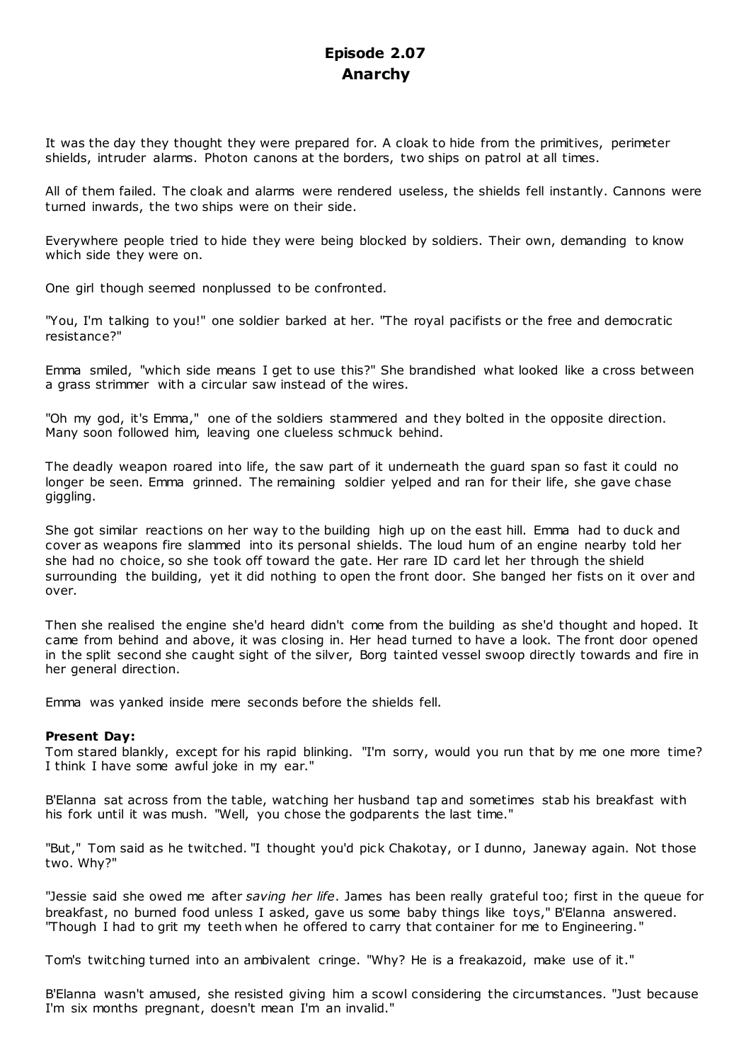# Episode 2.07
## Anarchy

It was the day they thought they were prepared for. A cloak to hide from the primitives, perimeter shields, intruder alarms. Photon canons at the borders, two ships on patrol at all times.

All of them failed. The cloak and alarms were rendered useless, the shields fell instantly. Cannons were turned inwards, the two ships were on their side.

Everywhere people tried to hide they were being blocked by soldiers. Their own, demanding to know which side they were on.

One girl though seemed nonplussed to be confronted.

"You, I'm talking to you!" one soldier barked at her. "The royal pacifists or the free and democratic resistance?"

Emma smiled, "which side means I get to use this?" She brandished what looked like a cross between a grass strimmer with a circular saw instead of the wires.

"Oh my god, it's Emma," one of the soldiers stammered and they bolted in the opposite direction. Many soon followed him, leaving one clueless schmuck behind.

The deadly weapon roared into life, the saw part of it underneath the guard span so fast it could no longer be seen. Emma grinned. The remaining soldier yelped and ran for their life, she gave chase giggling.

She got similar reactions on her way to the building high up on the east hill. Emma had to duck and cover as weapons fire slammed into its personal shields. The loud hum of an engine nearby told her she had no choice, so she took off toward the gate. Her rare ID card let her through the shield surrounding the building, yet it did nothing to open the front door. She banged her fists on it over and over.

Then she realised the engine she'd heard didn't come from the building as she'd thought and hoped. It came from behind and above, it was closing in. Her head turned to have a look. The front door opened in the split second she caught sight of the silver, Borg tainted vessel swoop directly towards and fire in her general direction.

Emma was yanked inside mere seconds before the shields fell.

**Present Day:**
Tom stared blankly, except for his rapid blinking. "I'm sorry, would you run that by me one more time? I think I have some awful joke in my ear."

B'Elanna sat across from the table, watching her husband tap and sometimes stab his breakfast with his fork until it was mush. "Well, you chose the godparents the last time."

"But," Tom said as he twitched. "I thought you'd pick Chakotay, or I dunno, Janeway again. Not those two. Why?"

"Jessie said she owed me after *saving her life*. James has been really grateful too; first in the queue for breakfast, no burned food unless I asked, gave us some baby things like toys," B'Elanna answered. "Though I had to grit my teeth when he offered to carry that container for me to Engineering."

Tom's twitching turned into an ambivalent cringe. "Why? He is a freakazoid, make use of it."

B'Elanna wasn't amused, she resisted giving him a scowl considering the circumstances. "Just because I'm six months pregnant, doesn't mean I'm an invalid."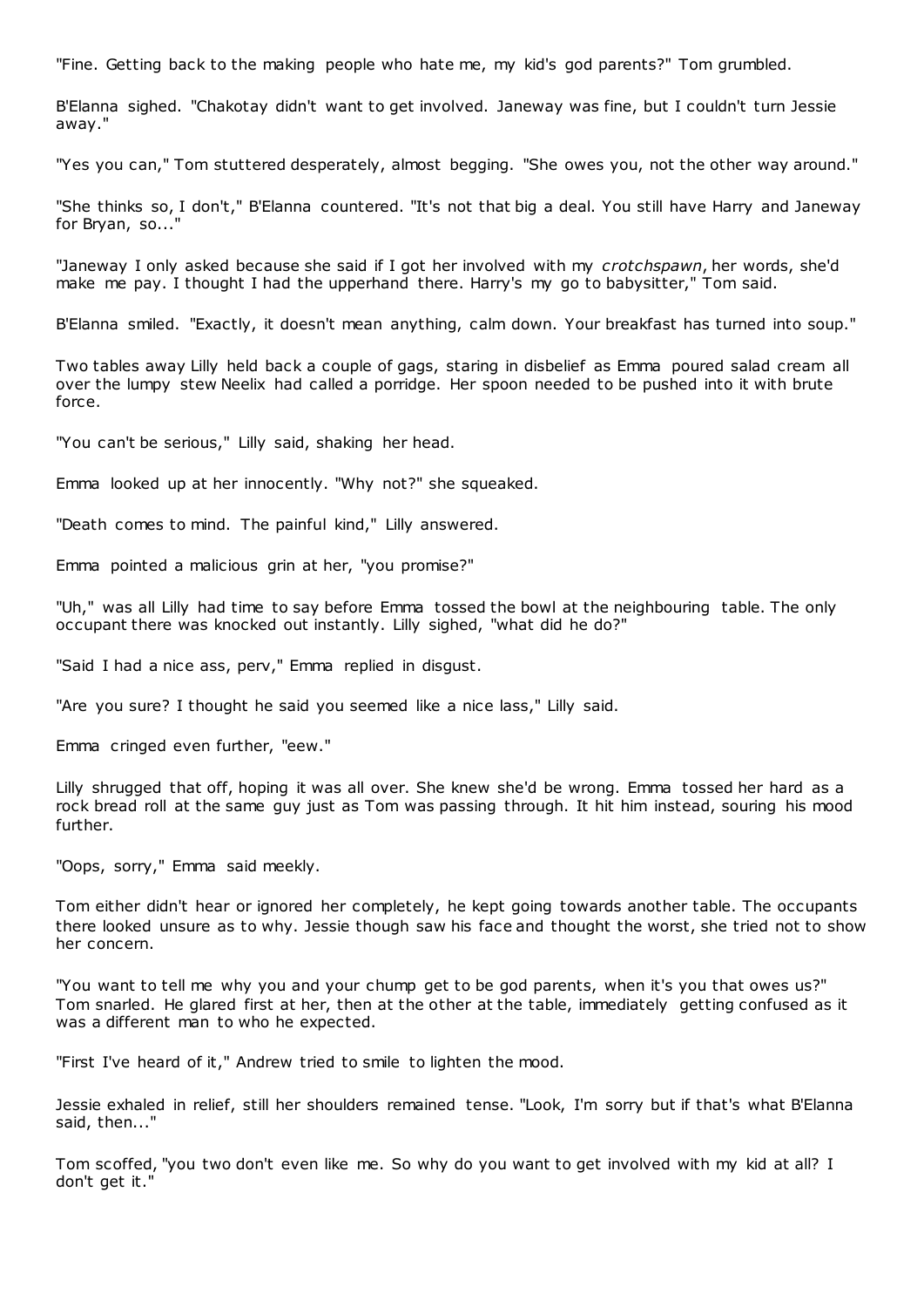"Fine. Getting back to the making people who hate me, my kid's god parents?" Tom grumbled.

B'Elanna sighed. "Chakotay didn't want to get involved. Janeway was fine, but I couldn't turn Jessie away."

"Yes you can," Tom stuttered desperately, almost begging. "She owes you, not the other way around."

"She thinks so, I don't," B'Elanna countered. "It's not that big a deal. You still have Harry and Janeway for Bryan, so..."

"Janeway I only asked because she said if I got her involved with my *crotchspawn*, her words, she'd make me pay. I thought I had the upperhand there. Harry's my go to babysitter," Tom said.

B'Elanna smiled. "Exactly, it doesn't mean anything, calm down. Your breakfast has turned into soup."

Two tables away Lilly held back a couple of gags, staring in disbelief as Emma poured salad cream all over the lumpy stew Neelix had called a porridge. Her spoon needed to be pushed into it with brute force.

"You can't be serious," Lilly said, shaking her head.

Emma looked up at her innocently. "Why not?" she squeaked.

"Death comes to mind. The painful kind," Lilly answered.

Emma pointed a malicious grin at her, "you promise?"

"Uh," was all Lilly had time to say before Emma tossed the bowl at the neighbouring table. The only occupant there was knocked out instantly. Lilly sighed, "what did he do?"

"Said I had a nice ass, perv," Emma replied in disgust.

"Are you sure? I thought he said you seemed like a nice lass," Lilly said.

Emma cringed even further, "eew."

Lilly shrugged that off, hoping it was all over. She knew she'd be wrong. Emma tossed her hard as a rock bread roll at the same guy just as Tom was passing through. It hit him instead, souring his mood further.

"Oops, sorry," Emma said meekly.

Tom either didn't hear or ignored her completely, he kept going towards another table. The occupants there looked unsure as to why. Jessie though saw his face and thought the worst, she tried not to show her concern.

"You want to tell me why you and your chump get to be god parents, when it's you that owes us?" Tom snarled. He glared first at her, then at the other at the table, immediately getting confused as it was a different man to who he expected.

"First I've heard of it," Andrew tried to smile to lighten the mood.

Jessie exhaled in relief, still her shoulders remained tense. "Look, I'm sorry but if that's what B'Elanna said, then..."

Tom scoffed, "you two don't even like me. So why do you want to get involved with my kid at all? I don't get it."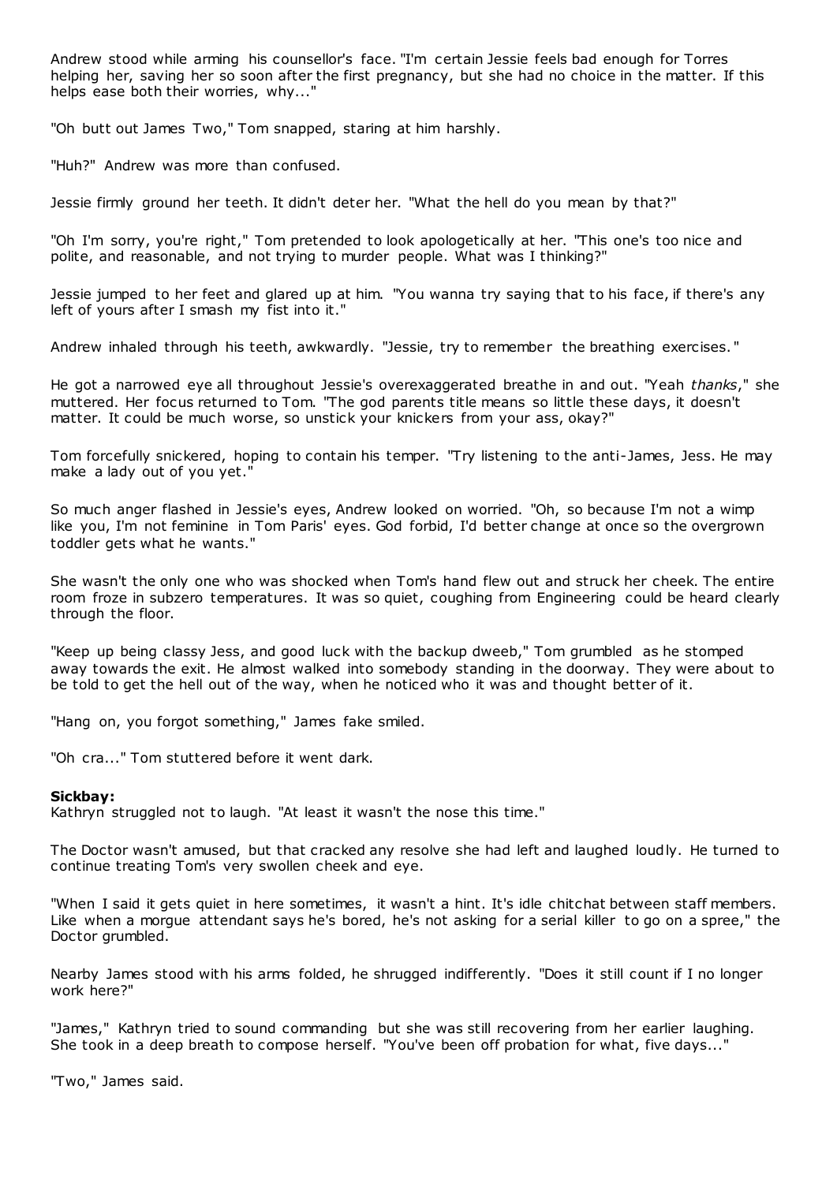Andrew stood while arming his counsellor's face. "I'm certain Jessie feels bad enough for Torres helping her, saving her so soon after the first pregnancy, but she had no choice in the matter. If this helps ease both their worries, why..."

"Oh butt out James Two," Tom snapped, staring at him harshly.

"Huh?" Andrew was more than confused.

Jessie firmly ground her teeth. It didn't deter her. "What the hell do you mean by that?"

"Oh I'm sorry, you're right," Tom pretended to look apologetically at her. "This one's too nice and polite, and reasonable, and not trying to murder people. What was I thinking?"

Jessie jumped to her feet and glared up at him. "You wanna try saying that to his face, if there's any left of yours after I smash my fist into it."

Andrew inhaled through his teeth, awkwardly. "Jessie, try to remember the breathing exercises."

He got a narrowed eye all throughout Jessie's overexaggerated breathe in and out. "Yeah *thanks*," she muttered. Her focus returned to Tom. "The god parents title means so little these days, it doesn't matter. It could be much worse, so unstick your knickers from your ass, okay?"

Tom forcefully snickered, hoping to contain his temper. "Try listening to the anti-James, Jess. He may make a lady out of you yet."

So much anger flashed in Jessie's eyes, Andrew looked on worried. "Oh, so because I'm not a wimp like you, I'm not feminine in Tom Paris' eyes. God forbid, I'd better change at once so the overgrown toddler gets what he wants."

She wasn't the only one who was shocked when Tom's hand flew out and struck her cheek. The entire room froze in subzero temperatures. It was so quiet, coughing from Engineering could be heard clearly through the floor.

"Keep up being classy Jess, and good luck with the backup dweeb," Tom grumbled as he stomped away towards the exit. He almost walked into somebody standing in the doorway. They were about to be told to get the hell out of the way, when he noticed who it was and thought better of it.

"Hang on, you forgot something," James fake smiled.

"Oh cra..." Tom stuttered before it went dark.

**Sickbay:**
Kathryn struggled not to laugh. "At least it wasn't the nose this time."

The Doctor wasn't amused, but that cracked any resolve she had left and laughed loudly. He turned to continue treating Tom's very swollen cheek and eye.

"When I said it gets quiet in here sometimes, it wasn't a hint. It's idle chitchat between staff members. Like when a morgue attendant says he's bored, he's not asking for a serial killer to go on a spree," the Doctor grumbled.

Nearby James stood with his arms folded, he shrugged indifferently. "Does it still count if I no longer work here?"

"James," Kathryn tried to sound commanding but she was still recovering from her earlier laughing. She took in a deep breath to compose herself. "You've been off probation for what, five days..."

"Two," James said.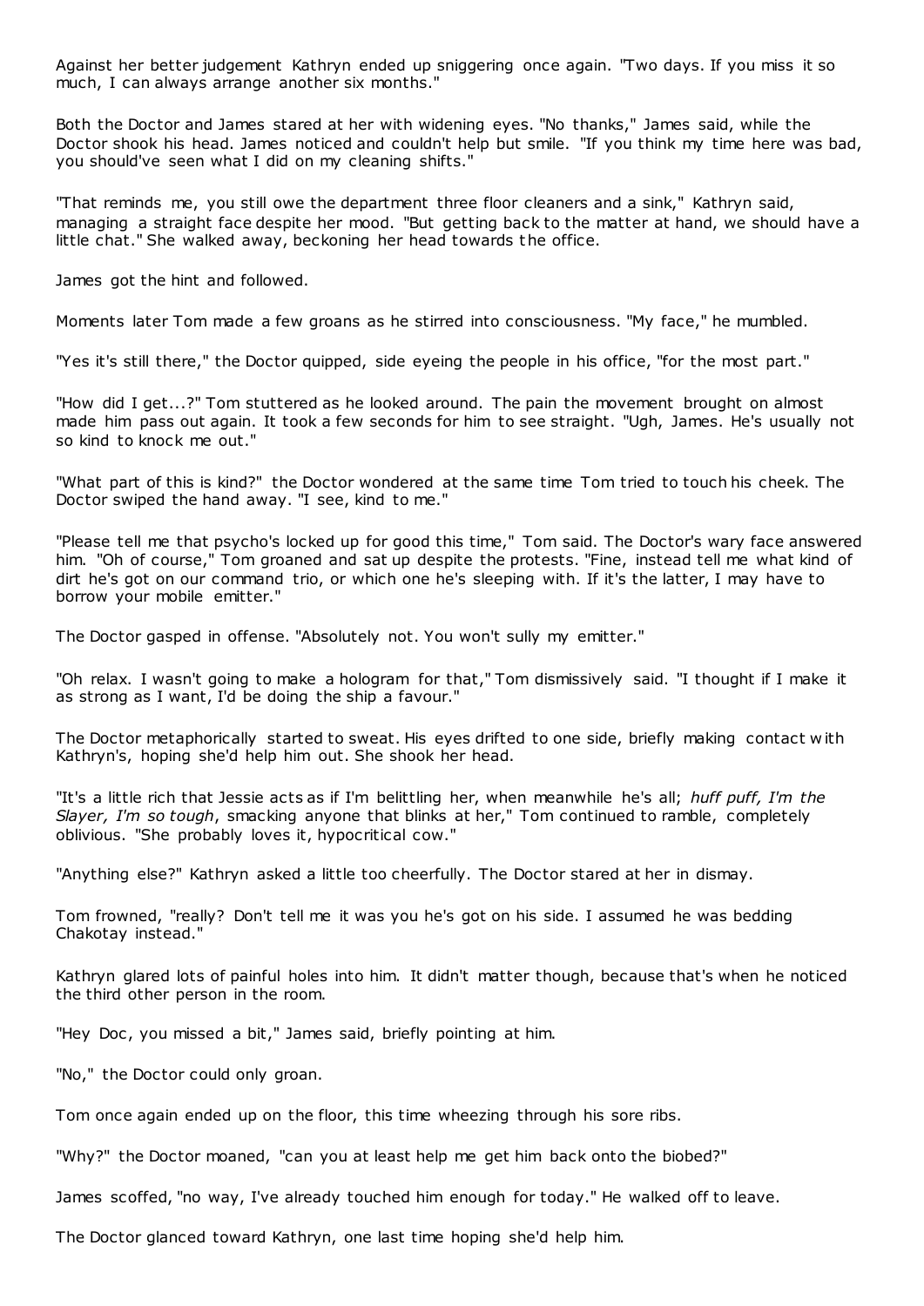Against her better judgement Kathryn ended up sniggering once again. "Two days. If you miss it so much, I can always arrange another six months."

Both the Doctor and James stared at her with widening eyes. "No thanks," James said, while the Doctor shook his head. James noticed and couldn't help but smile. "If you think my time here was bad, you should've seen what I did on my cleaning shifts."

"That reminds me, you still owe the department three floor cleaners and a sink," Kathryn said, managing a straight face despite her mood. "But getting back to the matter at hand, we should have a little chat." She walked away, beckoning her head towards the office.

James got the hint and followed.

Moments later Tom made a few groans as he stirred into consciousness. "My face," he mumbled.

"Yes it's still there," the Doctor quipped, side eyeing the people in his office, "for the most part."

"How did I get...?" Tom stuttered as he looked around. The pain the movement brought on almost made him pass out again. It took a few seconds for him to see straight. "Ugh, James. He's usually not so kind to knock me out."

"What part of this is kind?" the Doctor wondered at the same time Tom tried to touch his cheek. The Doctor swiped the hand away. "I see, kind to me."

"Please tell me that psycho's locked up for good this time," Tom said. The Doctor's wary face answered him. "Oh of course," Tom groaned and sat up despite the protests. "Fine, instead tell me what kind of dirt he's got on our command trio, or which one he's sleeping with. If it's the latter, I may have to borrow your mobile emitter."

The Doctor gasped in offense. "Absolutely not. You won't sully my emitter."

"Oh relax. I wasn't going to make a hologram for that," Tom dismissively said. "I thought if I make it as strong as I want, I'd be doing the ship a favour."

The Doctor metaphorically started to sweat. His eyes drifted to one side, briefly making contact with Kathryn's, hoping she'd help him out. She shook her head.

"It's a little rich that Jessie acts as if I'm belittling her, when meanwhile he's all; *huff puff, I'm the Slayer, I'm so tough*, smacking anyone that blinks at her," Tom continued to ramble, completely oblivious. "She probably loves it, hypocritical cow."

"Anything else?" Kathryn asked a little too cheerfully. The Doctor stared at her in dismay.

Tom frowned, "really? Don't tell me it was you he's got on his side. I assumed he was bedding Chakotay instead."

Kathryn glared lots of painful holes into him. It didn't matter though, because that's when he noticed the third other person in the room.

"Hey Doc, you missed a bit," James said, briefly pointing at him.

"No," the Doctor could only groan.

Tom once again ended up on the floor, this time wheezing through his sore ribs.

"Why?" the Doctor moaned, "can you at least help me get him back onto the biobed?"

James scoffed, "no way, I've already touched him enough for today." He walked off to leave.

The Doctor glanced toward Kathryn, one last time hoping she'd help him.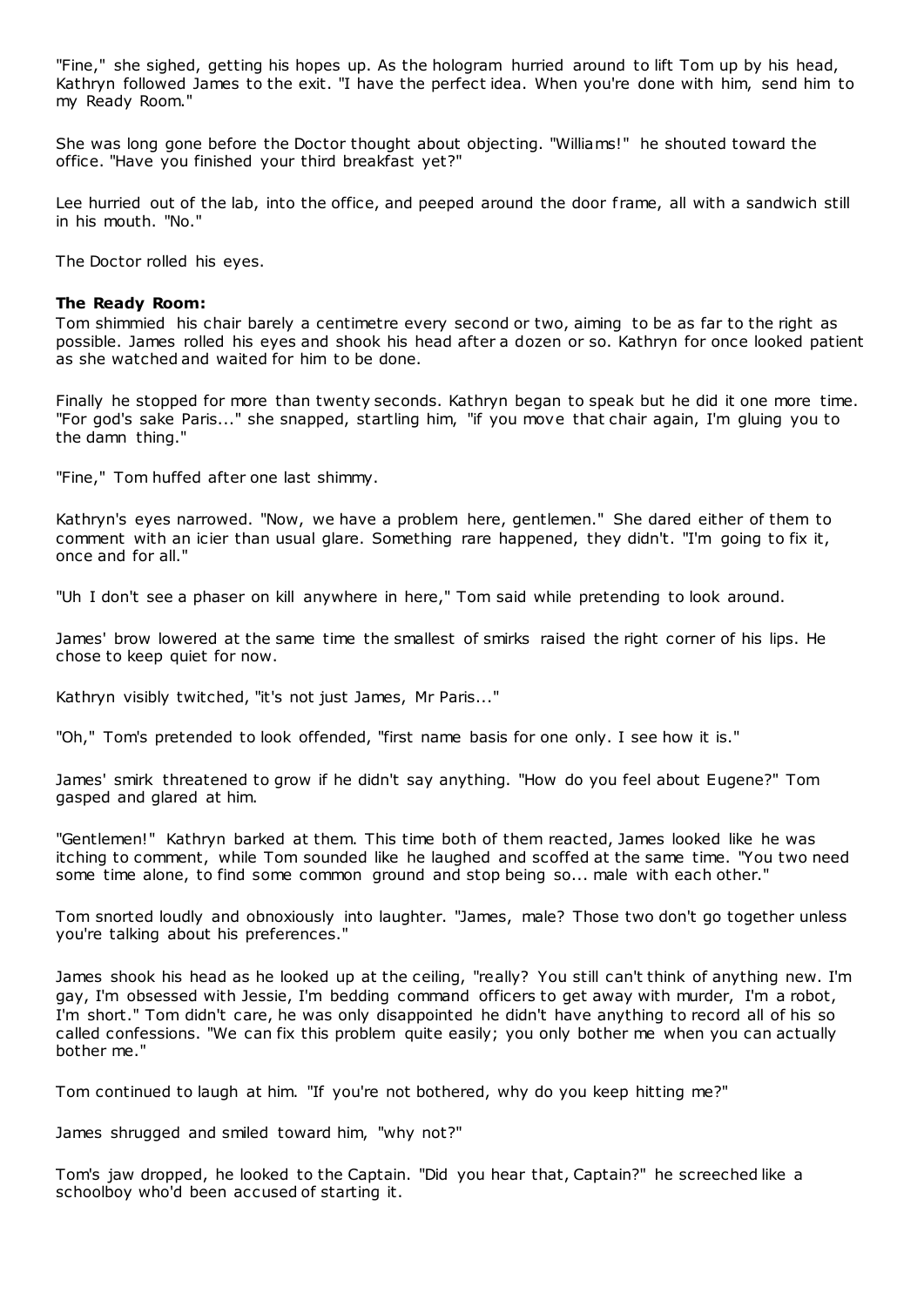"Fine," she sighed, getting his hopes up. As the hologram hurried around to lift Tom up by his head, Kathryn followed James to the exit. "I have the perfect idea. When you're done with him, send him to my Ready Room."

She was long gone before the Doctor thought about objecting. "Williams!" he shouted toward the office. "Have you finished your third breakfast yet?"

Lee hurried out of the lab, into the office, and peeped around the door frame, all with a sandwich still in his mouth. "No."

The Doctor rolled his eyes.

**The Ready Room:**

Tom shimmied his chair barely a centimetre every second or two, aiming to be as far to the right as possible. James rolled his eyes and shook his head after a dozen or so. Kathryn for once looked patient as she watched and waited for him to be done.

Finally he stopped for more than twenty seconds. Kathryn began to speak but he did it one more time. "For god's sake Paris..." she snapped, startling him, "if you move that chair again, I'm gluing you to the damn thing."

"Fine," Tom huffed after one last shimmy.

Kathryn's eyes narrowed. "Now, we have a problem here, gentlemen." She dared either of them to comment with an icier than usual glare. Something rare happened, they didn't. "I'm going to fix it, once and for all."

"Uh I don't see a phaser on kill anywhere in here," Tom said while pretending to look around.

James' brow lowered at the same time the smallest of smirks raised the right corner of his lips. He chose to keep quiet for now.

Kathryn visibly twitched, "it's not just James, Mr Paris..."

"Oh," Tom's pretended to look offended, "first name basis for one only. I see how it is."

James' smirk threatened to grow if he didn't say anything. "How do you feel about Eugene?" Tom gasped and glared at him.

"Gentlemen!" Kathryn barked at them. This time both of them reacted, James looked like he was itching to comment, while Tom sounded like he laughed and scoffed at the same time. "You two need some time alone, to find some common ground and stop being so... male with each other."

Tom snorted loudly and obnoxiously into laughter. "James, male? Those two don't go together unless you're talking about his preferences."

James shook his head as he looked up at the ceiling, "really? You still can't think of anything new. I'm gay, I'm obsessed with Jessie, I'm bedding command officers to get away with murder, I'm a robot, I'm short." Tom didn't care, he was only disappointed he didn't have anything to record all of his so called confessions. "We can fix this problem quite easily; you only bother me when you can actually bother me."

Tom continued to laugh at him. "If you're not bothered, why do you keep hitting me?"

James shrugged and smiled toward him, "why not?"

Tom's jaw dropped, he looked to the Captain. "Did you hear that, Captain?" he screeched like a schoolboy who'd been accused of starting it.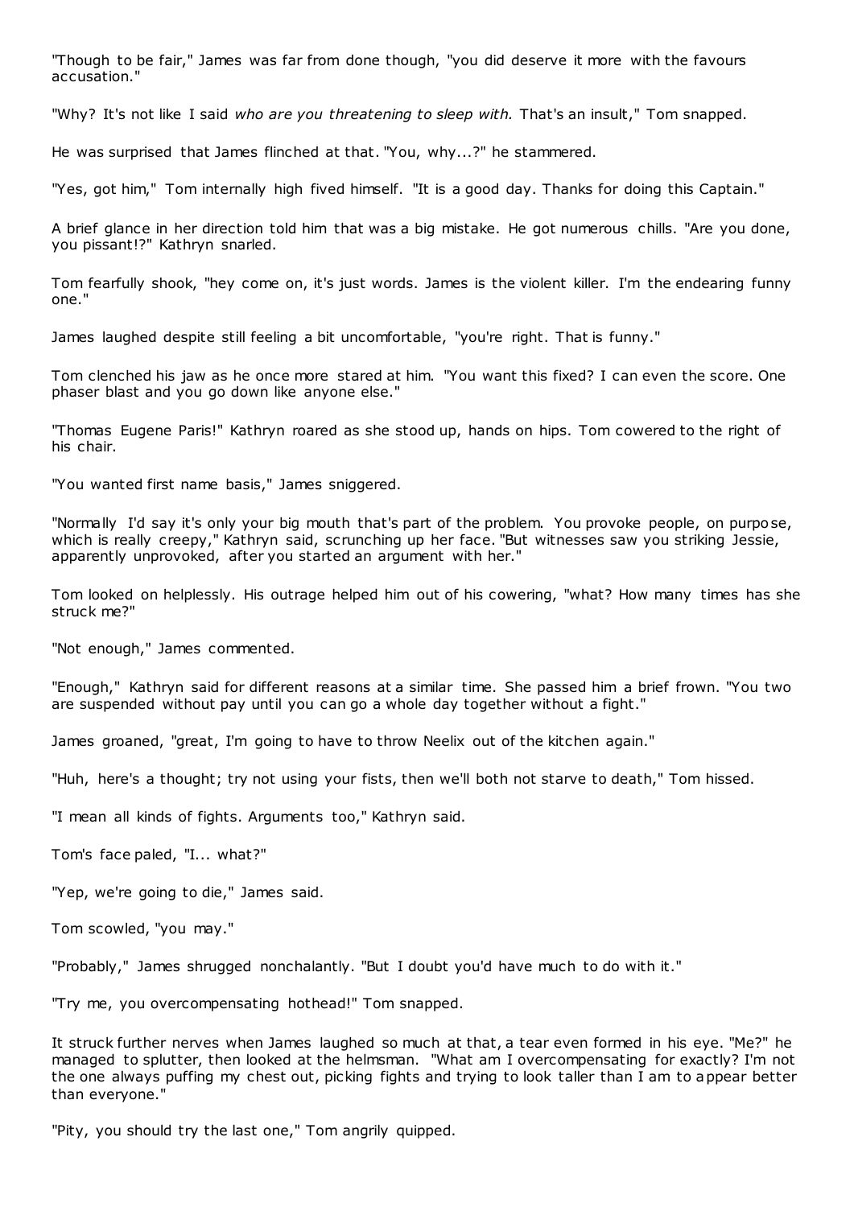"Though to be fair," James was far from done though, "you did deserve it more with the favours accusation."

"Why? It's not like I said *who are you threatening to sleep with.* That's an insult," Tom snapped.

He was surprised that James flinched at that. "You, why...?" he stammered.

"Yes, got him," Tom internally high fived himself. "It is a good day. Thanks for doing this Captain."

A brief glance in her direction told him that was a big mistake. He got numerous chills. "Are you done, you pissant!?" Kathryn snarled.

Tom fearfully shook, "hey come on, it's just words. James is the violent killer. I'm the endearing funny one."

James laughed despite still feeling a bit uncomfortable, "you're right. That is funny."

Tom clenched his jaw as he once more stared at him. "You want this fixed? I can even the score. One phaser blast and you go down like anyone else."

"Thomas Eugene Paris!" Kathryn roared as she stood up, hands on hips. Tom cowered to the right of his chair.

"You wanted first name basis," James sniggered.

"Normally I'd say it's only your big mouth that's part of the problem. You provoke people, on purpose, which is really creepy," Kathryn said, scrunching up her face. "But witnesses saw you striking Jessie, apparently unprovoked, after you started an argument with her."

Tom looked on helplessly. His outrage helped him out of his cowering, "what? How many times has she struck me?"

"Not enough," James commented.

"Enough," Kathryn said for different reasons at a similar time. She passed him a brief frown. "You two are suspended without pay until you can go a whole day together without a fight."

James groaned, "great, I'm going to have to throw Neelix out of the kitchen again."

"Huh, here's a thought; try not using your fists, then we'll both not starve to death," Tom hissed.

"I mean all kinds of fights. Arguments too," Kathryn said.

Tom's face paled, "I... what?"

"Yep, we're going to die," James said.

Tom scowled, "you may."

"Probably," James shrugged nonchalantly. "But I doubt you'd have much to do with it."

"Try me, you overcompensating hothead!" Tom snapped.

It struck further nerves when James laughed so much at that, a tear even formed in his eye. "Me?" he managed to splutter, then looked at the helmsman. "What am I overcompensating for exactly? I'm not the one always puffing my chest out, picking fights and trying to look taller than I am to appear better than everyone."

"Pity, you should try the last one," Tom angrily quipped.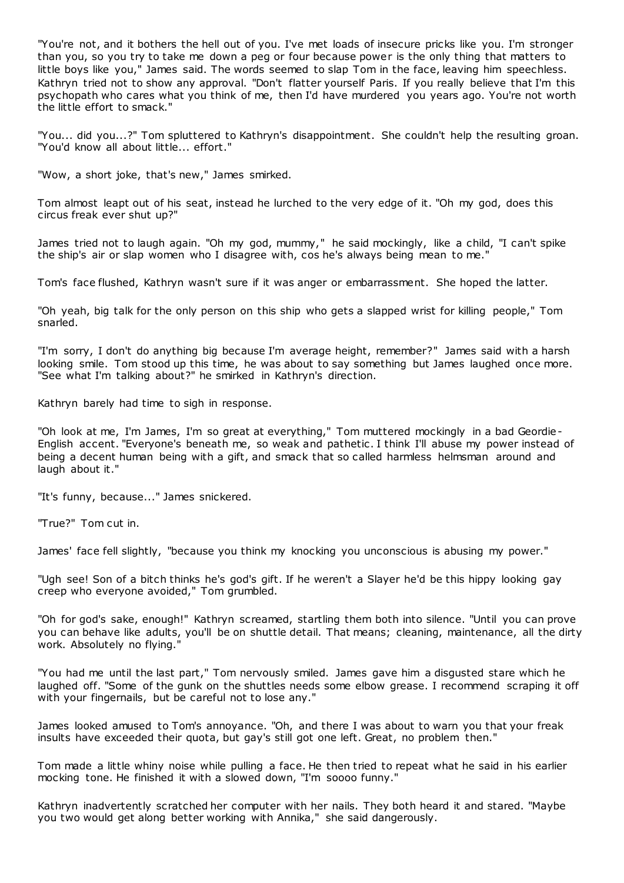"You're not, and it bothers the hell out of you. I've met loads of insecure pricks like you. I'm stronger than you, so you try to take me down a peg or four because power is the only thing that matters to little boys like you," James said. The words seemed to slap Tom in the face, leaving him speechless. Kathryn tried not to show any approval. "Don't flatter yourself Paris. If you really believe that I'm this psychopath who cares what you think of me, then I'd have murdered you years ago. You're not worth the little effort to smack."

"You... did you...?" Tom spluttered to Kathryn's disappointment. She couldn't help the resulting groan. "You'd know all about little... effort."

"Wow, a short joke, that's new," James smirked.

Tom almost leapt out of his seat, instead he lurched to the very edge of it. "Oh my god, does this circus freak ever shut up?"

James tried not to laugh again. "Oh my god, mummy," he said mockingly, like a child, "I can't spike the ship's air or slap women who I disagree with, cos he's always being mean to me."

Tom's face flushed, Kathryn wasn't sure if it was anger or embarrassment. She hoped the latter.

"Oh yeah, big talk for the only person on this ship who gets a slapped wrist for killing people," Tom snarled.

"I'm sorry, I don't do anything big because I'm average height, remember?" James said with a harsh looking smile. Tom stood up this time, he was about to say something but James laughed once more. "See what I'm talking about?" he smirked in Kathryn's direction.

Kathryn barely had time to sigh in response.

"Oh look at me, I'm James, I'm so great at everything," Tom muttered mockingly in a bad Geordie-English accent. "Everyone's beneath me, so weak and pathetic. I think I'll abuse my power instead of being a decent human being with a gift, and smack that so called harmless helmsman around and laugh about it."

"It's funny, because..." James snickered.

"True?" Tom cut in.

James' face fell slightly, "because you think my knocking you unconscious is abusing my power."

"Ugh see! Son of a bitch thinks he's god's gift. If he weren't a Slayer he'd be this hippy looking gay creep who everyone avoided," Tom grumbled.

"Oh for god's sake, enough!" Kathryn screamed, startling them both into silence. "Until you can prove you can behave like adults, you'll be on shuttle detail. That means; cleaning, maintenance, all the dirty work. Absolutely no flying."

"You had me until the last part," Tom nervously smiled. James gave him a disgusted stare which he laughed off. "Some of the gunk on the shuttles needs some elbow grease. I recommend scraping it off with your fingernails, but be careful not to lose any."

James looked amused to Tom's annoyance. "Oh, and there I was about to warn you that your freak insults have exceeded their quota, but gay's still got one left. Great, no problem then."

Tom made a little whiny noise while pulling a face. He then tried to repeat what he said in his earlier mocking tone. He finished it with a slowed down, "I'm soooo funny."

Kathryn inadvertently scratched her computer with her nails. They both heard it and stared. "Maybe you two would get along better working with Annika," she said dangerously.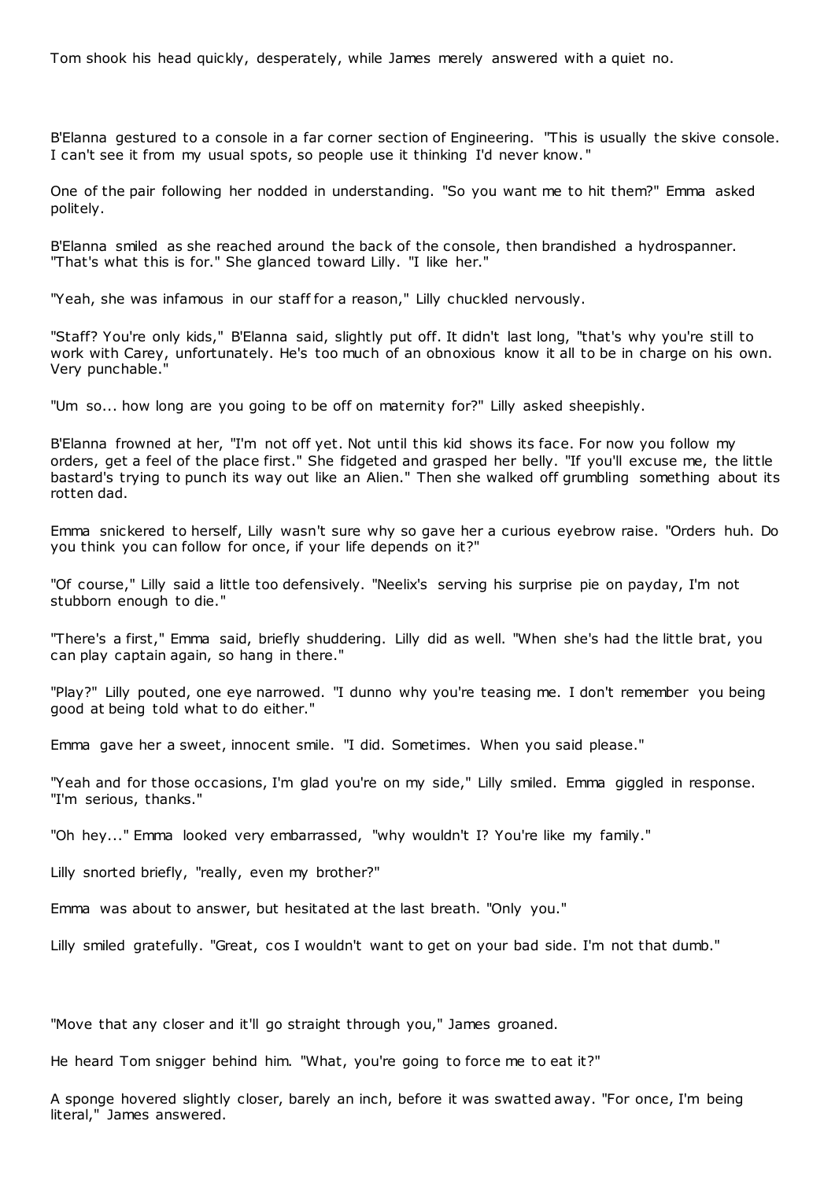Tom shook his head quickly, desperately, while James merely answered with a quiet no.

B'Elanna gestured to a console in a far corner section of Engineering. "This is usually the skive console. I can't see it from my usual spots, so people use it thinking I'd never know."

One of the pair following her nodded in understanding. "So you want me to hit them?" Emma asked politely.

B'Elanna smiled as she reached around the back of the console, then brandished a hydrospanner. "That's what this is for." She glanced toward Lilly. "I like her."

"Yeah, she was infamous in our staff for a reason," Lilly chuckled nervously.

"Staff? You're only kids," B'Elanna said, slightly put off. It didn't last long, "that's why you're still to work with Carey, unfortunately. He's too much of an obnoxious know it all to be in charge on his own. Very punchable."

"Um so... how long are you going to be off on maternity for?" Lilly asked sheepishly.

B'Elanna frowned at her, "I'm not off yet. Not until this kid shows its face. For now you follow my orders, get a feel of the place first." She fidgeted and grasped her belly. "If you'll excuse me, the little bastard's trying to punch its way out like an Alien." Then she walked off grumbling something about its rotten dad.

Emma snickered to herself, Lilly wasn't sure why so gave her a curious eyebrow raise. "Orders huh. Do you think you can follow for once, if your life depends on it?"

"Of course," Lilly said a little too defensively. "Neelix's serving his surprise pie on payday, I'm not stubborn enough to die."

"There's a first," Emma said, briefly shuddering. Lilly did as well. "When she's had the little brat, you can play captain again, so hang in there."

"Play?" Lilly pouted, one eye narrowed. "I dunno why you're teasing me. I don't remember you being good at being told what to do either."

Emma gave her a sweet, innocent smile. "I did. Sometimes. When you said please."

"Yeah and for those occasions, I'm glad you're on my side," Lilly smiled. Emma giggled in response. "I'm serious, thanks."

"Oh hey..." Emma looked very embarrassed, "why wouldn't I? You're like my family."

Lilly snorted briefly, "really, even my brother?"

Emma was about to answer, but hesitated at the last breath. "Only you."

Lilly smiled gratefully. "Great, cos I wouldn't want to get on your bad side. I'm not that dumb."

"Move that any closer and it'll go straight through you," James groaned.

He heard Tom snigger behind him. "What, you're going to force me to eat it?"

A sponge hovered slightly closer, barely an inch, before it was swatted away. "For once, I'm being literal," James answered.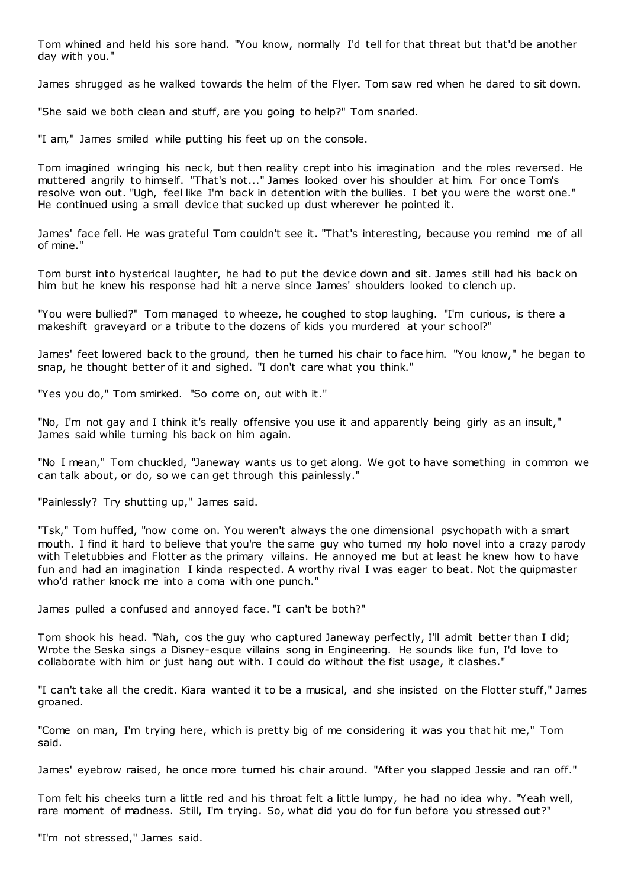Tom whined and held his sore hand. "You know, normally I'd tell for that threat but that'd be another day with you."

James shrugged as he walked towards the helm of the Flyer. Tom saw red when he dared to sit down.

"She said we both clean and stuff, are you going to help?" Tom snarled.

"I am," James smiled while putting his feet up on the console.

Tom imagined wringing his neck, but then reality crept into his imagination and the roles reversed. He muttered angrily to himself. "That's not..." James looked over his shoulder at him. For once Tom's resolve won out. "Ugh, feel like I'm back in detention with the bullies. I bet you were the worst one." He continued using a small device that sucked up dust wherever he pointed it.

James' face fell. He was grateful Tom couldn't see it. "That's interesting, because you remind me of all of mine."

Tom burst into hysterical laughter, he had to put the device down and sit. James still had his back on him but he knew his response had hit a nerve since James' shoulders looked to clench up.

"You were bullied?" Tom managed to wheeze, he coughed to stop laughing. "I'm curious, is there a makeshift graveyard or a tribute to the dozens of kids you murdered at your school?"

James' feet lowered back to the ground, then he turned his chair to face him. "You know," he began to snap, he thought better of it and sighed. "I don't care what you think."

"Yes you do," Tom smirked. "So come on, out with it."

"No, I'm not gay and I think it's really offensive you use it and apparently being girly as an insult," James said while turning his back on him again.

"No I mean," Tom chuckled, "Janeway wants us to get along. We got to have something in common we can talk about, or do, so we can get through this painlessly."

"Painlessly? Try shutting up," James said.

"Tsk," Tom huffed, "now come on. You weren't always the one dimensional psychopath with a smart mouth. I find it hard to believe that you're the same guy who turned my holo novel into a crazy parody with Teletubbies and Flotter as the primary villains. He annoyed me but at least he knew how to have fun and had an imagination I kinda respected. A worthy rival I was eager to beat. Not the quipmaster who'd rather knock me into a coma with one punch."

James pulled a confused and annoyed face. "I can't be both?"

Tom shook his head. "Nah, cos the guy who captured Janeway perfectly, I'll admit better than I did; Wrote the Seska sings a Disney-esque villains song in Engineering. He sounds like fun, I'd love to collaborate with him or just hang out with. I could do without the fist usage, it clashes."

"I can't take all the credit. Kiara wanted it to be a musical, and she insisted on the Flotter stuff," James groaned.

"Come on man, I'm trying here, which is pretty big of me considering it was you that hit me," Tom said.

James' eyebrow raised, he once more turned his chair around. "After you slapped Jessie and ran off."

Tom felt his cheeks turn a little red and his throat felt a little lumpy, he had no idea why. "Yeah well, rare moment of madness. Still, I'm trying. So, what did you do for fun before you stressed out?"

"I'm not stressed," James said.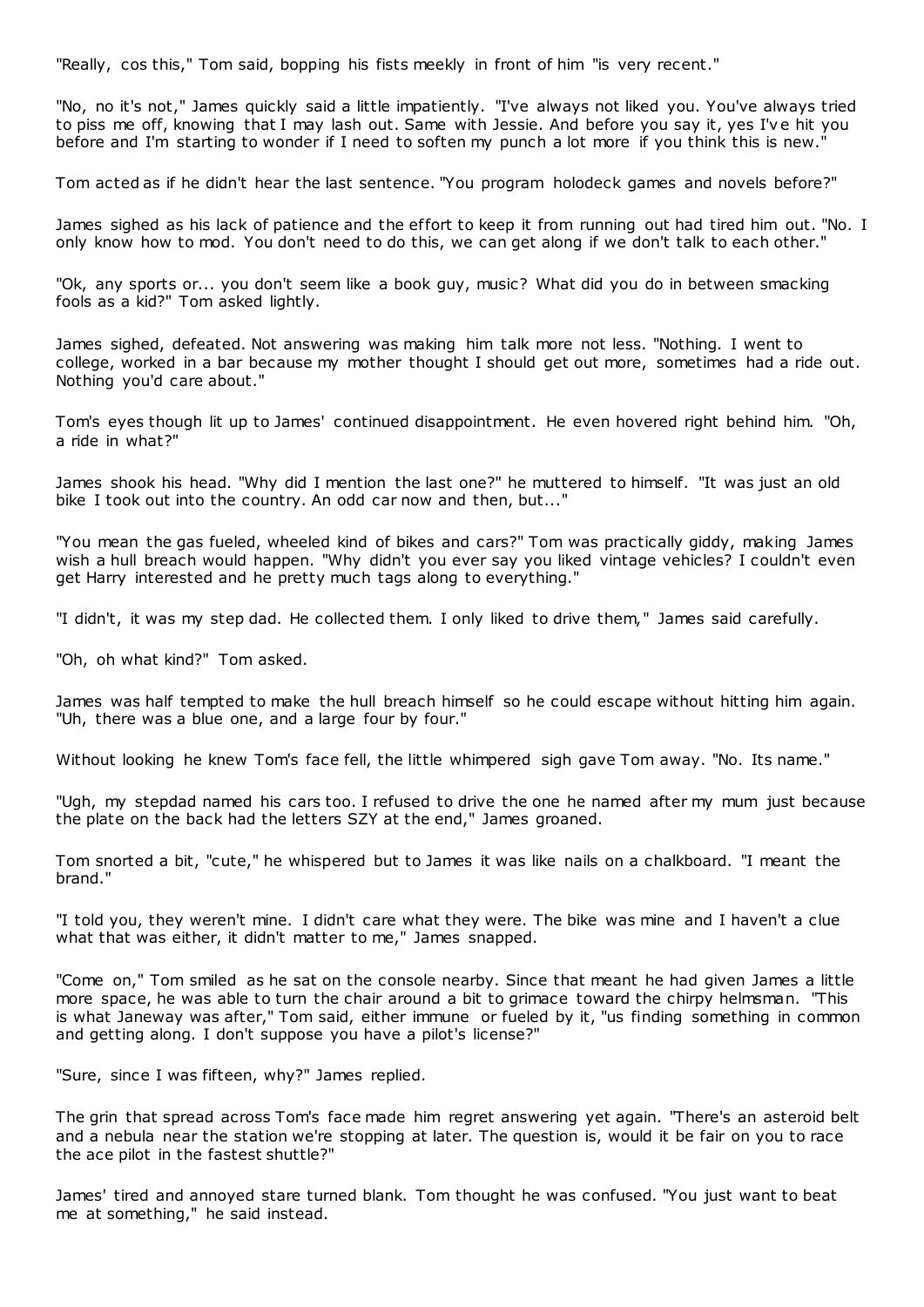"Really, cos this," Tom said, bopping his fists meekly in front of him "is very recent."

"No, no it's not," James quickly said a little impatiently. "I've always not liked you. You've always tried to piss me off, knowing that I may lash out. Same with Jessie. And before you say it, yes I've hit you before and I'm starting to wonder if I need to soften my punch a lot more if you think this is new."

Tom acted as if he didn't hear the last sentence. "You program holodeck games and novels before?"

James sighed as his lack of patience and the effort to keep it from running out had tired him out. "No. I only know how to mod. You don't need to do this, we can get along if we don't talk to each other."

"Ok, any sports or... you don't seem like a book guy, music? What did you do in between smacking fools as a kid?" Tom asked lightly.

James sighed, defeated. Not answering was making him talk more not less. "Nothing. I went to college, worked in a bar because my mother thought I should get out more, sometimes had a ride out. Nothing you'd care about."

Tom's eyes though lit up to James' continued disappointment. He even hovered right behind him. "Oh, a ride in what?"

James shook his head. "Why did I mention the last one?" he muttered to himself. "It was just an old bike I took out into the country. An odd car now and then, but..."

"You mean the gas fueled, wheeled kind of bikes and cars?" Tom was practically giddy, making James wish a hull breach would happen. "Why didn't you ever say you liked vintage vehicles? I couldn't even get Harry interested and he pretty much tags along to everything."

"I didn't, it was my step dad. He collected them. I only liked to drive them," James said carefully.

"Oh, oh what kind?" Tom asked.

James was half tempted to make the hull breach himself so he could escape without hitting him again. "Uh, there was a blue one, and a large four by four."

Without looking he knew Tom's face fell, the little whimpered sigh gave Tom away. "No. Its name."

"Ugh, my stepdad named his cars too. I refused to drive the one he named after my mum just because the plate on the back had the letters SZY at the end," James groaned.

Tom snorted a bit, "cute," he whispered but to James it was like nails on a chalkboard. "I meant the brand."

"I told you, they weren't mine. I didn't care what they were. The bike was mine and I haven't a clue what that was either, it didn't matter to me," James snapped.

"Come on," Tom smiled as he sat on the console nearby. Since that meant he had given James a little more space, he was able to turn the chair around a bit to grimace toward the chirpy helmsman. "This is what Janeway was after," Tom said, either immune or fueled by it, "us finding something in common and getting along. I don't suppose you have a pilot's license?"

"Sure, since I was fifteen, why?" James replied.

The grin that spread across Tom's face made him regret answering yet again. "There's an asteroid belt and a nebula near the station we're stopping at later. The question is, would it be fair on you to race the ace pilot in the fastest shuttle?"

James' tired and annoyed stare turned blank. Tom thought he was confused. "You just want to beat me at something," he said instead.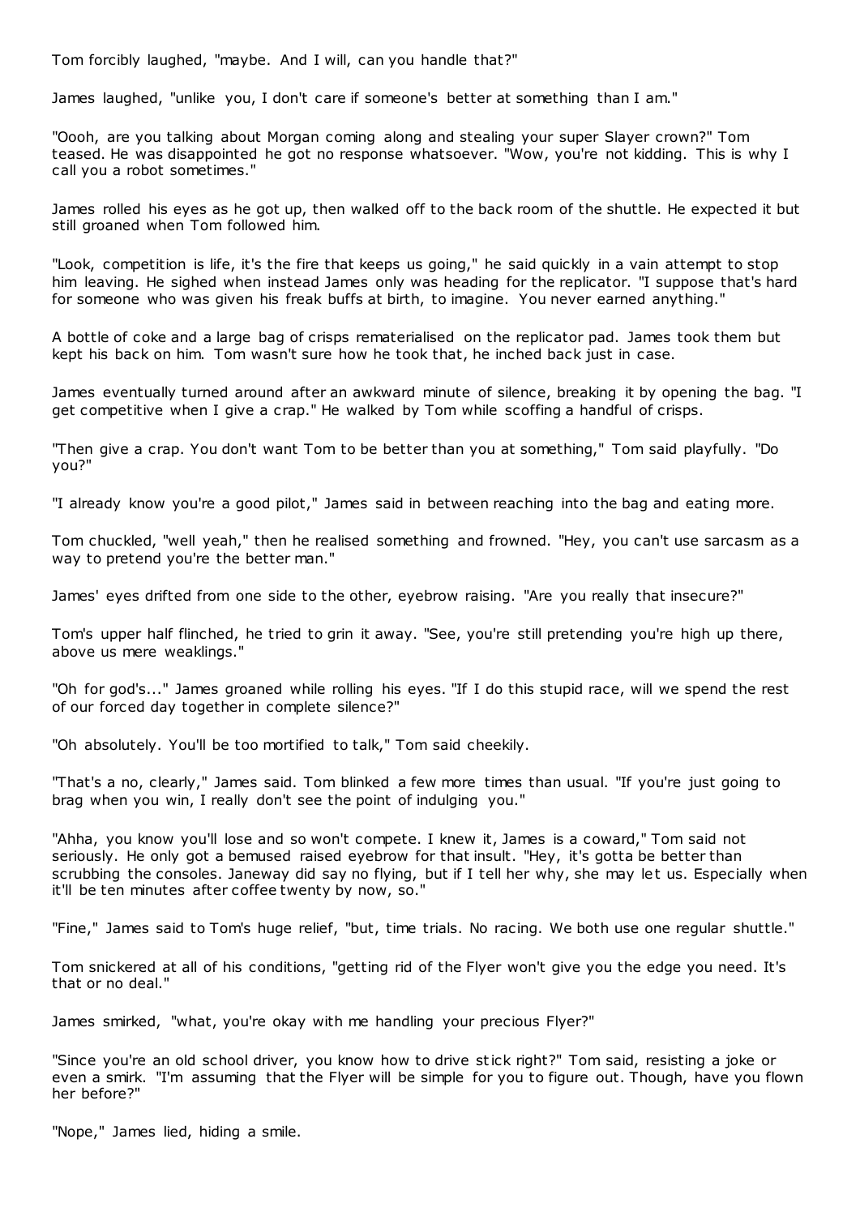Tom forcibly laughed, "maybe. And I will, can you handle that?"

James laughed, "unlike you, I don't care if someone's better at something than I am."

"Oooh, are you talking about Morgan coming along and stealing your super Slayer crown?" Tom teased. He was disappointed he got no response whatsoever. "Wow, you're not kidding. This is why I call you a robot sometimes."

James rolled his eyes as he got up, then walked off to the back room of the shuttle. He expected it but still groaned when Tom followed him.

"Look, competition is life, it's the fire that keeps us going," he said quickly in a vain attempt to stop him leaving. He sighed when instead James only was heading for the replicator. "I suppose that's hard for someone who was given his freak buffs at birth, to imagine. You never earned anything."

A bottle of coke and a large bag of crisps rematerialised on the replicator pad. James took them but kept his back on him. Tom wasn't sure how he took that, he inched back just in case.

James eventually turned around after an awkward minute of silence, breaking it by opening the bag. "I get competitive when I give a crap." He walked by Tom while scoffing a handful of crisps.

"Then give a crap. You don't want Tom to be better than you at something," Tom said playfully. "Do you?"

"I already know you're a good pilot," James said in between reaching into the bag and eating more.

Tom chuckled, "well yeah," then he realised something and frowned. "Hey, you can't use sarcasm as a way to pretend you're the better man."

James' eyes drifted from one side to the other, eyebrow raising. "Are you really that insecure?"

Tom's upper half flinched, he tried to grin it away. "See, you're still pretending you're high up there, above us mere weaklings."

"Oh for god's..." James groaned while rolling his eyes. "If I do this stupid race, will we spend the rest of our forced day together in complete silence?"

"Oh absolutely. You'll be too mortified to talk," Tom said cheekily.

"That's a no, clearly," James said. Tom blinked a few more times than usual. "If you're just going to brag when you win, I really don't see the point of indulging you."

"Ahha, you know you'll lose and so won't compete. I knew it, James is a coward," Tom said not seriously. He only got a bemused raised eyebrow for that insult. "Hey, it's gotta be better than scrubbing the consoles. Janeway did say no flying, but if I tell her why, she may let us. Especially when it'll be ten minutes after coffee twenty by now, so."

"Fine," James said to Tom's huge relief, "but, time trials. No racing. We both use one regular shuttle."

Tom snickered at all of his conditions, "getting rid of the Flyer won't give you the edge you need. It's that or no deal."

James smirked, "what, you're okay with me handling your precious Flyer?"

"Since you're an old school driver, you know how to drive stick right?" Tom said, resisting a joke or even a smirk. "I'm assuming that the Flyer will be simple for you to figure out. Though, have you flown her before?"

"Nope," James lied, hiding a smile.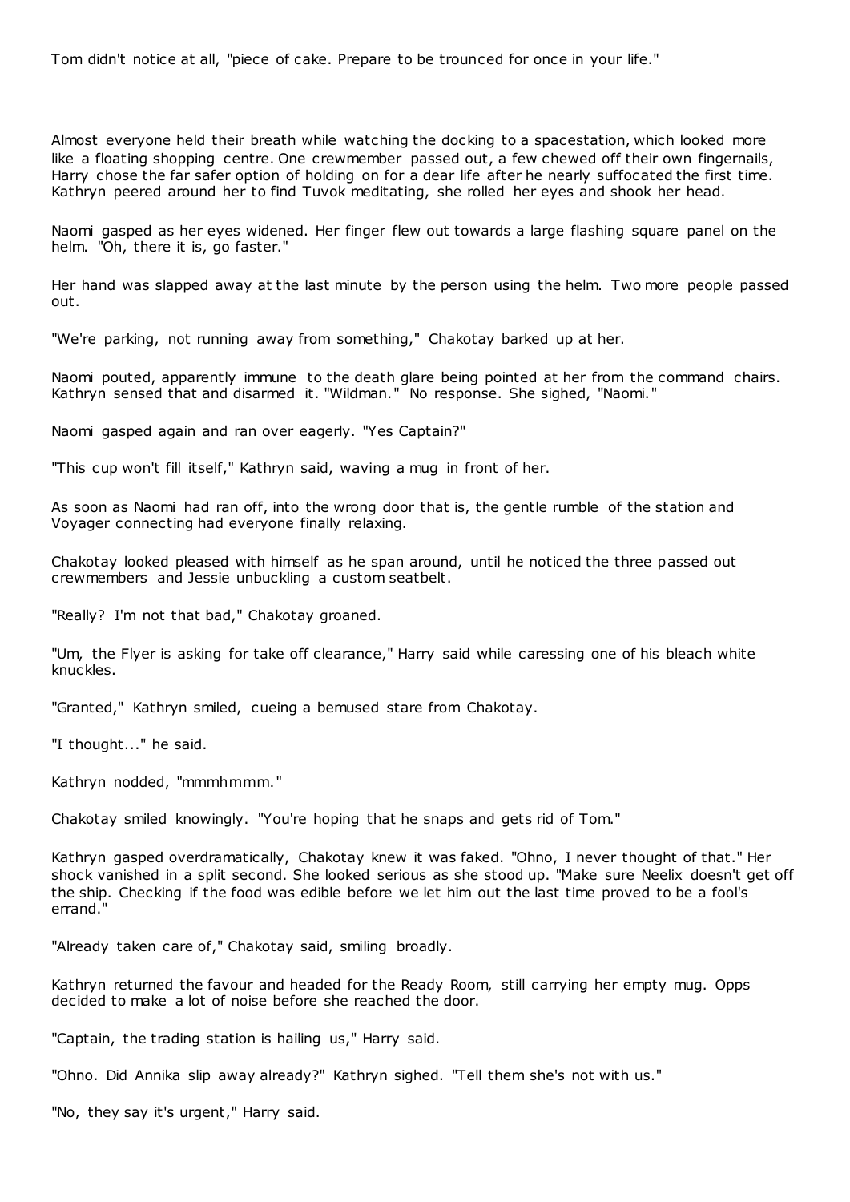Tom didn't notice at all, "piece of cake. Prepare to be trounced for once in your life."

Almost everyone held their breath while watching the docking to a spacestation, which looked more like a floating shopping centre. One crewmember passed out, a few chewed off their own fingernails, Harry chose the far safer option of holding on for a dear life after he nearly suffocated the first time. Kathryn peered around her to find Tuvok meditating, she rolled her eyes and shook her head.

Naomi gasped as her eyes widened. Her finger flew out towards a large flashing square panel on the helm. "Oh, there it is, go faster."

Her hand was slapped away at the last minute by the person using the helm. Two more people passed out.

"We're parking, not running away from something," Chakotay barked up at her.

Naomi pouted, apparently immune to the death glare being pointed at her from the command chairs. Kathryn sensed that and disarmed it. "Wildman." No response. She sighed, "Naomi."

Naomi gasped again and ran over eagerly. "Yes Captain?"

"This cup won't fill itself," Kathryn said, waving a mug in front of her.

As soon as Naomi had ran off, into the wrong door that is, the gentle rumble of the station and Voyager connecting had everyone finally relaxing.

Chakotay looked pleased with himself as he span around, until he noticed the three passed out crewmembers and Jessie unbuckling a custom seatbelt.

"Really? I'm not that bad," Chakotay groaned.

"Um, the Flyer is asking for take off clearance," Harry said while caressing one of his bleach white knuckles.

"Granted," Kathryn smiled, cueing a bemused stare from Chakotay.

"I thought..." he said.

Kathryn nodded, "mmmhmmm."

Chakotay smiled knowingly. "You're hoping that he snaps and gets rid of Tom."

Kathryn gasped overdramatically, Chakotay knew it was faked. "Ohno, I never thought of that." Her shock vanished in a split second. She looked serious as she stood up. "Make sure Neelix doesn't get off the ship. Checking if the food was edible before we let him out the last time proved to be a fool's errand."

"Already taken care of," Chakotay said, smiling broadly.

Kathryn returned the favour and headed for the Ready Room, still carrying her empty mug. Opps decided to make a lot of noise before she reached the door.

"Captain, the trading station is hailing us," Harry said.

"Ohno. Did Annika slip away already?" Kathryn sighed. "Tell them she's not with us."

"No, they say it's urgent," Harry said.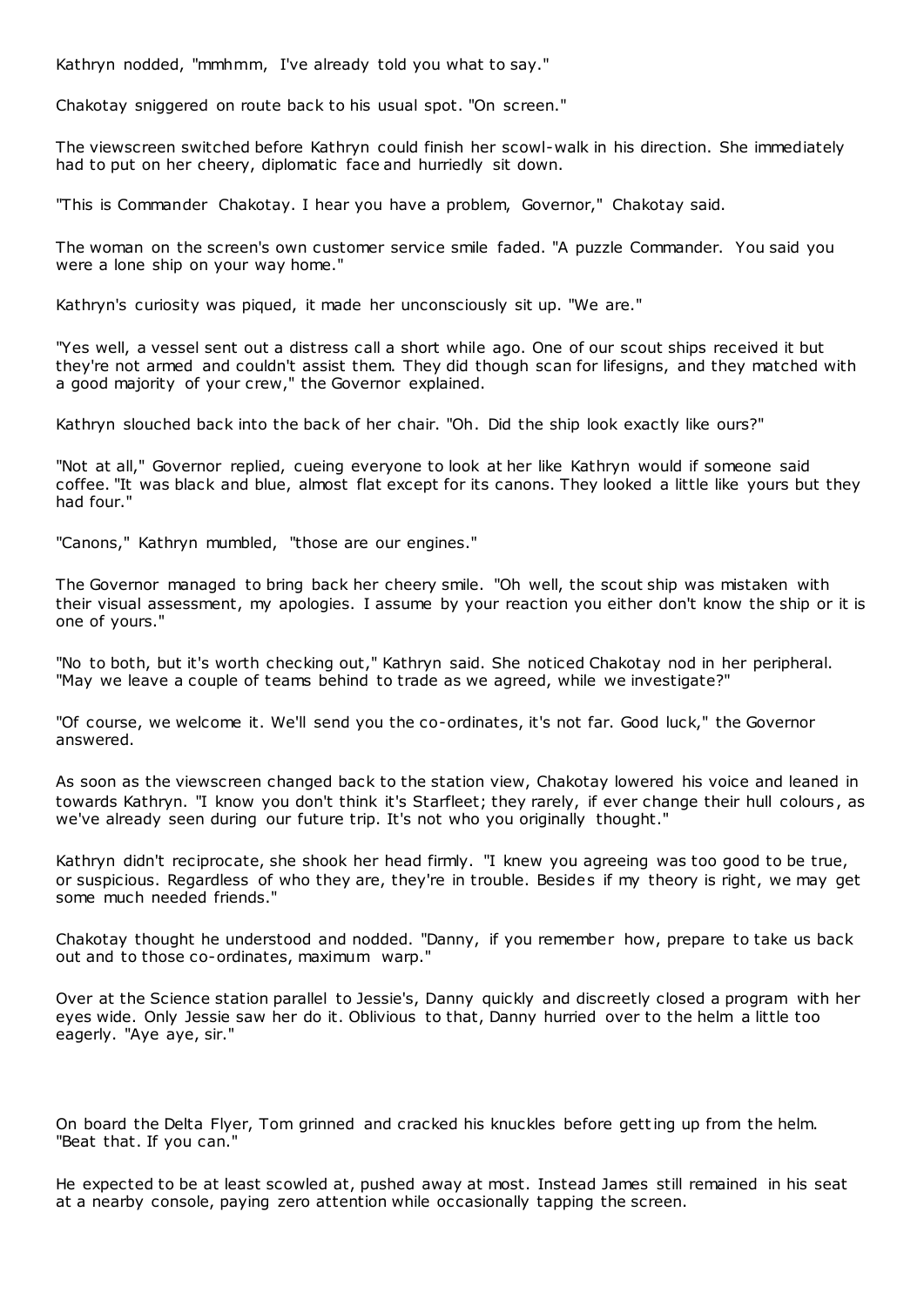Kathryn nodded, "mmhmm, I've already told you what to say."

Chakotay sniggered on route back to his usual spot. "On screen."

The viewscreen switched before Kathryn could finish her scowl-walk in his direction. She immediately had to put on her cheery, diplomatic face and hurriedly sit down.

"This is Commander Chakotay. I hear you have a problem, Governor," Chakotay said.

The woman on the screen's own customer service smile faded. "A puzzle Commander. You said you were a lone ship on your way home."

Kathryn's curiosity was piqued, it made her unconsciously sit up. "We are."

"Yes well, a vessel sent out a distress call a short while ago. One of our scout ships received it but they're not armed and couldn't assist them. They did though scan for lifesigns, and they matched with a good majority of your crew," the Governor explained.

Kathryn slouched back into the back of her chair. "Oh. Did the ship look exactly like ours?"

"Not at all," Governor replied, cueing everyone to look at her like Kathryn would if someone said coffee. "It was black and blue, almost flat except for its canons. They looked a little like yours but they had four."

"Canons," Kathryn mumbled, "those are our engines."

The Governor managed to bring back her cheery smile. "Oh well, the scout ship was mistaken with their visual assessment, my apologies. I assume by your reaction you either don't know the ship or it is one of yours."

"No to both, but it's worth checking out," Kathryn said. She noticed Chakotay nod in her peripheral. "May we leave a couple of teams behind to trade as we agreed, while we investigate?"

"Of course, we welcome it. We'll send you the co-ordinates, it's not far. Good luck," the Governor answered.

As soon as the viewscreen changed back to the station view, Chakotay lowered his voice and leaned in towards Kathryn. "I know you don't think it's Starfleet; they rarely, if ever change their hull colours, as we've already seen during our future trip. It's not who you originally thought."

Kathryn didn't reciprocate, she shook her head firmly. "I knew you agreeing was too good to be true, or suspicious. Regardless of who they are, they're in trouble. Besides if my theory is right, we may get some much needed friends."

Chakotay thought he understood and nodded. "Danny, if you remember how, prepare to take us back out and to those co-ordinates, maximum warp."

Over at the Science station parallel to Jessie's, Danny quickly and discreetly closed a program with her eyes wide. Only Jessie saw her do it. Oblivious to that, Danny hurried over to the helm a little too eagerly. "Aye aye, sir."

On board the Delta Flyer, Tom grinned and cracked his knuckles before getting up from the helm. "Beat that. If you can."

He expected to be at least scowled at, pushed away at most. Instead James still remained in his seat at a nearby console, paying zero attention while occasionally tapping the screen.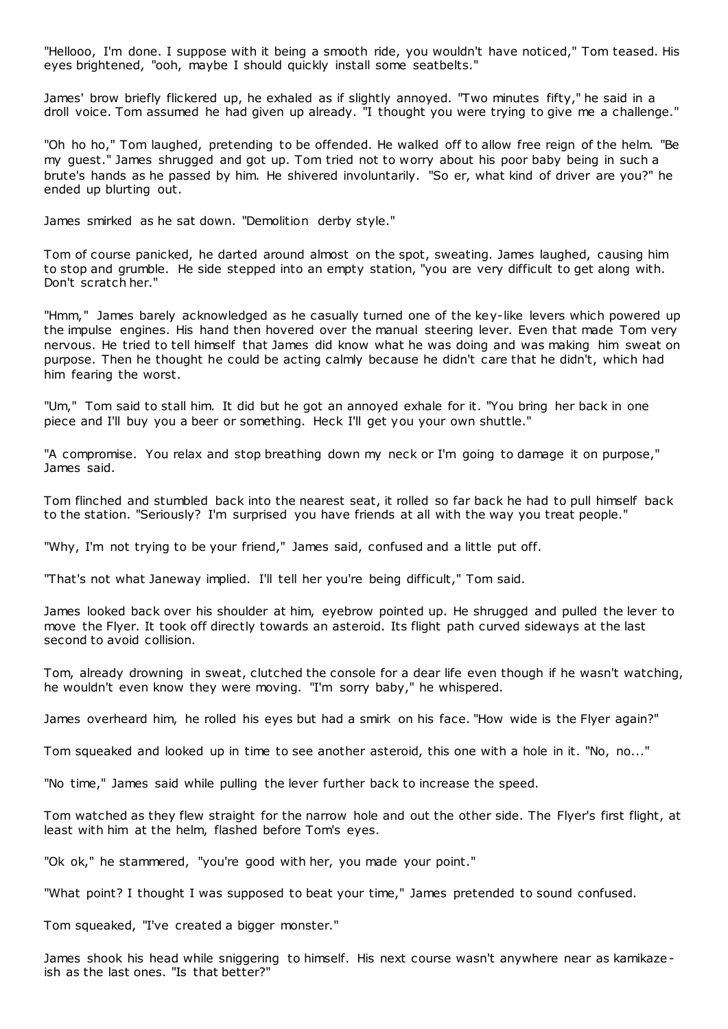"Hellooo, I'm done. I suppose with it being a smooth ride, you wouldn't have noticed," Tom teased. His eyes brightened, "ooh, maybe I should quickly install some seatbelts."

James' brow briefly flickered up, he exhaled as if slightly annoyed. "Two minutes fifty," he said in a droll voice. Tom assumed he had given up already. "I thought you were trying to give me a challenge."

"Oh ho ho," Tom laughed, pretending to be offended. He walked off to allow free reign of the helm. "Be my guest." James shrugged and got up. Tom tried not to worry about his poor baby being in such a brute's hands as he passed by him. He shivered involuntarily. "So er, what kind of driver are you?" he ended up blurting out.

James smirked as he sat down. "Demolition derby style."

Tom of course panicked, he darted around almost on the spot, sweating. James laughed, causing him to stop and grumble. He side stepped into an empty station, "you are very difficult to get along with. Don't scratch her."

"Hmm," James barely acknowledged as he casually turned one of the key-like levers which powered up the impulse engines. His hand then hovered over the manual steering lever. Even that made Tom very nervous. He tried to tell himself that James did know what he was doing and was making him sweat on purpose. Then he thought he could be acting calmly because he didn't care that he didn't, which had him fearing the worst.

"Um," Tom said to stall him. It did but he got an annoyed exhale for it. "You bring her back in one piece and I'll buy you a beer or something. Heck I'll get you your own shuttle."

"A compromise. You relax and stop breathing down my neck or I'm going to damage it on purpose," James said.

Tom flinched and stumbled back into the nearest seat, it rolled so far back he had to pull himself back to the station. "Seriously? I'm surprised you have friends at all with the way you treat people."

"Why, I'm not trying to be your friend," James said, confused and a little put off.

"That's not what Janeway implied. I'll tell her you're being difficult," Tom said.

James looked back over his shoulder at him, eyebrow pointed up. He shrugged and pulled the lever to move the Flyer. It took off directly towards an asteroid. Its flight path curved sideways at the last second to avoid collision.

Tom, already drowning in sweat, clutched the console for a dear life even though if he wasn't watching, he wouldn't even know they were moving. "I'm sorry baby," he whispered.

James overheard him, he rolled his eyes but had a smirk on his face. "How wide is the Flyer again?"

Tom squeaked and looked up in time to see another asteroid, this one with a hole in it. "No, no..."

"No time," James said while pulling the lever further back to increase the speed.

Tom watched as they flew straight for the narrow hole and out the other side. The Flyer's first flight, at least with him at the helm, flashed before Tom's eyes.

"Ok ok," he stammered, "you're good with her, you made your point."

"What point? I thought I was supposed to beat your time," James pretended to sound confused.

Tom squeaked, "I've created a bigger monster."

James shook his head while sniggering to himself. His next course wasn't anywhere near as kamikaze-ish as the last ones. "Is that better?"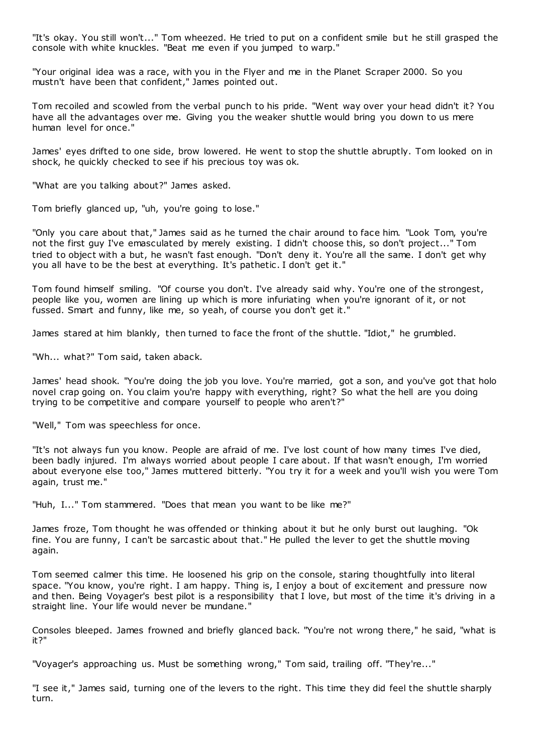"It's okay. You still won't..." Tom wheezed. He tried to put on a confident smile but he still grasped the console with white knuckles. "Beat me even if you jumped to warp."

"Your original idea was a race, with you in the Flyer and me in the Planet Scraper 2000. So you mustn't have been that confident," James pointed out.

Tom recoiled and scowled from the verbal punch to his pride. "Went way over your head didn't it? You have all the advantages over me. Giving you the weaker shuttle would bring you down to us mere human level for once."

James' eyes drifted to one side, brow lowered. He went to stop the shuttle abruptly. Tom looked on in shock, he quickly checked to see if his precious toy was ok.

"What are you talking about?" James asked.

Tom briefly glanced up, "uh, you're going to lose."

"Only you care about that," James said as he turned the chair around to face him. "Look Tom, you're not the first guy I've emasculated by merely existing. I didn't choose this, so don't project..." Tom tried to object with a but, he wasn't fast enough. "Don't deny it. You're all the same. I don't get why you all have to be the best at everything. It's pathetic. I don't get it."

Tom found himself smiling. "Of course you don't. I've already said why. You're one of the strongest, people like you, women are lining up which is more infuriating when you're ignorant of it, or not fussed. Smart and funny, like me, so yeah, of course you don't get it."

James stared at him blankly, then turned to face the front of the shuttle. "Idiot," he grumbled.

"Wh... what?" Tom said, taken aback.

James' head shook. "You're doing the job you love. You're married, got a son, and you've got that holo novel crap going on. You claim you're happy with everything, right? So what the hell are you doing trying to be competitive and compare yourself to people who aren't?"

"Well," Tom was speechless for once.

"It's not always fun you know. People are afraid of me. I've lost count of how many times I've died, been badly injured. I'm always worried about people I care about. If that wasn't enough, I'm worried about everyone else too," James muttered bitterly. "You try it for a week and you'll wish you were Tom again, trust me."

"Huh, I..." Tom stammered. "Does that mean you want to be like me?"

James froze, Tom thought he was offended or thinking about it but he only burst out laughing. "Ok fine. You are funny, I can't be sarcastic about that." He pulled the lever to get the shuttle moving again.

Tom seemed calmer this time. He loosened his grip on the console, staring thoughtfully into literal space. "You know, you're right. I am happy. Thing is, I enjoy a bout of excitement and pressure now and then. Being Voyager's best pilot is a responsibility that I love, but most of the time it's driving in a straight line. Your life would never be mundane."

Consoles bleeped. James frowned and briefly glanced back. "You're not wrong there," he said, "what is it?"

"Voyager's approaching us. Must be something wrong," Tom said, trailing off. "They're..."

"I see it," James said, turning one of the levers to the right. This time they did feel the shuttle sharply turn.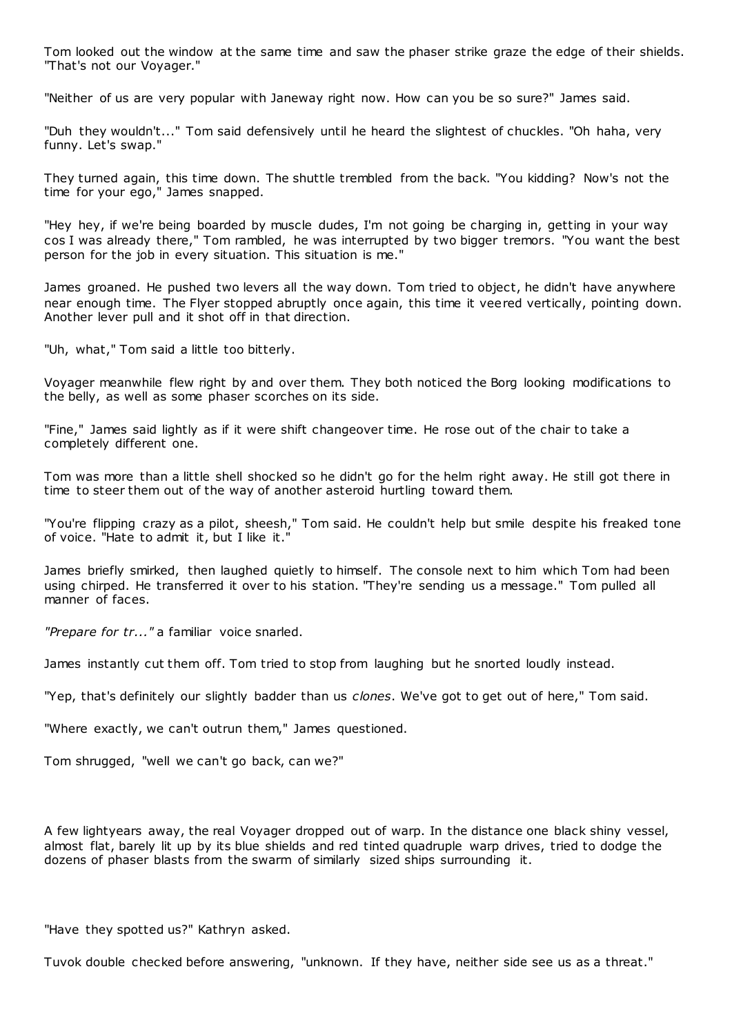Tom looked out the window at the same time and saw the phaser strike graze the edge of their shields. "That's not our Voyager."

"Neither of us are very popular with Janeway right now. How can you be so sure?" James said.

"Duh they wouldn't..." Tom said defensively until he heard the slightest of chuckles. "Oh haha, very funny. Let's swap."

They turned again, this time down. The shuttle trembled from the back. "You kidding? Now's not the time for your ego," James snapped.

"Hey hey, if we're being boarded by muscle dudes, I'm not going be charging in, getting in your way cos I was already there," Tom rambled, he was interrupted by two bigger tremors. "You want the best person for the job in every situation. This situation is me."

James groaned. He pushed two levers all the way down. Tom tried to object, he didn't have anywhere near enough time. The Flyer stopped abruptly once again, this time it veered vertically, pointing down. Another lever pull and it shot off in that direction.

"Uh, what," Tom said a little too bitterly.

Voyager meanwhile flew right by and over them. They both noticed the Borg looking modifications to the belly, as well as some phaser scorches on its side.

"Fine," James said lightly as if it were shift changeover time. He rose out of the chair to take a completely different one.

Tom was more than a little shell shocked so he didn't go for the helm right away. He still got there in time to steer them out of the way of another asteroid hurtling toward them.

"You're flipping crazy as a pilot, sheesh," Tom said. He couldn't help but smile despite his freaked tone of voice. "Hate to admit it, but I like it."

James briefly smirked, then laughed quietly to himself. The console next to him which Tom had been using chirped. He transferred it over to his station. "They're sending us a message." Tom pulled all manner of faces.

*"Prepare for tr..."* a familiar voice snarled.

James instantly cut them off. Tom tried to stop from laughing but he snorted loudly instead.

"Yep, that's definitely our slightly badder than us *clones*. We've got to get out of here," Tom said.

"Where exactly, we can't outrun them," James questioned.

Tom shrugged, "well we can't go back, can we?"

A few lightyears away, the real Voyager dropped out of warp. In the distance one black shiny vessel, almost flat, barely lit up by its blue shields and red tinted quadruple warp drives, tried to dodge the dozens of phaser blasts from the swarm of similarly sized ships surrounding it.

"Have they spotted us?" Kathryn asked.

Tuvok double checked before answering, "unknown. If they have, neither side see us as a threat."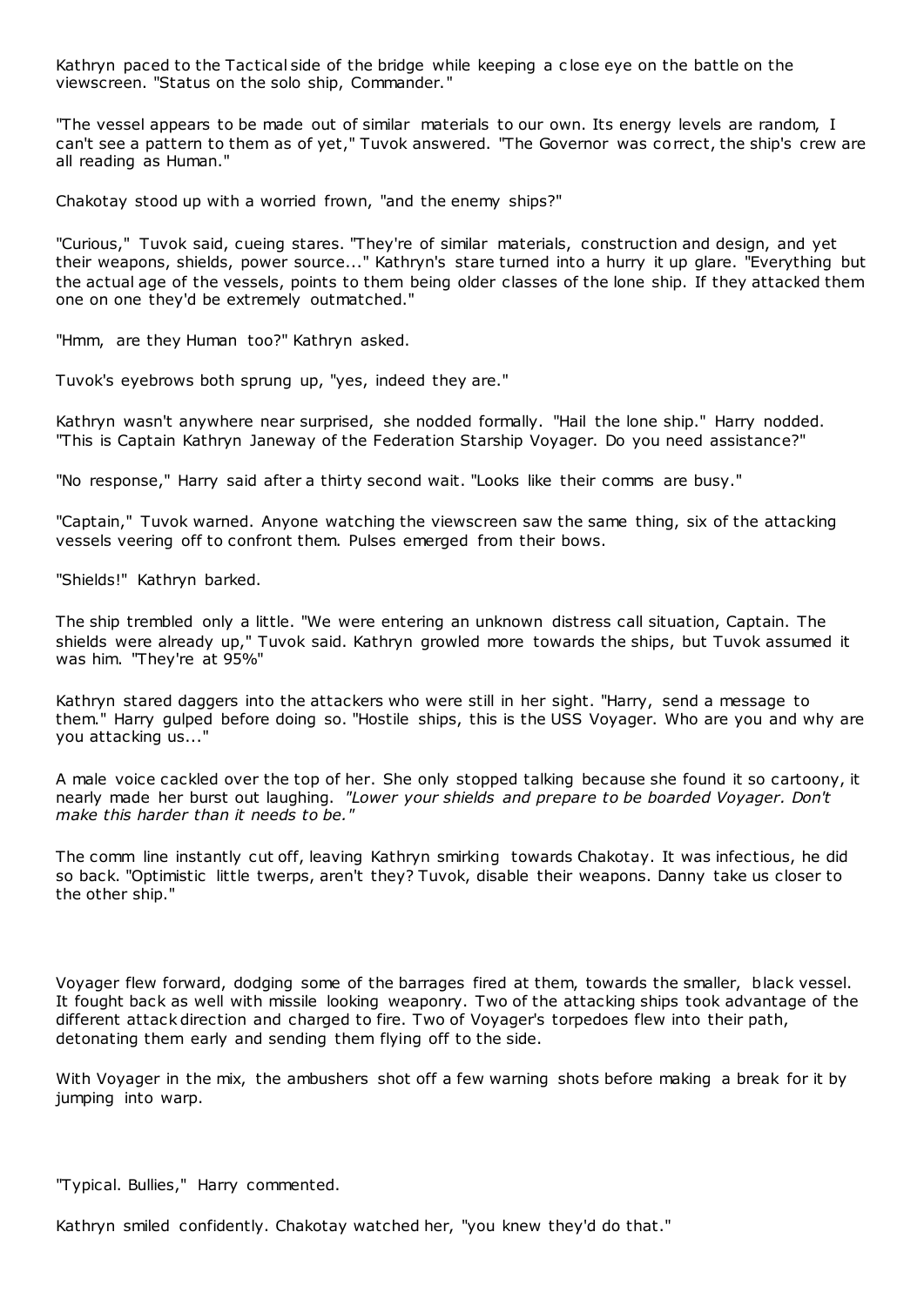Kathryn paced to the Tactical side of the bridge while keeping a close eye on the battle on the viewscreen. "Status on the solo ship, Commander."

"The vessel appears to be made out of similar materials to our own. Its energy levels are random, I can't see a pattern to them as of yet," Tuvok answered. "The Governor was correct, the ship's crew are all reading as Human."

Chakotay stood up with a worried frown, "and the enemy ships?"

"Curious," Tuvok said, cueing stares. "They're of similar materials, construction and design, and yet their weapons, shields, power source..." Kathryn's stare turned into a hurry it up glare. "Everything but the actual age of the vessels, points to them being older classes of the lone ship. If they attacked them one on one they'd be extremely outmatched."

"Hmm, are they Human too?" Kathryn asked.

Tuvok's eyebrows both sprung up, "yes, indeed they are."

Kathryn wasn't anywhere near surprised, she nodded formally. "Hail the lone ship." Harry nodded. "This is Captain Kathryn Janeway of the Federation Starship Voyager. Do you need assistance?"

"No response," Harry said after a thirty second wait. "Looks like their comms are busy."

"Captain," Tuvok warned. Anyone watching the viewscreen saw the same thing, six of the attacking vessels veering off to confront them. Pulses emerged from their bows.

"Shields!" Kathryn barked.

The ship trembled only a little. "We were entering an unknown distress call situation, Captain. The shields were already up," Tuvok said. Kathryn growled more towards the ships, but Tuvok assumed it was him. "They're at 95%"

Kathryn stared daggers into the attackers who were still in her sight. "Harry, send a message to them." Harry gulped before doing so. "Hostile ships, this is the USS Voyager. Who are you and why are you attacking us..."

A male voice cackled over the top of her. She only stopped talking because she found it so cartoony, it nearly made her burst out laughing. *"Lower your shields and prepare to be boarded Voyager. Don't make this harder than it needs to be."*

The comm line instantly cut off, leaving Kathryn smirking towards Chakotay. It was infectious, he did so back. "Optimistic little twerps, aren't they? Tuvok, disable their weapons. Danny take us closer to the other ship."

Voyager flew forward, dodging some of the barrages fired at them, towards the smaller, black vessel. It fought back as well with missile looking weaponry. Two of the attacking ships took advantage of the different attack direction and charged to fire. Two of Voyager's torpedoes flew into their path, detonating them early and sending them flying off to the side.

With Voyager in the mix, the ambushers shot off a few warning shots before making a break for it by jumping into warp.

"Typical. Bullies," Harry commented.

Kathryn smiled confidently. Chakotay watched her, "you knew they'd do that."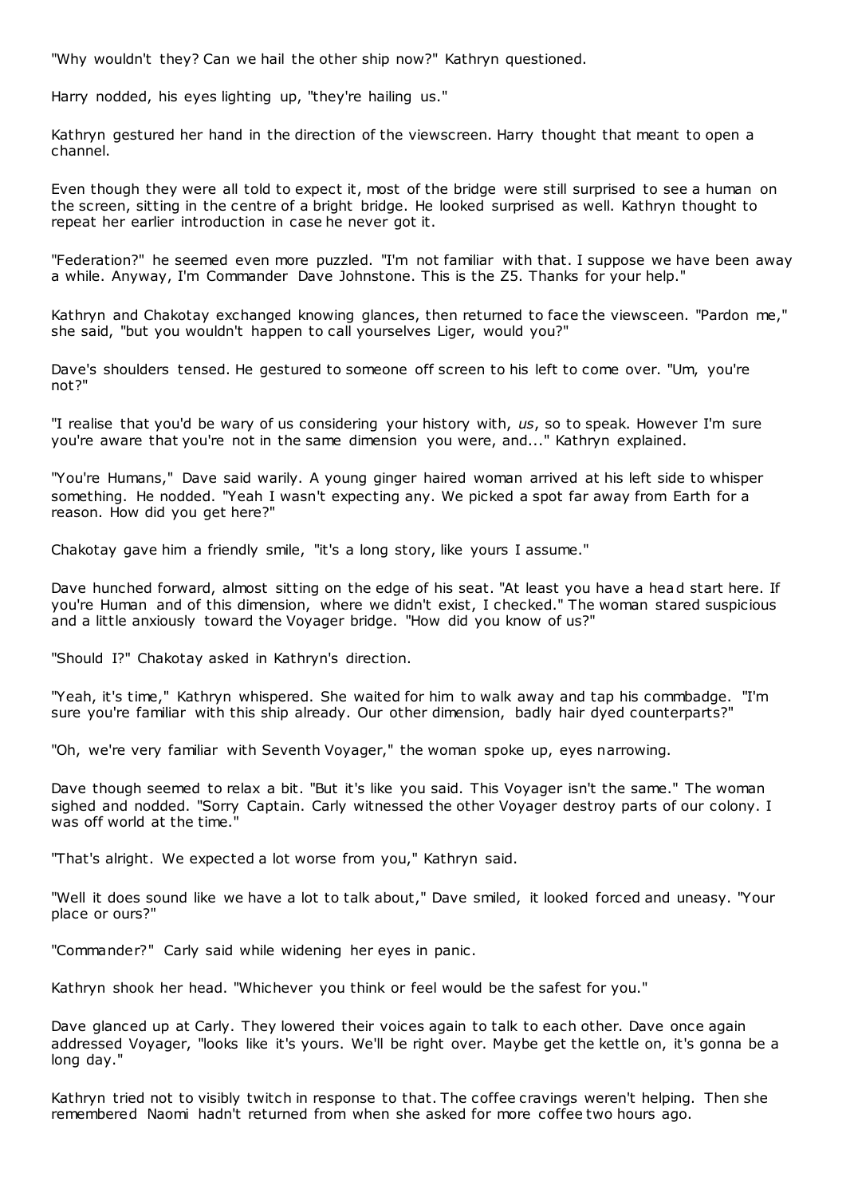"Why wouldn't they? Can we hail the other ship now?" Kathryn questioned.

Harry nodded, his eyes lighting up, "they're hailing us."

Kathryn gestured her hand in the direction of the viewscreen. Harry thought that meant to open a channel.

Even though they were all told to expect it, most of the bridge were still surprised to see a human on the screen, sitting in the centre of a bright bridge. He looked surprised as well. Kathryn thought to repeat her earlier introduction in case he never got it.

"Federation?" he seemed even more puzzled. "I'm not familiar with that. I suppose we have been away a while. Anyway, I'm Commander Dave Johnstone. This is the Z5. Thanks for your help."

Kathryn and Chakotay exchanged knowing glances, then returned to face the viewsceen. "Pardon me," she said, "but you wouldn't happen to call yourselves Liger, would you?"

Dave's shoulders tensed. He gestured to someone off screen to his left to come over. "Um, you're not?"

"I realise that you'd be wary of us considering your history with, *us*, so to speak. However I'm sure you're aware that you're not in the same dimension you were, and..." Kathryn explained.

"You're Humans," Dave said warily. A young ginger haired woman arrived at his left side to whisper something. He nodded. "Yeah I wasn't expecting any. We picked a spot far away from Earth for a reason. How did you get here?"

Chakotay gave him a friendly smile, "it's a long story, like yours I assume."

Dave hunched forward, almost sitting on the edge of his seat. "At least you have a head start here. If you're Human and of this dimension, where we didn't exist, I checked." The woman stared suspicious and a little anxiously toward the Voyager bridge. "How did you know of us?"

"Should I?" Chakotay asked in Kathryn's direction.

"Yeah, it's time," Kathryn whispered. She waited for him to walk away and tap his commbadge. "I'm sure you're familiar with this ship already. Our other dimension, badly hair dyed counterparts?"

"Oh, we're very familiar with Seventh Voyager," the woman spoke up, eyes narrowing.

Dave though seemed to relax a bit. "But it's like you said. This Voyager isn't the same." The woman sighed and nodded. "Sorry Captain. Carly witnessed the other Voyager destroy parts of our colony. I was off world at the time."

"That's alright. We expected a lot worse from you," Kathryn said.

"Well it does sound like we have a lot to talk about," Dave smiled, it looked forced and uneasy. "Your place or ours?"

"Commander?" Carly said while widening her eyes in panic.

Kathryn shook her head. "Whichever you think or feel would be the safest for you."

Dave glanced up at Carly. They lowered their voices again to talk to each other. Dave once again addressed Voyager, "looks like it's yours. We'll be right over. Maybe get the kettle on, it's gonna be a long day."

Kathryn tried not to visibly twitch in response to that. The coffee cravings weren't helping. Then she remembered Naomi hadn't returned from when she asked for more coffee two hours ago.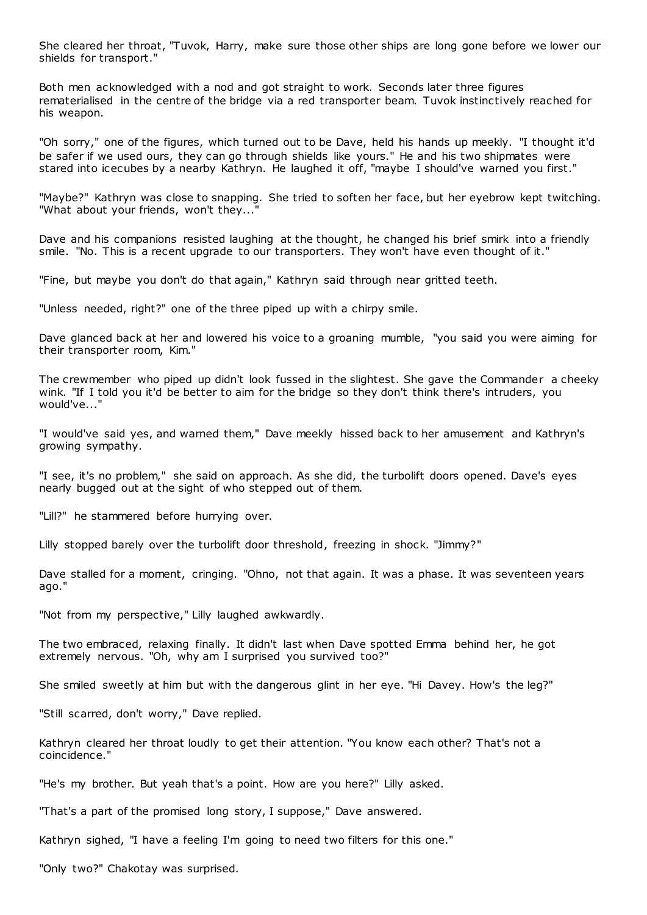She cleared her throat, "Tuvok, Harry, make sure those other ships are long gone before we lower our shields for transport."

Both men acknowledged with a nod and got straight to work. Seconds later three figures rematerialised in the centre of the bridge via a red transporter beam. Tuvok instinctively reached for his weapon.

"Oh sorry," one of the figures, which turned out to be Dave, held his hands up meekly. "I thought it'd be safer if we used ours, they can go through shields like yours." He and his two shipmates were stared into icecubes by a nearby Kathryn. He laughed it off, "maybe I should've warned you first."

"Maybe?" Kathryn was close to snapping. She tried to soften her face, but her eyebrow kept twitching. "What about your friends, won't they..."

Dave and his companions resisted laughing at the thought, he changed his brief smirk into a friendly smile. "No. This is a recent upgrade to our transporters. They won't have even thought of it."

"Fine, but maybe you don't do that again," Kathryn said through near gritted teeth.

"Unless needed, right?" one of the three piped up with a chirpy smile.

Dave glanced back at her and lowered his voice to a groaning mumble, "you said you were aiming for their transporter room, Kim."

The crewmember who piped up didn't look fussed in the slightest. She gave the Commander a cheeky wink. "If I told you it'd be better to aim for the bridge so they don't think there's intruders, you would've..."

"I would've said yes, and warned them," Dave meekly hissed back to her amusement and Kathryn's growing sympathy.

"I see, it's no problem," she said on approach. As she did, the turbolift doors opened. Dave's eyes nearly bugged out at the sight of who stepped out of them.

"Lill?" he stammered before hurrying over.

Lilly stopped barely over the turbolift door threshold, freezing in shock. "Jimmy?"

Dave stalled for a moment, cringing. "Ohno, not that again. It was a phase. It was seventeen years ago."

"Not from my perspective," Lilly laughed awkwardly.

The two embraced, relaxing finally. It didn't last when Dave spotted Emma behind her, he got extremely nervous. "Oh, why am I surprised you survived too?"

She smiled sweetly at him but with the dangerous glint in her eye. "Hi Davey. How's the leg?"

"Still scarred, don't worry," Dave replied.

Kathryn cleared her throat loudly to get their attention. "You know each other? That's not a coincidence."

"He's my brother. But yeah that's a point. How are you here?" Lilly asked.

"That's a part of the promised long story, I suppose," Dave answered.

Kathryn sighed, "I have a feeling I'm going to need two filters for this one."

"Only two?" Chakotay was surprised.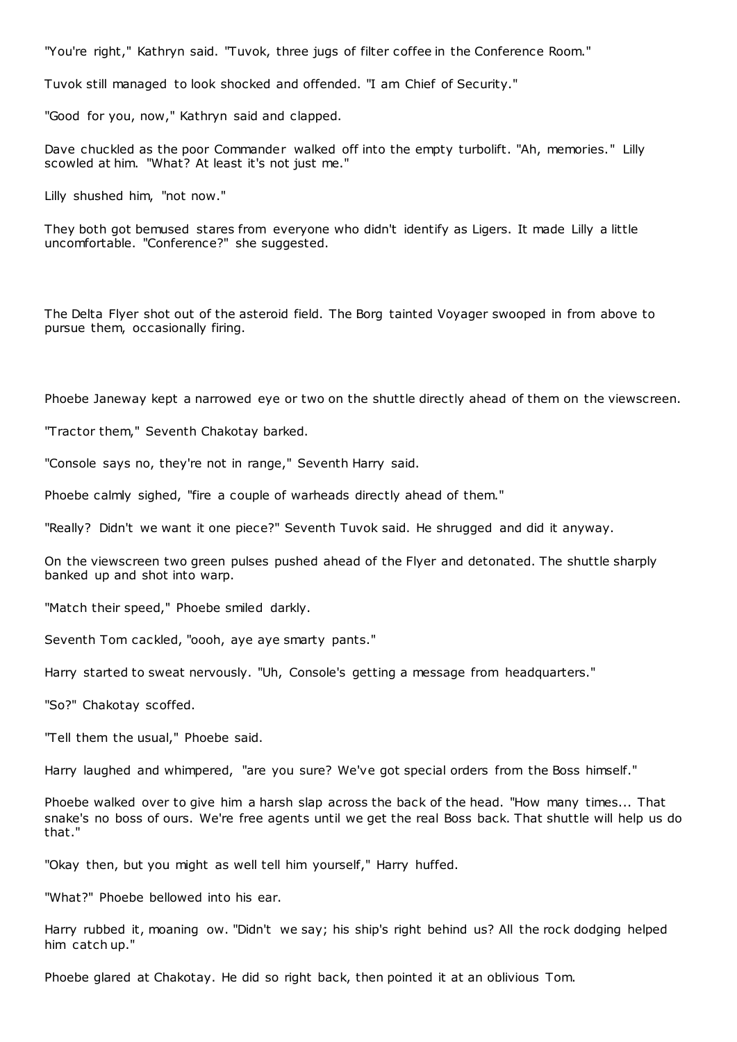"You're right," Kathryn said. "Tuvok, three jugs of filter coffee in the Conference Room."

Tuvok still managed to look shocked and offended. "I am Chief of Security."

"Good for you, now," Kathryn said and clapped.

Dave chuckled as the poor Commander walked off into the empty turbolift. "Ah, memories." Lilly scowled at him. "What? At least it's not just me."

Lilly shushed him, "not now."

They both got bemused stares from everyone who didn't identify as Ligers. It made Lilly a little uncomfortable. "Conference?" she suggested.

The Delta Flyer shot out of the asteroid field. The Borg tainted Voyager swooped in from above to pursue them, occasionally firing.

Phoebe Janeway kept a narrowed eye or two on the shuttle directly ahead of them on the viewscreen.

"Tractor them," Seventh Chakotay barked.

"Console says no, they're not in range," Seventh Harry said.

Phoebe calmly sighed, "fire a couple of warheads directly ahead of them."

"Really? Didn't we want it one piece?" Seventh Tuvok said. He shrugged and did it anyway.

On the viewscreen two green pulses pushed ahead of the Flyer and detonated. The shuttle sharply banked up and shot into warp.

"Match their speed," Phoebe smiled darkly.

Seventh Tom cackled, "oooh, aye aye smarty pants."

Harry started to sweat nervously. "Uh, Console's getting a message from headquarters."

"So?" Chakotay scoffed.

"Tell them the usual," Phoebe said.

Harry laughed and whimpered, "are you sure? We've got special orders from the Boss himself."

Phoebe walked over to give him a harsh slap across the back of the head. "How many times... That snake's no boss of ours. We're free agents until we get the real Boss back. That shuttle will help us do that."

"Okay then, but you might as well tell him yourself," Harry huffed.

"What?" Phoebe bellowed into his ear.

Harry rubbed it, moaning ow. "Didn't we say; his ship's right behind us? All the rock dodging helped him catch up."

Phoebe glared at Chakotay. He did so right back, then pointed it at an oblivious Tom.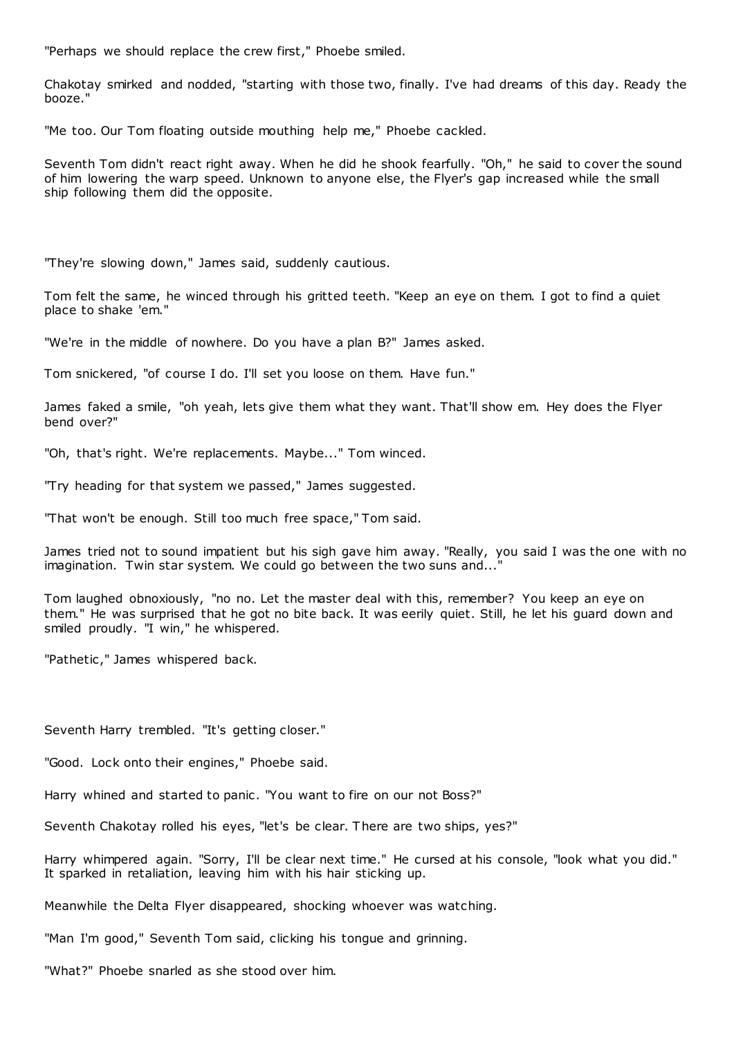"Perhaps we should replace the crew first," Phoebe smiled.

Chakotay smirked and nodded, "starting with those two, finally. I've had dreams of this day. Ready the booze."

"Me too. Our Tom floating outside mouthing help me," Phoebe cackled.

Seventh Tom didn't react right away. When he did he shook fearfully. "Oh," he said to cover the sound of him lowering the warp speed. Unknown to anyone else, the Flyer's gap increased while the small ship following them did the opposite.

"They're slowing down," James said, suddenly cautious.

Tom felt the same, he winced through his gritted teeth. "Keep an eye on them. I got to find a quiet place to shake 'em."

"We're in the middle of nowhere. Do you have a plan B?" James asked.

Tom snickered, "of course I do. I'll set you loose on them. Have fun."

James faked a smile, "oh yeah, lets give them what they want. That'll show em. Hey does the Flyer bend over?"

"Oh, that's right. We're replacements. Maybe..." Tom winced.

"Try heading for that system we passed," James suggested.

"That won't be enough. Still too much free space," Tom said.

James tried not to sound impatient but his sigh gave him away. "Really, you said I was the one with no imagination. Twin star system. We could go between the two suns and..."

Tom laughed obnoxiously, "no no. Let the master deal with this, remember? You keep an eye on them." He was surprised that he got no bite back. It was eerily quiet. Still, he let his guard down and smiled proudly. "I win," he whispered.

"Pathetic," James whispered back.

Seventh Harry trembled. "It's getting closer."

"Good. Lock onto their engines," Phoebe said.

Harry whined and started to panic. "You want to fire on our not Boss?"

Seventh Chakotay rolled his eyes, "let's be clear. There are two ships, yes?"

Harry whimpered again. "Sorry, I'll be clear next time." He cursed at his console, "look what you did." It sparked in retaliation, leaving him with his hair sticking up.

Meanwhile the Delta Flyer disappeared, shocking whoever was watching.

"Man I'm good," Seventh Tom said, clicking his tongue and grinning.

"What?" Phoebe snarled as she stood over him.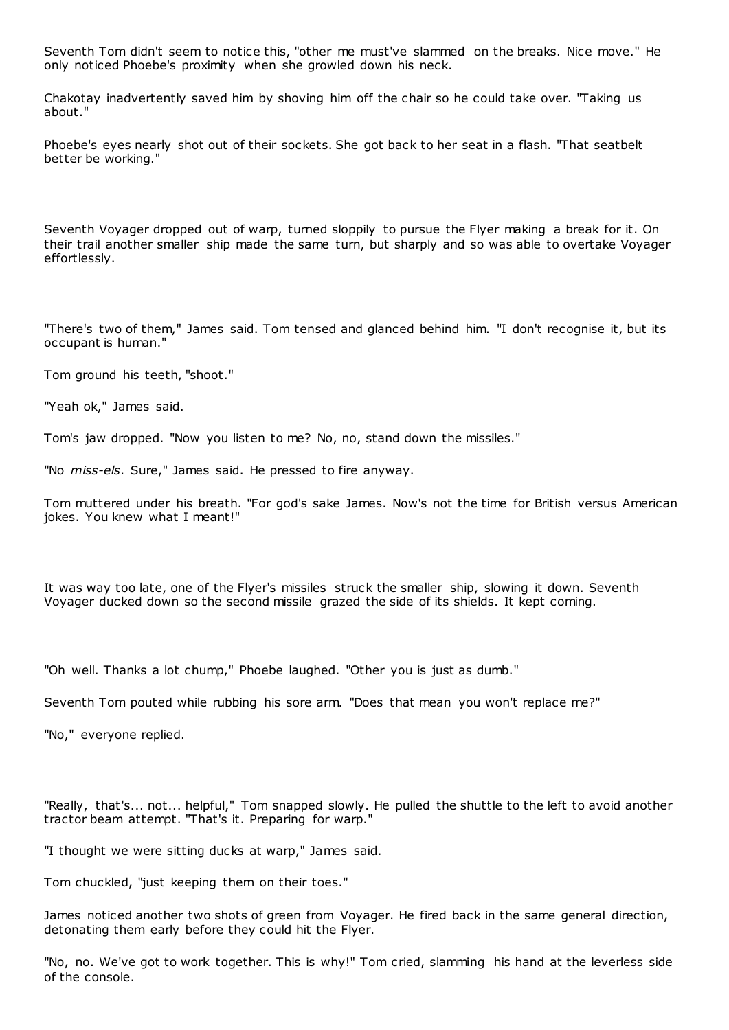Seventh Tom didn't seem to notice this, "other me must've slammed on the breaks. Nice move." He only noticed Phoebe's proximity when she growled down his neck.

Chakotay inadvertently saved him by shoving him off the chair so he could take over. "Taking us about."

Phoebe's eyes nearly shot out of their sockets. She got back to her seat in a flash. "That seatbelt better be working."

Seventh Voyager dropped out of warp, turned sloppily to pursue the Flyer making a break for it. On their trail another smaller ship made the same turn, but sharply and so was able to overtake Voyager effortlessly.

"There's two of them," James said. Tom tensed and glanced behind him. "I don't recognise it, but its occupant is human."

Tom ground his teeth, "shoot."

"Yeah ok," James said.

Tom's jaw dropped. "Now you listen to me? No, no, stand down the missiles."

"No *miss-els*. Sure," James said. He pressed to fire anyway.

Tom muttered under his breath. "For god's sake James. Now's not the time for British versus American jokes. You knew what I meant!"

It was way too late, one of the Flyer's missiles struck the smaller ship, slowing it down. Seventh Voyager ducked down so the second missile grazed the side of its shields. It kept coming.

"Oh well. Thanks a lot chump," Phoebe laughed. "Other you is just as dumb."

Seventh Tom pouted while rubbing his sore arm. "Does that mean you won't replace me?"

"No," everyone replied.

"Really, that's... not... helpful," Tom snapped slowly. He pulled the shuttle to the left to avoid another tractor beam attempt. "That's it. Preparing for warp."

"I thought we were sitting ducks at warp," James said.

Tom chuckled, "just keeping them on their toes."

James noticed another two shots of green from Voyager. He fired back in the same general direction, detonating them early before they could hit the Flyer.

"No, no. We've got to work together. This is why!" Tom cried, slamming his hand at the leverless side of the console.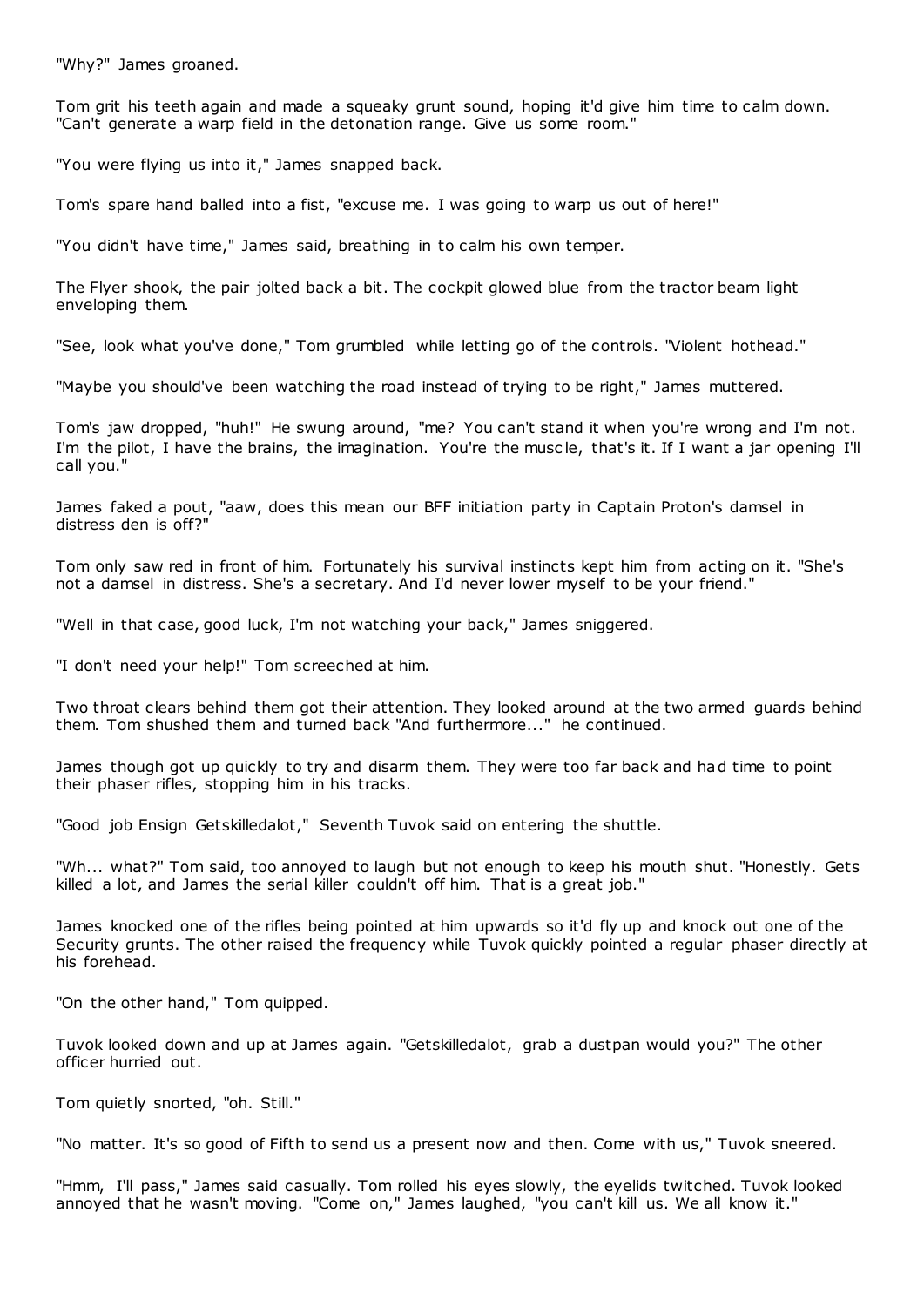"Why?" James groaned.

Tom grit his teeth again and made a squeaky grunt sound, hoping it'd give him time to calm down. "Can't generate a warp field in the detonation range. Give us some room."

"You were flying us into it," James snapped back.

Tom's spare hand balled into a fist, "excuse me. I was going to warp us out of here!"

"You didn't have time," James said, breathing in to calm his own temper.

The Flyer shook, the pair jolted back a bit. The cockpit glowed blue from the tractor beam light enveloping them.

"See, look what you've done," Tom grumbled while letting go of the controls. "Violent hothead."

"Maybe you should've been watching the road instead of trying to be right," James muttered.

Tom's jaw dropped, "huh!" He swung around, "me? You can't stand it when you're wrong and I'm not. I'm the pilot, I have the brains, the imagination. You're the muscle, that's it. If I want a jar opening I'll call you."

James faked a pout, "aaw, does this mean our BFF initiation party in Captain Proton's damsel in distress den is off?"

Tom only saw red in front of him. Fortunately his survival instincts kept him from acting on it. "She's not a damsel in distress. She's a secretary. And I'd never lower myself to be your friend."

"Well in that case, good luck, I'm not watching your back," James sniggered.

"I don't need your help!" Tom screeched at him.

Two throat clears behind them got their attention. They looked around at the two armed guards behind them. Tom shushed them and turned back "And furthermore..." he continued.

James though got up quickly to try and disarm them. They were too far back and had time to point their phaser rifles, stopping him in his tracks.

"Good job Ensign Getskilledalot," Seventh Tuvok said on entering the shuttle.

"Wh... what?" Tom said, too annoyed to laugh but not enough to keep his mouth shut. "Honestly. Gets killed a lot, and James the serial killer couldn't off him. That is a great job."

James knocked one of the rifles being pointed at him upwards so it'd fly up and knock out one of the Security grunts. The other raised the frequency while Tuvok quickly pointed a regular phaser directly at his forehead.

"On the other hand," Tom quipped.

Tuvok looked down and up at James again. "Getskilledalot, grab a dustpan would you?" The other officer hurried out.

Tom quietly snorted, "oh. Still."

"No matter. It's so good of Fifth to send us a present now and then. Come with us," Tuvok sneered.

"Hmm, I'll pass," James said casually. Tom rolled his eyes slowly, the eyelids twitched. Tuvok looked annoyed that he wasn't moving. "Come on," James laughed, "you can't kill us. We all know it."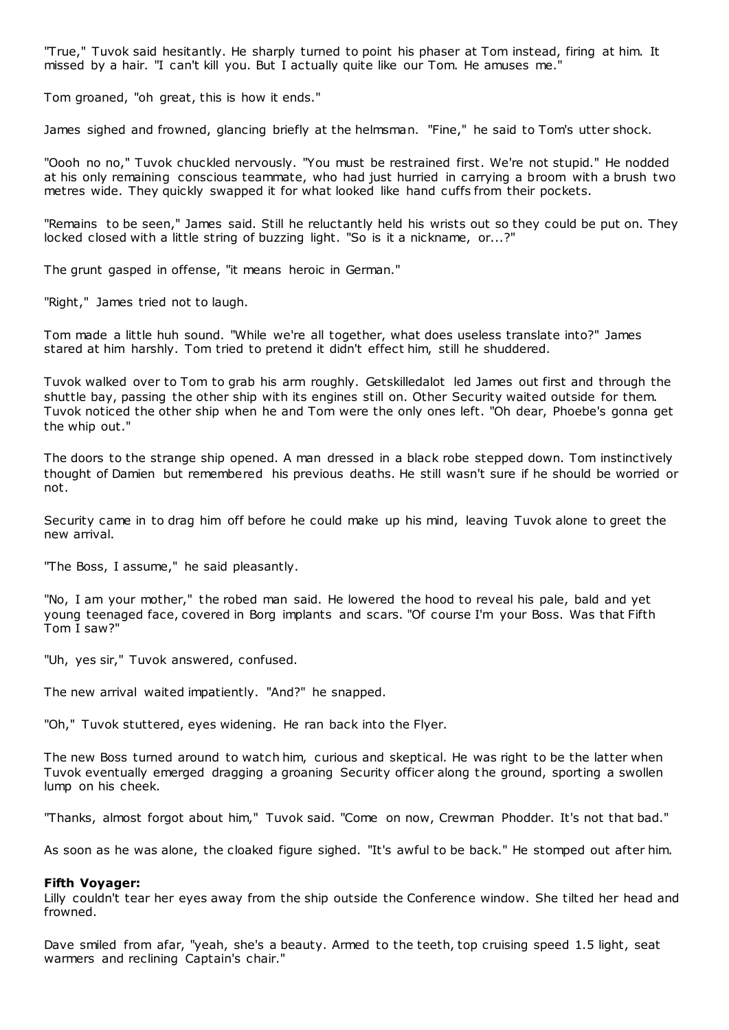"True," Tuvok said hesitantly. He sharply turned to point his phaser at Tom instead, firing at him. It missed by a hair. "I can't kill you. But I actually quite like our Tom. He amuses me."

Tom groaned, "oh great, this is how it ends."

James sighed and frowned, glancing briefly at the helmsman. "Fine," he said to Tom's utter shock.

"Oooh no no," Tuvok chuckled nervously. "You must be restrained first. We're not stupid." He nodded at his only remaining conscious teammate, who had just hurried in carrying a broom with a brush two metres wide. They quickly swapped it for what looked like hand cuffs from their pockets.

"Remains to be seen," James said. Still he reluctantly held his wrists out so they could be put on. They locked closed with a little string of buzzing light. "So is it a nickname, or...?"

The grunt gasped in offense, "it means heroic in German."

"Right," James tried not to laugh.

Tom made a little huh sound. "While we're all together, what does useless translate into?" James stared at him harshly. Tom tried to pretend it didn't effect him, still he shuddered.

Tuvok walked over to Tom to grab his arm roughly. Getskilledalot led James out first and through the shuttle bay, passing the other ship with its engines still on. Other Security waited outside for them. Tuvok noticed the other ship when he and Tom were the only ones left. "Oh dear, Phoebe's gonna get the whip out."

The doors to the strange ship opened. A man dressed in a black robe stepped down. Tom instinctively thought of Damien but remembered his previous deaths. He still wasn't sure if he should be worried or not.

Security came in to drag him off before he could make up his mind, leaving Tuvok alone to greet the new arrival.

"The Boss, I assume," he said pleasantly.

"No, I am your mother," the robed man said. He lowered the hood to reveal his pale, bald and yet young teenaged face, covered in Borg implants and scars. "Of course I'm your Boss. Was that Fifth Tom I saw?"

"Uh, yes sir," Tuvok answered, confused.

The new arrival waited impatiently. "And?" he snapped.

"Oh," Tuvok stuttered, eyes widening. He ran back into the Flyer.

The new Boss turned around to watch him, curious and skeptical. He was right to be the latter when Tuvok eventually emerged dragging a groaning Security officer along the ground, sporting a swollen lump on his cheek.

"Thanks, almost forgot about him," Tuvok said. "Come on now, Crewman Phodder. It's not that bad."

As soon as he was alone, the cloaked figure sighed. "It's awful to be back." He stomped out after him.

**Fifth Voyager:**

Lilly couldn't tear her eyes away from the ship outside the Conference window. She tilted her head and frowned.

Dave smiled from afar, "yeah, she's a beauty. Armed to the teeth, top cruising speed 1.5 light, seat warmers and reclining Captain's chair."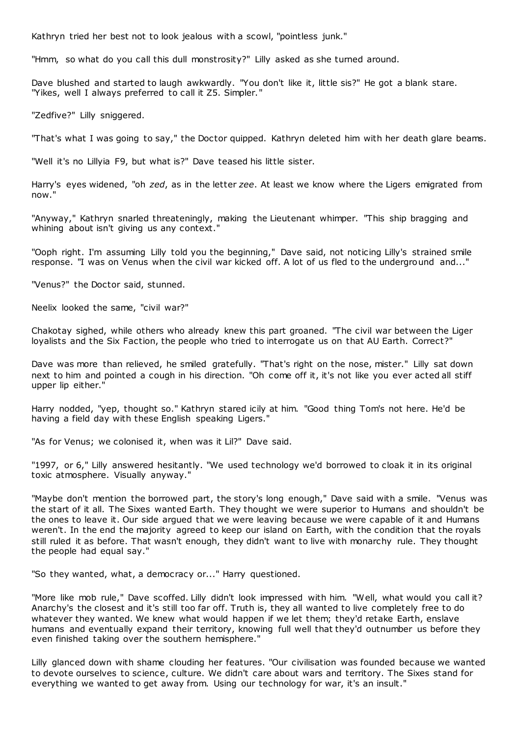Kathryn tried her best not to look jealous with a scowl, "pointless junk."

"Hmm, so what do you call this dull monstrosity?" Lilly asked as she turned around.

Dave blushed and started to laugh awkwardly. "You don't like it, little sis?" He got a blank stare. "Yikes, well I always preferred to call it Z5. Simpler."

"Zedfive?" Lilly sniggered.

"That's what I was going to say," the Doctor quipped. Kathryn deleted him with her death glare beams.

"Well it's no Lillyia F9, but what is?" Dave teased his little sister.

Harry's eyes widened, "oh *zed*, as in the letter *zee*. At least we know where the Ligers emigrated from now."

"Anyway," Kathryn snarled threateningly, making the Lieutenant whimper. "This ship bragging and whining about isn't giving us any context."

"Ooph right. I'm assuming Lilly told you the beginning," Dave said, not noticing Lilly's strained smile response. "I was on Venus when the civil war kicked off. A lot of us fled to the underground and..."

"Venus?" the Doctor said, stunned.

Neelix looked the same, "civil war?"

Chakotay sighed, while others who already knew this part groaned. "The civil war between the Liger loyalists and the Six Faction, the people who tried to interrogate us on that AU Earth. Correct?"

Dave was more than relieved, he smiled gratefully. "That's right on the nose, mister." Lilly sat down next to him and pointed a cough in his direction. "Oh come off it, it's not like you ever acted all stiff upper lip either."

Harry nodded, "yep, thought so." Kathryn stared icily at him. "Good thing Tom's not here. He'd be having a field day with these English speaking Ligers."

"As for Venus; we colonised it, when was it Lil?" Dave said.

"1997, or 6," Lilly answered hesitantly. "We used technology we'd borrowed to cloak it in its original toxic atmosphere. Visually anyway."

"Maybe don't mention the borrowed part, the story's long enough," Dave said with a smile. "Venus was the start of it all. The Sixes wanted Earth. They thought we were superior to Humans and shouldn't be the ones to leave it. Our side argued that we were leaving because we were capable of it and Humans weren't. In the end the majority agreed to keep our island on Earth, with the condition that the royals still ruled it as before. That wasn't enough, they didn't want to live with monarchy rule. They thought the people had equal say."

"So they wanted, what, a democracy or..." Harry questioned.

"More like mob rule," Dave scoffed. Lilly didn't look impressed with him. "Well, what would you call it? Anarchy's the closest and it's still too far off. Truth is, they all wanted to live completely free to do whatever they wanted. We knew what would happen if we let them; they'd retake Earth, enslave humans and eventually expand their territory, knowing full well that they'd outnumber us before they even finished taking over the southern hemisphere."

Lilly glanced down with shame clouding her features. "Our civilisation was founded because we wanted to devote ourselves to science, culture. We didn't care about wars and territory. The Sixes stand for everything we wanted to get away from. Using our technology for war, it's an insult."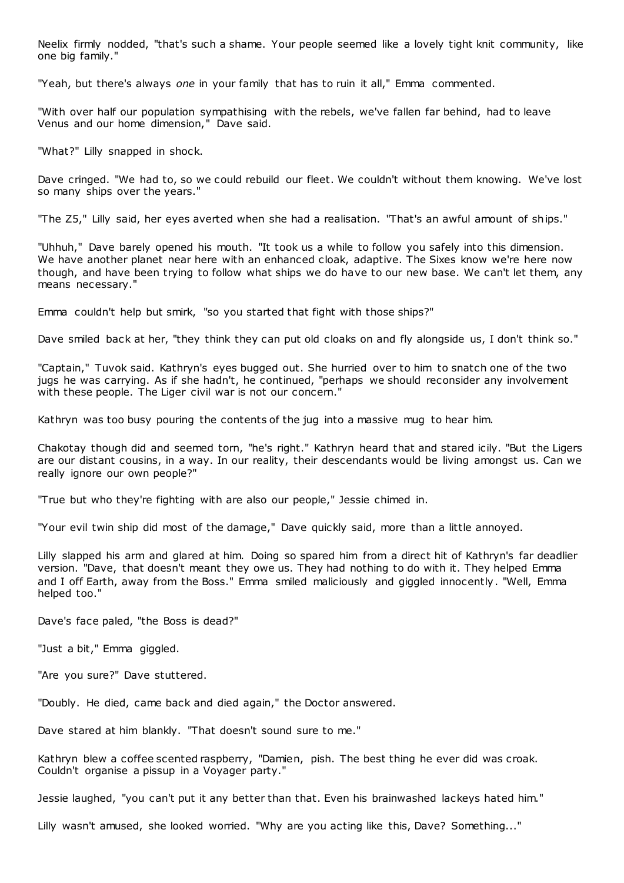Neelix firmly nodded, "that's such a shame. Your people seemed like a lovely tight knit community, like one big family."

"Yeah, but there's always *one* in your family that has to ruin it all," Emma commented.

"With over half our population sympathising with the rebels, we've fallen far behind, had to leave Venus and our home dimension," Dave said.

"What?" Lilly snapped in shock.

Dave cringed. "We had to, so we could rebuild our fleet. We couldn't without them knowing. We've lost so many ships over the years."

"The Z5," Lilly said, her eyes averted when she had a realisation. "That's an awful amount of ships."

"Uhhuh," Dave barely opened his mouth. "It took us a while to follow you safely into this dimension. We have another planet near here with an enhanced cloak, adaptive. The Sixes know we're here now though, and have been trying to follow what ships we do have to our new base. We can't let them, any means necessary."

Emma couldn't help but smirk, "so you started that fight with those ships?"

Dave smiled back at her, "they think they can put old cloaks on and fly alongside us, I don't think so."

"Captain," Tuvok said. Kathryn's eyes bugged out. She hurried over to him to snatch one of the two jugs he was carrying. As if she hadn't, he continued, "perhaps we should reconsider any involvement with these people. The Liger civil war is not our concern."

Kathryn was too busy pouring the contents of the jug into a massive mug to hear him.

Chakotay though did and seemed torn, "he's right." Kathryn heard that and stared icily. "But the Ligers are our distant cousins, in a way. In our reality, their descendants would be living amongst us. Can we really ignore our own people?"

"True but who they're fighting with are also our people," Jessie chimed in.

"Your evil twin ship did most of the damage," Dave quickly said, more than a little annoyed.

Lilly slapped his arm and glared at him. Doing so spared him from a direct hit of Kathryn's far deadlier version. "Dave, that doesn't meant they owe us. They had nothing to do with it. They helped Emma and I off Earth, away from the Boss." Emma smiled maliciously and giggled innocently. "Well, Emma helped too."

Dave's face paled, "the Boss is dead?"

"Just a bit," Emma giggled.

"Are you sure?" Dave stuttered.

"Doubly. He died, came back and died again," the Doctor answered.

Dave stared at him blankly. "That doesn't sound sure to me."

Kathryn blew a coffee scented raspberry, "Damien, pish. The best thing he ever did was croak. Couldn't organise a pissup in a Voyager party."

Jessie laughed, "you can't put it any better than that. Even his brainwashed lackeys hated him."

Lilly wasn't amused, she looked worried. "Why are you acting like this, Dave? Something..."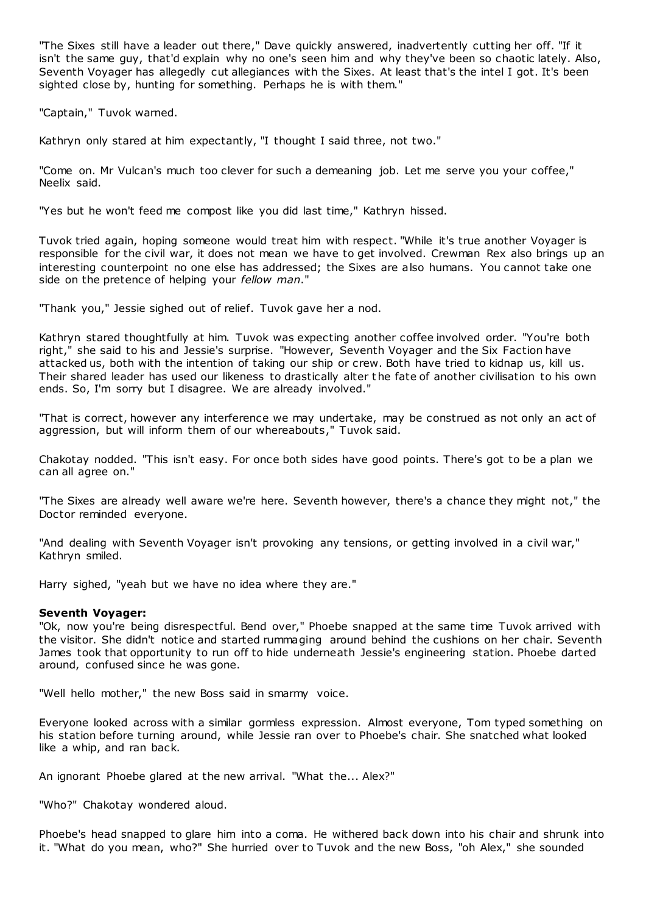"The Sixes still have a leader out there," Dave quickly answered, inadvertently cutting her off. "If it isn't the same guy, that'd explain why no one's seen him and why they've been so chaotic lately. Also, Seventh Voyager has allegedly cut allegiances with the Sixes. At least that's the intel I got. It's been sighted close by, hunting for something. Perhaps he is with them."

"Captain," Tuvok warned.

Kathryn only stared at him expectantly, "I thought I said three, not two."

"Come on. Mr Vulcan's much too clever for such a demeaning job. Let me serve you your coffee," Neelix said.

"Yes but he won't feed me compost like you did last time," Kathryn hissed.

Tuvok tried again, hoping someone would treat him with respect. "While it's true another Voyager is responsible for the civil war, it does not mean we have to get involved. Crewman Rex also brings up an interesting counterpoint no one else has addressed; the Sixes are also humans. You cannot take one side on the pretence of helping your *fellow man*."

"Thank you," Jessie sighed out of relief. Tuvok gave her a nod.

Kathryn stared thoughtfully at him. Tuvok was expecting another coffee involved order. "You're both right," she said to his and Jessie's surprise. "However, Seventh Voyager and the Six Faction have attacked us, both with the intention of taking our ship or crew. Both have tried to kidnap us, kill us. Their shared leader has used our likeness to drastically alter the fate of another civilisation to his own ends. So, I'm sorry but I disagree. We are already involved."

"That is correct, however any interference we may undertake, may be construed as not only an act of aggression, but will inform them of our whereabouts," Tuvok said.

Chakotay nodded. "This isn't easy. For once both sides have good points. There's got to be a plan we can all agree on."

"The Sixes are already well aware we're here. Seventh however, there's a chance they might not," the Doctor reminded everyone.

"And dealing with Seventh Voyager isn't provoking any tensions, or getting involved in a civil war," Kathryn smiled.

Harry sighed, "yeah but we have no idea where they are."

**Seventh Voyager:**

"Ok, now you're being disrespectful. Bend over," Phoebe snapped at the same time Tuvok arrived with the visitor. She didn't notice and started rummaging around behind the cushions on her chair. Seventh James took that opportunity to run off to hide underneath Jessie's engineering station. Phoebe darted around, confused since he was gone.

"Well hello mother," the new Boss said in smarmy voice.

Everyone looked across with a similar gormless expression. Almost everyone, Tom typed something on his station before turning around, while Jessie ran over to Phoebe's chair. She snatched what looked like a whip, and ran back.

An ignorant Phoebe glared at the new arrival. "What the... Alex?"

"Who?" Chakotay wondered aloud.

Phoebe's head snapped to glare him into a coma. He withered back down into his chair and shrunk into it. "What do you mean, who?" She hurried over to Tuvok and the new Boss, "oh Alex," she sounded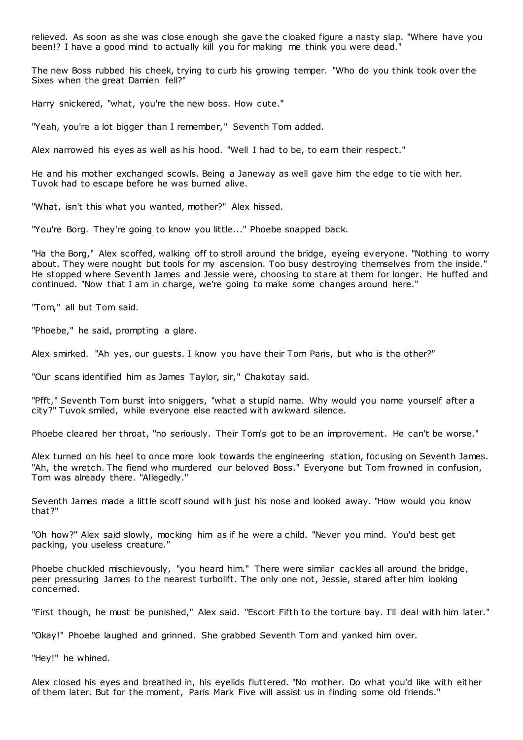relieved. As soon as she was close enough she gave the cloaked figure a nasty slap. "Where have you been!? I have a good mind to actually kill you for making me think you were dead."

The new Boss rubbed his cheek, trying to curb his growing temper. "Who do you think took over the Sixes when the great Damien fell?"

Harry snickered, "what, you're the new boss. How cute."

"Yeah, you're a lot bigger than I remember," Seventh Tom added.

Alex narrowed his eyes as well as his hood. "Well I had to be, to earn their respect."

He and his mother exchanged scowls. Being a Janeway as well gave him the edge to tie with her. Tuvok had to escape before he was burned alive.

"What, isn't this what you wanted, mother?" Alex hissed.

"You're Borg. They're going to know you little..." Phoebe snapped back.

"Ha the Borg," Alex scoffed, walking off to stroll around the bridge, eyeing everyone. "Nothing to worry about. They were nought but tools for my ascension. Too busy destroying themselves from the inside." He stopped where Seventh James and Jessie were, choosing to stare at them for longer. He huffed and continued. "Now that I am in charge, we're going to make some changes around here."

"Tom," all but Tom said.

"Phoebe," he said, prompting a glare.

Alex smirked. "Ah yes, our guests. I know you have their Tom Paris, but who is the other?"

"Our scans identified him as James Taylor, sir," Chakotay said.

"Pfft," Seventh Tom burst into sniggers, "what a stupid name. Why would you name yourself after a city?" Tuvok smiled, while everyone else reacted with awkward silence.

Phoebe cleared her throat, "no seriously. Their Tom's got to be an improvement. He can't be worse."

Alex turned on his heel to once more look towards the engineering station, focusing on Seventh James. "Ah, the wretch. The fiend who murdered our beloved Boss." Everyone but Tom frowned in confusion, Tom was already there. "Allegedly."

Seventh James made a little scoff sound with just his nose and looked away. "How would you know that?"

"Oh how?" Alex said slowly, mocking him as if he were a child. "Never you mind. You'd best get packing, you useless creature."

Phoebe chuckled mischievously, "you heard him." There were similar cackles all around the bridge, peer pressuring James to the nearest turbolift. The only one not, Jessie, stared after him looking concerned.

"First though, he must be punished," Alex said. "Escort Fifth to the torture bay. I'll deal with him later."

"Okay!" Phoebe laughed and grinned. She grabbed Seventh Tom and yanked him over.

"Hey!" he whined.

Alex closed his eyes and breathed in, his eyelids fluttered. "No mother. Do what you'd like with either of them later. But for the moment, Paris Mark Five will assist us in finding some old friends."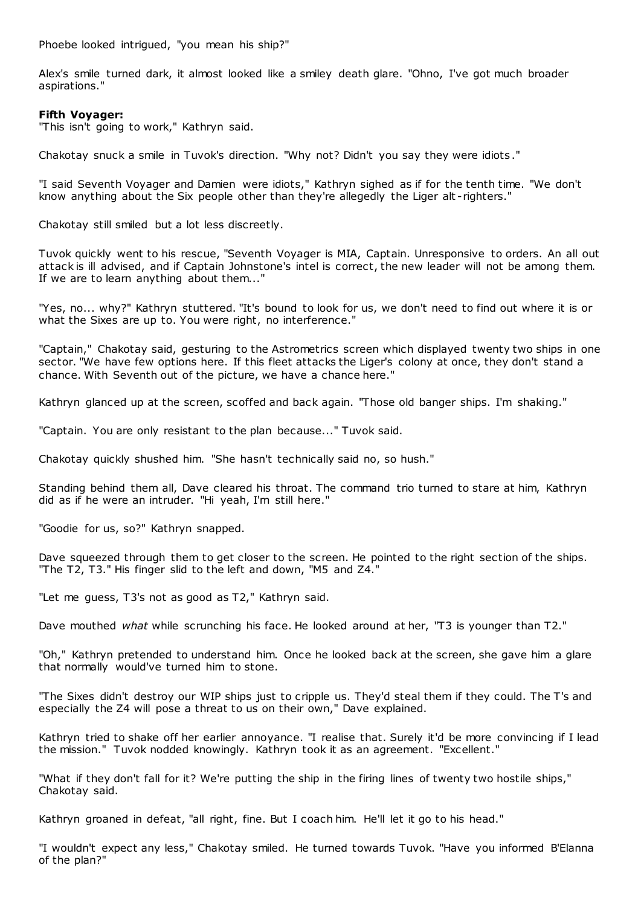Phoebe looked intrigued, "you mean his ship?"

Alex's smile turned dark, it almost looked like a smiley death glare. "Ohno, I've got much broader aspirations."

**Fifth Voyager:**

"This isn't going to work," Kathryn said.

Chakotay snuck a smile in Tuvok's direction. "Why not? Didn't you say they were idiots."

"I said Seventh Voyager and Damien were idiots," Kathryn sighed as if for the tenth time. "We don't know anything about the Six people other than they're allegedly the Liger alt-righters."

Chakotay still smiled but a lot less discreetly.

Tuvok quickly went to his rescue, "Seventh Voyager is MIA, Captain. Unresponsive to orders. An all out attack is ill advised, and if Captain Johnstone's intel is correct, the new leader will not be among them. If we are to learn anything about them..."

"Yes, no... why?" Kathryn stuttered. "It's bound to look for us, we don't need to find out where it is or what the Sixes are up to. You were right, no interference."

"Captain," Chakotay said, gesturing to the Astrometrics screen which displayed twenty two ships in one sector. "We have few options here. If this fleet attacks the Liger's colony at once, they don't stand a chance. With Seventh out of the picture, we have a chance here."

Kathryn glanced up at the screen, scoffed and back again. "Those old banger ships. I'm shaking."

"Captain. You are only resistant to the plan because..." Tuvok said.

Chakotay quickly shushed him. "She hasn't technically said no, so hush."

Standing behind them all, Dave cleared his throat. The command trio turned to stare at him, Kathryn did as if he were an intruder. "Hi yeah, I'm still here."

"Goodie for us, so?" Kathryn snapped.

Dave squeezed through them to get closer to the screen. He pointed to the right section of the ships. "The T2, T3." His finger slid to the left and down, "M5 and Z4."

"Let me guess, T3's not as good as T2," Kathryn said.

Dave mouthed *what* while scrunching his face. He looked around at her, "T3 is younger than T2."

"Oh," Kathryn pretended to understand him. Once he looked back at the screen, she gave him a glare that normally would've turned him to stone.

"The Sixes didn't destroy our WIP ships just to cripple us. They'd steal them if they could. The T's and especially the Z4 will pose a threat to us on their own," Dave explained.

Kathryn tried to shake off her earlier annoyance. "I realise that. Surely it'd be more convincing if I lead the mission." Tuvok nodded knowingly. Kathryn took it as an agreement. "Excellent."

"What if they don't fall for it? We're putting the ship in the firing lines of twenty two hostile ships," Chakotay said.

Kathryn groaned in defeat, "all right, fine. But I coach him. He'll let it go to his head."

"I wouldn't expect any less," Chakotay smiled. He turned towards Tuvok. "Have you informed B'Elanna of the plan?"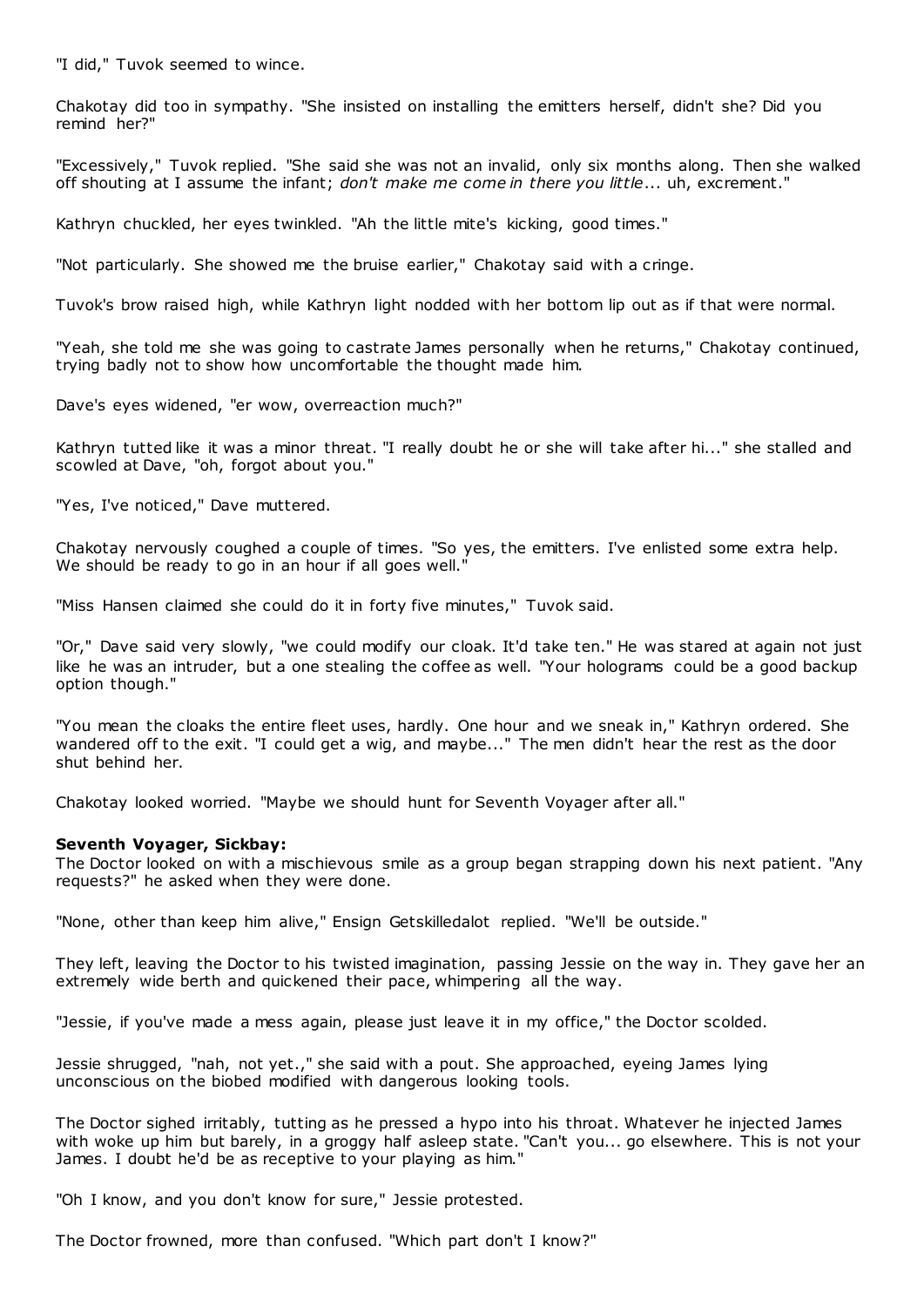"I did," Tuvok seemed to wince.

Chakotay did too in sympathy. "She insisted on installing the emitters herself, didn't she? Did you remind her?"

"Excessively," Tuvok replied. "She said she was not an invalid, only six months along. Then she walked off shouting at I assume the infant; *don't make me come in there you little*... uh, excrement."

Kathryn chuckled, her eyes twinkled. "Ah the little mite's kicking, good times."

"Not particularly. She showed me the bruise earlier," Chakotay said with a cringe.

Tuvok's brow raised high, while Kathryn light nodded with her bottom lip out as if that were normal.

"Yeah, she told me she was going to castrate James personally when he returns," Chakotay continued, trying badly not to show how uncomfortable the thought made him.

Dave's eyes widened, "er wow, overreaction much?"

Kathryn tutted like it was a minor threat. "I really doubt he or she will take after hi..." she stalled and scowled at Dave, "oh, forgot about you."

"Yes, I've noticed," Dave muttered.

Chakotay nervously coughed a couple of times. "So yes, the emitters. I've enlisted some extra help. We should be ready to go in an hour if all goes well."

"Miss Hansen claimed she could do it in forty five minutes," Tuvok said.

"Or," Dave said very slowly, "we could modify our cloak. It'd take ten." He was stared at again not just like he was an intruder, but a one stealing the coffee as well. "Your holograms could be a good backup option though."

"You mean the cloaks the entire fleet uses, hardly. One hour and we sneak in," Kathryn ordered. She wandered off to the exit. "I could get a wig, and maybe..." The men didn't hear the rest as the door shut behind her.

Chakotay looked worried. "Maybe we should hunt for Seventh Voyager after all."

**Seventh Voyager, Sickbay:**
The Doctor looked on with a mischievous smile as a group began strapping down his next patient. "Any requests?" he asked when they were done.

"None, other than keep him alive," Ensign Getskilledalot replied. "We'll be outside."

They left, leaving the Doctor to his twisted imagination, passing Jessie on the way in. They gave her an extremely wide berth and quickened their pace, whimpering all the way.

"Jessie, if you've made a mess again, please just leave it in my office," the Doctor scolded.

Jessie shrugged, "nah, not yet.," she said with a pout. She approached, eyeing James lying unconscious on the biobed modified with dangerous looking tools.

The Doctor sighed irritably, tutting as he pressed a hypo into his throat. Whatever he injected James with woke up him but barely, in a groggy half asleep state. "Can't you... go elsewhere. This is not your James. I doubt he'd be as receptive to your playing as him."

"Oh I know, and you don't know for sure," Jessie protested.

The Doctor frowned, more than confused. "Which part don't I know?"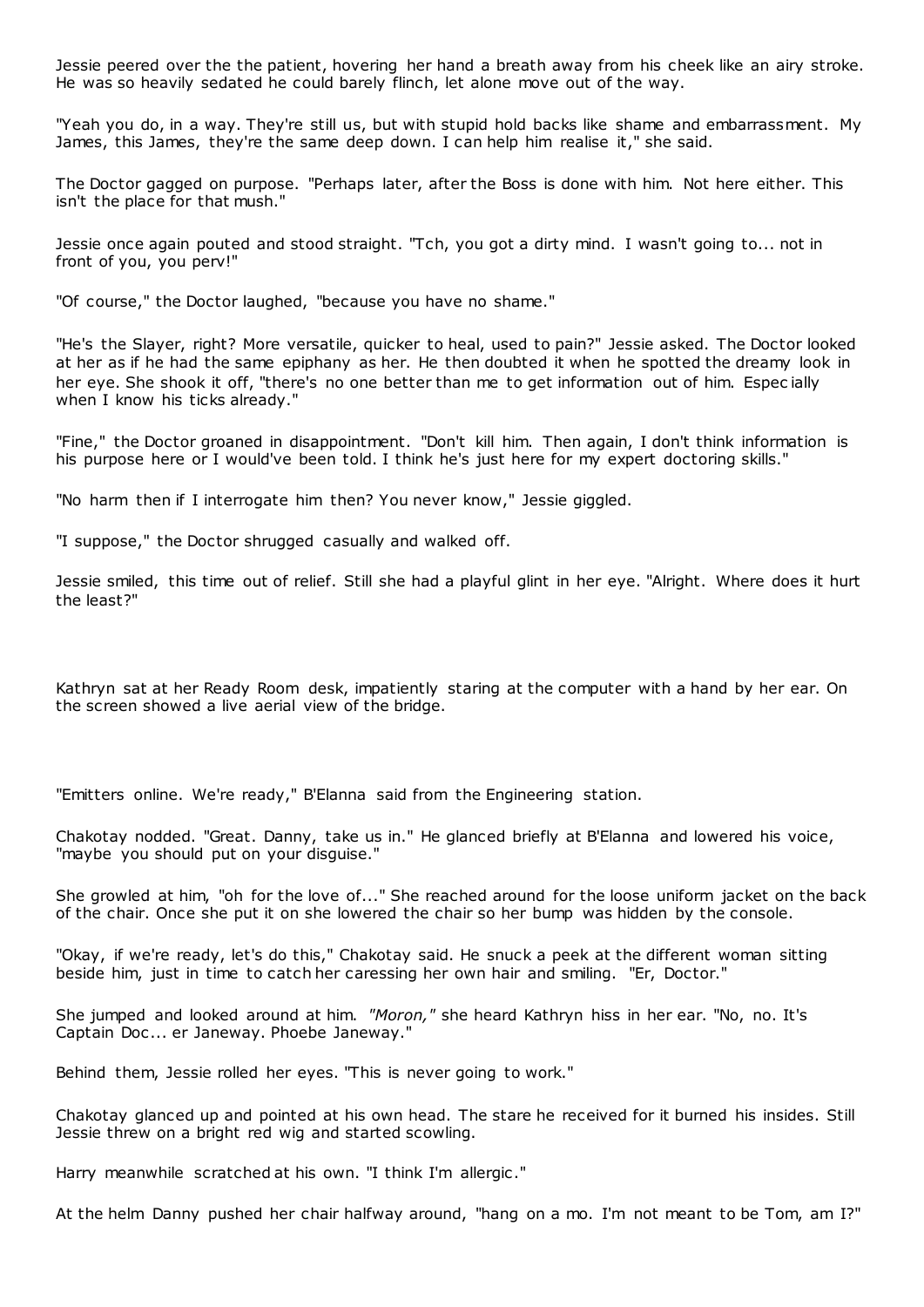Jessie peered over the the patient, hovering her hand a breath away from his cheek like an airy stroke. He was so heavily sedated he could barely flinch, let alone move out of the way.

"Yeah you do, in a way. They're still us, but with stupid hold backs like shame and embarrassment. My James, this James, they're the same deep down. I can help him realise it," she said.

The Doctor gagged on purpose. "Perhaps later, after the Boss is done with him. Not here either. This isn't the place for that mush."

Jessie once again pouted and stood straight. "Tch, you got a dirty mind. I wasn't going to... not in front of you, you perv!"

"Of course," the Doctor laughed, "because you have no shame."

"He's the Slayer, right? More versatile, quicker to heal, used to pain?" Jessie asked. The Doctor looked at her as if he had the same epiphany as her. He then doubted it when he spotted the dreamy look in her eye. She shook it off, "there's no one better than me to get information out of him. Especially when I know his ticks already."

"Fine," the Doctor groaned in disappointment. "Don't kill him. Then again, I don't think information is his purpose here or I would've been told. I think he's just here for my expert doctoring skills."

"No harm then if I interrogate him then? You never know," Jessie giggled.

"I suppose," the Doctor shrugged casually and walked off.

Jessie smiled, this time out of relief. Still she had a playful glint in her eye. "Alright. Where does it hurt the least?"

Kathryn sat at her Ready Room desk, impatiently staring at the computer with a hand by her ear. On the screen showed a live aerial view of the bridge.

"Emitters online. We're ready," B'Elanna said from the Engineering station.

Chakotay nodded. "Great. Danny, take us in." He glanced briefly at B'Elanna and lowered his voice, "maybe you should put on your disguise."

She growled at him, "oh for the love of..." She reached around for the loose uniform jacket on the back of the chair. Once she put it on she lowered the chair so her bump was hidden by the console.

"Okay, if we're ready, let's do this," Chakotay said. He snuck a peek at the different woman sitting beside him, just in time to catch her caressing her own hair and smiling. "Er, Doctor."

She jumped and looked around at him. *"Moron,"* she heard Kathryn hiss in her ear. "No, no. It's Captain Doc... er Janeway. Phoebe Janeway."

Behind them, Jessie rolled her eyes. "This is never going to work."

Chakotay glanced up and pointed at his own head. The stare he received for it burned his insides. Still Jessie threw on a bright red wig and started scowling.

Harry meanwhile scratched at his own. "I think I'm allergic."

At the helm Danny pushed her chair halfway around, "hang on a mo. I'm not meant to be Tom, am I?"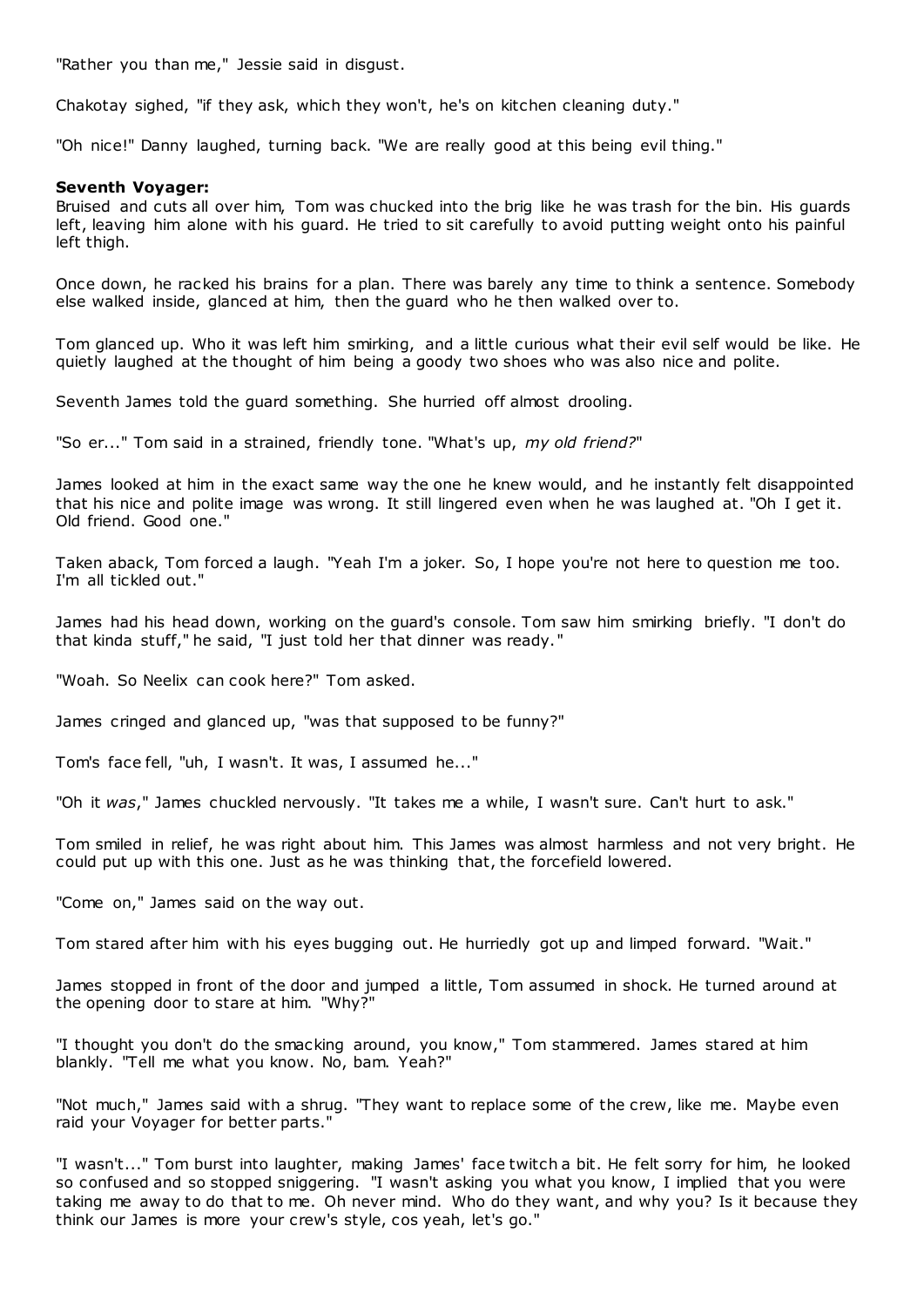"Rather you than me," Jessie said in disgust.

Chakotay sighed, "if they ask, which they won't, he's on kitchen cleaning duty."

"Oh nice!" Danny laughed, turning back. "We are really good at this being evil thing."

**Seventh Voyager:**
Bruised and cuts all over him, Tom was chucked into the brig like he was trash for the bin. His guards left, leaving him alone with his guard. He tried to sit carefully to avoid putting weight onto his painful left thigh.

Once down, he racked his brains for a plan. There was barely any time to think a sentence. Somebody else walked inside, glanced at him, then the guard who he then walked over to.

Tom glanced up. Who it was left him smirking, and a little curious what their evil self would be like. He quietly laughed at the thought of him being a goody two shoes who was also nice and polite.

Seventh James told the guard something. She hurried off almost drooling.

"So er..." Tom said in a strained, friendly tone. "What's up, *my old friend?*"

James looked at him in the exact same way the one he knew would, and he instantly felt disappointed that his nice and polite image was wrong. It still lingered even when he was laughed at. "Oh I get it. Old friend. Good one."

Taken aback, Tom forced a laugh. "Yeah I'm a joker. So, I hope you're not here to question me too. I'm all tickled out."

James had his head down, working on the guard's console. Tom saw him smirking briefly. "I don't do that kinda stuff," he said, "I just told her that dinner was ready."

"Woah. So Neelix can cook here?" Tom asked.

James cringed and glanced up, "was that supposed to be funny?"

Tom's face fell, "uh, I wasn't. It was, I assumed he..."

"Oh it *was*," James chuckled nervously. "It takes me a while, I wasn't sure. Can't hurt to ask."

Tom smiled in relief, he was right about him. This James was almost harmless and not very bright. He could put up with this one. Just as he was thinking that, the forcefield lowered.

"Come on," James said on the way out.

Tom stared after him with his eyes bugging out. He hurriedly got up and limped forward. "Wait."

James stopped in front of the door and jumped a little, Tom assumed in shock. He turned around at the opening door to stare at him. "Why?"

"I thought you don't do the smacking around, you know," Tom stammered. James stared at him blankly. "Tell me what you know. No, bam. Yeah?"

"Not much," James said with a shrug. "They want to replace some of the crew, like me. Maybe even raid your Voyager for better parts."

"I wasn't..." Tom burst into laughter, making James' face twitch a bit. He felt sorry for him, he looked so confused and so stopped sniggering. "I wasn't asking you what you know, I implied that you were taking me away to do that to me. Oh never mind. Who do they want, and why you? Is it because they think our James is more your crew's style, cos yeah, let's go."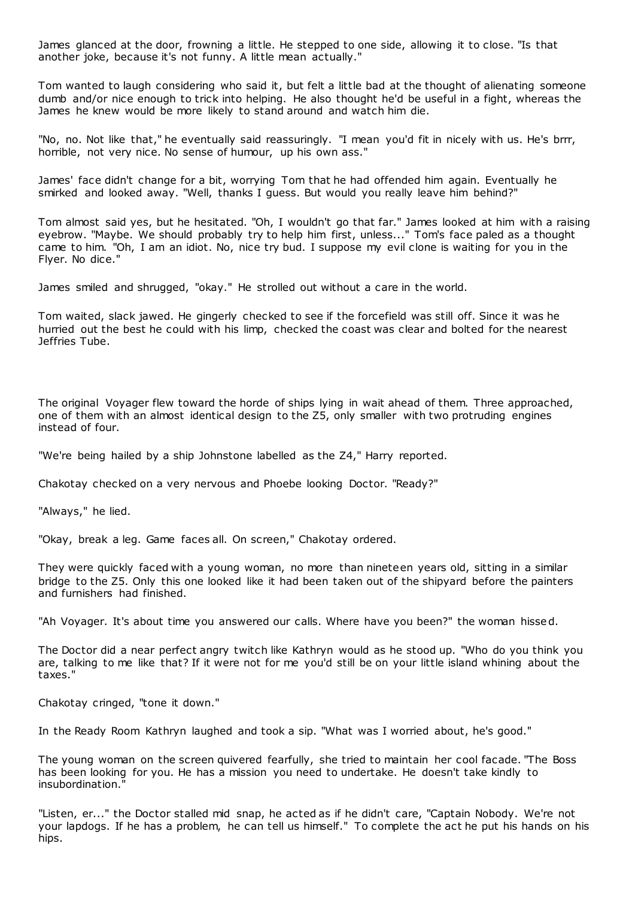James glanced at the door, frowning a little. He stepped to one side, allowing it to close. "Is that another joke, because it's not funny. A little mean actually."

Tom wanted to laugh considering who said it, but felt a little bad at the thought of alienating someone dumb and/or nice enough to trick into helping. He also thought he'd be useful in a fight, whereas the James he knew would be more likely to stand around and watch him die.

"No, no. Not like that," he eventually said reassuringly. "I mean you'd fit in nicely with us. He's brrr, horrible, not very nice. No sense of humour, up his own ass."

James' face didn't change for a bit, worrying Tom that he had offended him again. Eventually he smirked and looked away. "Well, thanks I guess. But would you really leave him behind?"

Tom almost said yes, but he hesitated. "Oh, I wouldn't go that far." James looked at him with a raising eyebrow. "Maybe. We should probably try to help him first, unless..." Tom's face paled as a thought came to him. "Oh, I am an idiot. No, nice try bud. I suppose my evil clone is waiting for you in the Flyer. No dice."

James smiled and shrugged, "okay." He strolled out without a care in the world.

Tom waited, slack jawed. He gingerly checked to see if the forcefield was still off. Since it was he hurried out the best he could with his limp, checked the coast was clear and bolted for the nearest Jeffries Tube.

The original Voyager flew toward the horde of ships lying in wait ahead of them. Three approached, one of them with an almost identical design to the Z5, only smaller with two protruding engines instead of four.

"We're being hailed by a ship Johnstone labelled as the Z4," Harry reported.

Chakotay checked on a very nervous and Phoebe looking Doctor. "Ready?"

"Always," he lied.

"Okay, break a leg. Game faces all. On screen," Chakotay ordered.

They were quickly faced with a young woman, no more than nineteen years old, sitting in a similar bridge to the Z5. Only this one looked like it had been taken out of the shipyard before the painters and furnishers had finished.

"Ah Voyager. It's about time you answered our calls. Where have you been?" the woman hissed.

The Doctor did a near perfect angry twitch like Kathryn would as he stood up. "Who do you think you are, talking to me like that? If it were not for me you'd still be on your little island whining about the taxes."

Chakotay cringed, "tone it down."

In the Ready Room Kathryn laughed and took a sip. "What was I worried about, he's good."

The young woman on the screen quivered fearfully, she tried to maintain her cool facade. "The Boss has been looking for you. He has a mission you need to undertake. He doesn't take kindly to insubordination."

"Listen, er..." the Doctor stalled mid snap, he acted as if he didn't care, "Captain Nobody. We're not your lapdogs. If he has a problem, he can tell us himself." To complete the act he put his hands on his hips.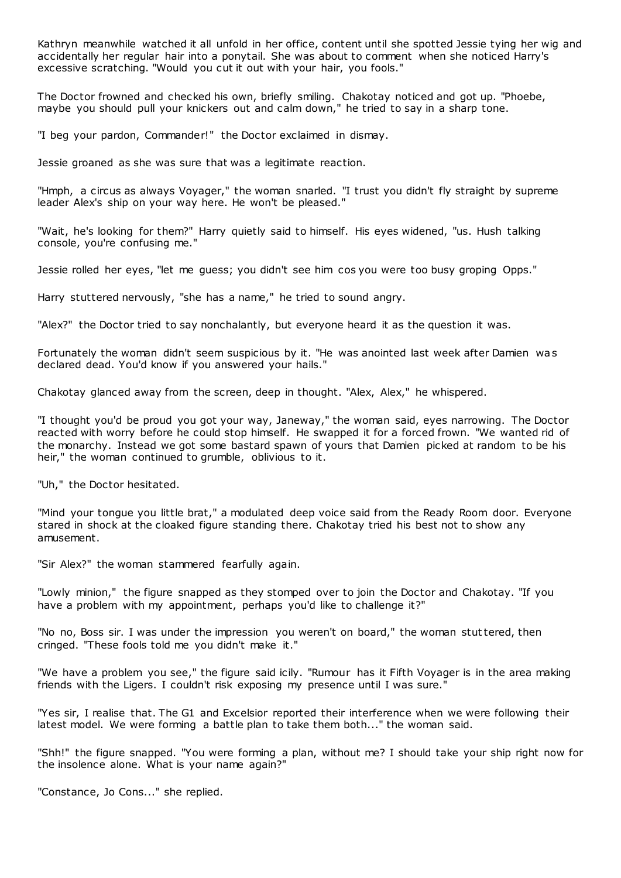Kathryn meanwhile watched it all unfold in her office, content until she spotted Jessie tying her wig and accidentally her regular hair into a ponytail. She was about to comment when she noticed Harry's excessive scratching. "Would you cut it out with your hair, you fools."

The Doctor frowned and checked his own, briefly smiling. Chakotay noticed and got up. "Phoebe, maybe you should pull your knickers out and calm down," he tried to say in a sharp tone.

"I beg your pardon, Commander!" the Doctor exclaimed in dismay.

Jessie groaned as she was sure that was a legitimate reaction.

"Hmph, a circus as always Voyager," the woman snarled. "I trust you didn't fly straight by supreme leader Alex's ship on your way here. He won't be pleased."

"Wait, he's looking for them?" Harry quietly said to himself. His eyes widened, "us. Hush talking console, you're confusing me."

Jessie rolled her eyes, "let me guess; you didn't see him cos you were too busy groping Opps."

Harry stuttered nervously, "she has a name," he tried to sound angry.

"Alex?" the Doctor tried to say nonchalantly, but everyone heard it as the question it was.

Fortunately the woman didn't seem suspicious by it. "He was anointed last week after Damien was declared dead. You'd know if you answered your hails."

Chakotay glanced away from the screen, deep in thought. "Alex, Alex," he whispered.

"I thought you'd be proud you got your way, Janeway," the woman said, eyes narrowing. The Doctor reacted with worry before he could stop himself. He swapped it for a forced frown. "We wanted rid of the monarchy. Instead we got some bastard spawn of yours that Damien picked at random to be his heir," the woman continued to grumble, oblivious to it.

"Uh," the Doctor hesitated.

"Mind your tongue you little brat," a modulated deep voice said from the Ready Room door. Everyone stared in shock at the cloaked figure standing there. Chakotay tried his best not to show any amusement.

"Sir Alex?" the woman stammered fearfully again.

"Lowly minion," the figure snapped as they stomped over to join the Doctor and Chakotay. "If you have a problem with my appointment, perhaps you'd like to challenge it?"

"No no, Boss sir. I was under the impression you weren't on board," the woman stuttered, then cringed. "These fools told me you didn't make it."

"We have a problem you see," the figure said icily. "Rumour has it Fifth Voyager is in the area making friends with the Ligers. I couldn't risk exposing my presence until I was sure."

"Yes sir, I realise that. The G1 and Excelsior reported their interference when we were following their latest model. We were forming a battle plan to take them both..." the woman said.

"Shh!" the figure snapped. "You were forming a plan, without me? I should take your ship right now for the insolence alone. What is your name again?"

"Constance, Jo Cons..." she replied.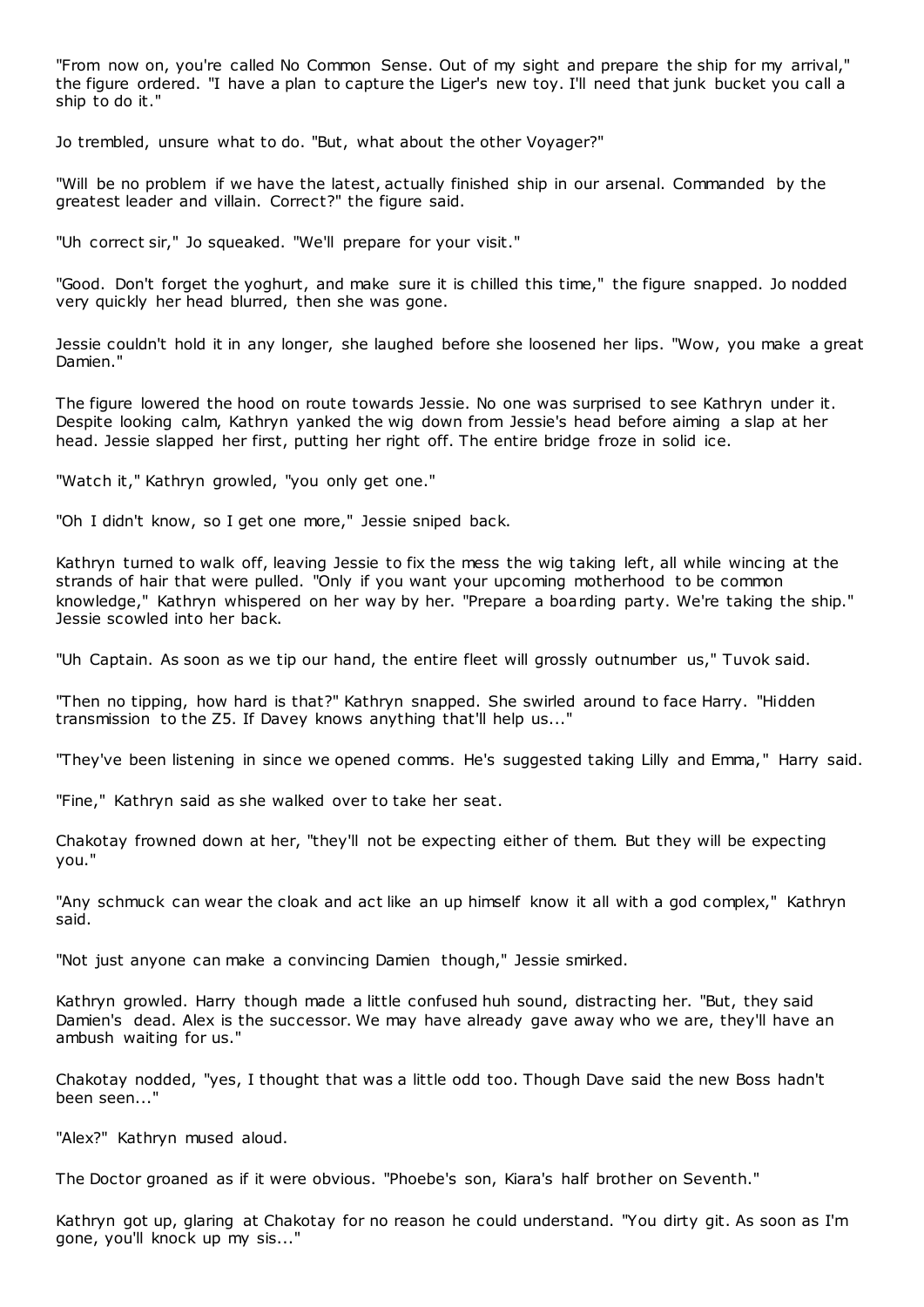"From now on, you're called No Common Sense. Out of my sight and prepare the ship for my arrival," the figure ordered. "I have a plan to capture the Liger's new toy. I'll need that junk bucket you call a ship to do it."

Jo trembled, unsure what to do. "But, what about the other Voyager?"

"Will be no problem if we have the latest, actually finished ship in our arsenal. Commanded by the greatest leader and villain. Correct?" the figure said.

"Uh correct sir," Jo squeaked. "We'll prepare for your visit."

"Good. Don't forget the yoghurt, and make sure it is chilled this time," the figure snapped. Jo nodded very quickly her head blurred, then she was gone.

Jessie couldn't hold it in any longer, she laughed before she loosened her lips. "Wow, you make a great Damien."

The figure lowered the hood on route towards Jessie. No one was surprised to see Kathryn under it. Despite looking calm, Kathryn yanked the wig down from Jessie's head before aiming a slap at her head. Jessie slapped her first, putting her right off. The entire bridge froze in solid ice.

"Watch it," Kathryn growled, "you only get one."

"Oh I didn't know, so I get one more," Jessie sniped back.

Kathryn turned to walk off, leaving Jessie to fix the mess the wig taking left, all while wincing at the strands of hair that were pulled. "Only if you want your upcoming motherhood to be common knowledge," Kathryn whispered on her way by her. "Prepare a boarding party. We're taking the ship." Jessie scowled into her back.

"Uh Captain. As soon as we tip our hand, the entire fleet will grossly outnumber us," Tuvok said.

"Then no tipping, how hard is that?" Kathryn snapped. She swirled around to face Harry. "Hidden transmission to the Z5. If Davey knows anything that'll help us..."

"They've been listening in since we opened comms. He's suggested taking Lilly and Emma," Harry said.

"Fine," Kathryn said as she walked over to take her seat.

Chakotay frowned down at her, "they'll not be expecting either of them. But they will be expecting you."

"Any schmuck can wear the cloak and act like an up himself know it all with a god complex," Kathryn said.

"Not just anyone can make a convincing Damien though," Jessie smirked.

Kathryn growled. Harry though made a little confused huh sound, distracting her. "But, they said Damien's dead. Alex is the successor. We may have already gave away who we are, they'll have an ambush waiting for us."

Chakotay nodded, "yes, I thought that was a little odd too. Though Dave said the new Boss hadn't been seen..."

"Alex?" Kathryn mused aloud.

The Doctor groaned as if it were obvious. "Phoebe's son, Kiara's half brother on Seventh."

Kathryn got up, glaring at Chakotay for no reason he could understand. "You dirty git. As soon as I'm gone, you'll knock up my sis..."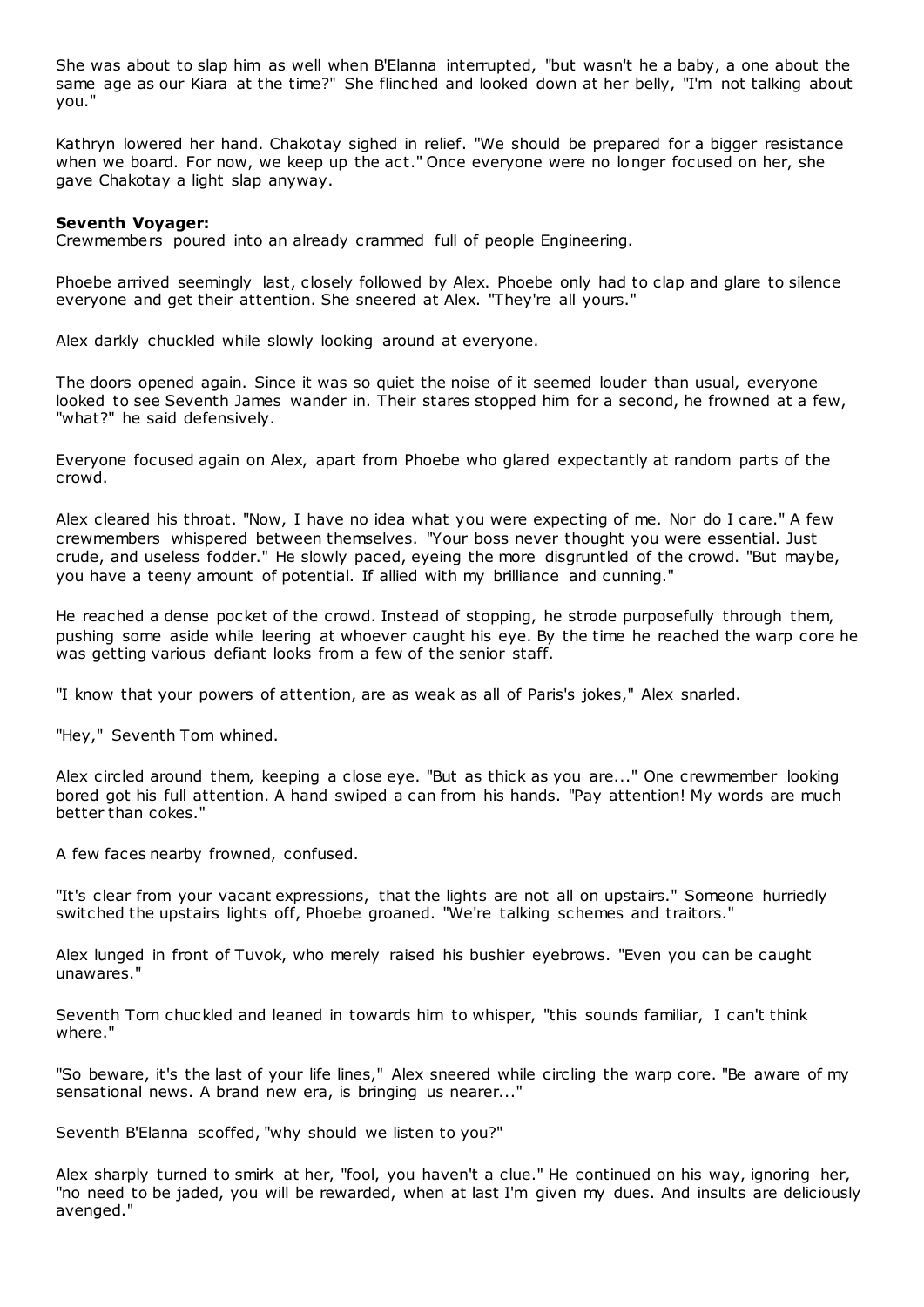She was about to slap him as well when B'Elanna interrupted, "but wasn't he a baby, a one about the same age as our Kiara at the time?" She flinched and looked down at her belly, "I'm not talking about you."

Kathryn lowered her hand. Chakotay sighed in relief. "We should be prepared for a bigger resistance when we board. For now, we keep up the act." Once everyone were no longer focused on her, she gave Chakotay a light slap anyway.

**Seventh Voyager:**

Crewmembers poured into an already crammed full of people Engineering.

Phoebe arrived seemingly last, closely followed by Alex. Phoebe only had to clap and glare to silence everyone and get their attention. She sneered at Alex. "They're all yours."

Alex darkly chuckled while slowly looking around at everyone.

The doors opened again. Since it was so quiet the noise of it seemed louder than usual, everyone looked to see Seventh James wander in. Their stares stopped him for a second, he frowned at a few, "what?" he said defensively.

Everyone focused again on Alex, apart from Phoebe who glared expectantly at random parts of the crowd.

Alex cleared his throat. "Now, I have no idea what you were expecting of me. Nor do I care." A few crewmembers whispered between themselves. "Your boss never thought you were essential. Just crude, and useless fodder." He slowly paced, eyeing the more disgruntled of the crowd. "But maybe, you have a teeny amount of potential. If allied with my brilliance and cunning."

He reached a dense pocket of the crowd. Instead of stopping, he strode purposefully through them, pushing some aside while leering at whoever caught his eye. By the time he reached the warp core he was getting various defiant looks from a few of the senior staff.

"I know that your powers of attention, are as weak as all of Paris's jokes," Alex snarled.

"Hey," Seventh Tom whined.

Alex circled around them, keeping a close eye. "But as thick as you are..." One crewmember looking bored got his full attention. A hand swiped a can from his hands. "Pay attention! My words are much better than cokes."

A few faces nearby frowned, confused.

"It's clear from your vacant expressions, that the lights are not all on upstairs." Someone hurriedly switched the upstairs lights off, Phoebe groaned. "We're talking schemes and traitors."

Alex lunged in front of Tuvok, who merely raised his bushier eyebrows. "Even you can be caught unawares."

Seventh Tom chuckled and leaned in towards him to whisper, "this sounds familiar, I can't think where."

"So beware, it's the last of your life lines," Alex sneered while circling the warp core. "Be aware of my sensational news. A brand new era, is bringing us nearer..."

Seventh B'Elanna scoffed, "why should we listen to you?"

Alex sharply turned to smirk at her, "fool, you haven't a clue." He continued on his way, ignoring her, "no need to be jaded, you will be rewarded, when at last I'm given my dues. And insults are deliciously avenged."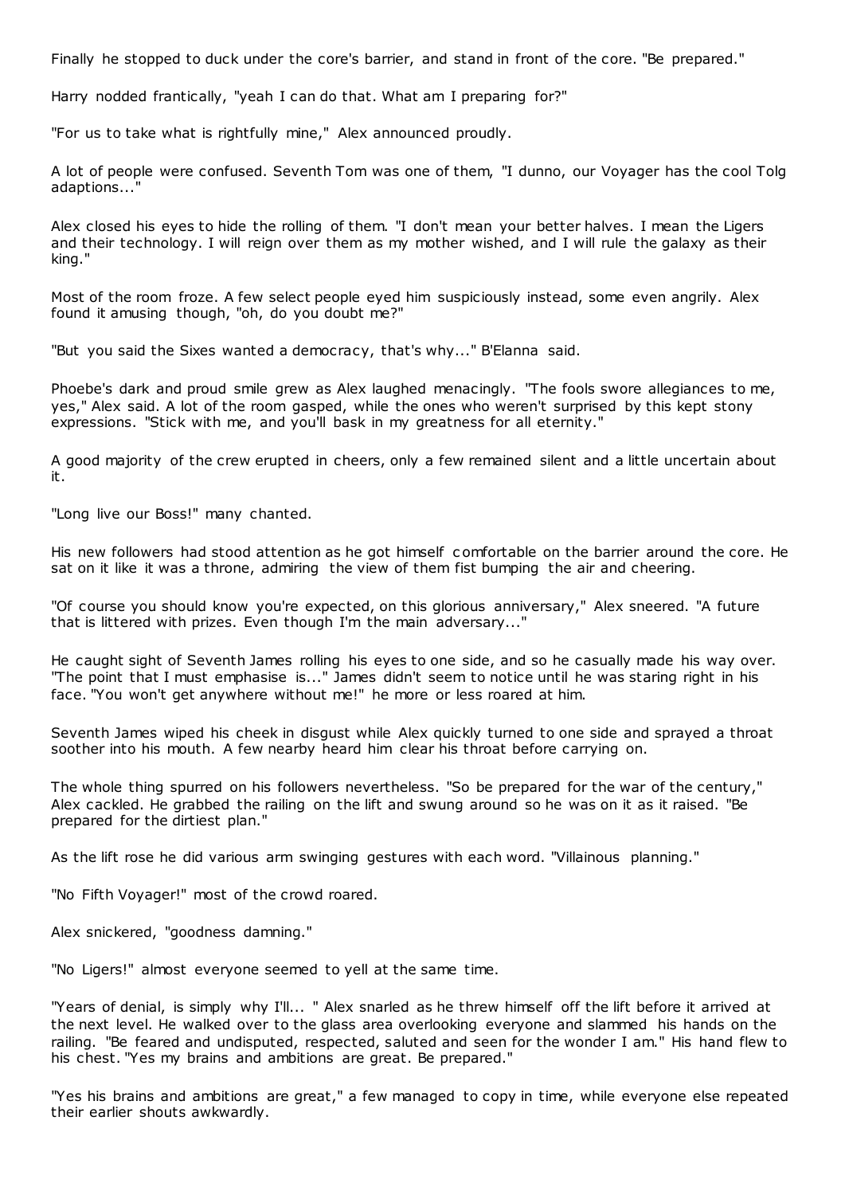Finally he stopped to duck under the core's barrier, and stand in front of the core. "Be prepared."

Harry nodded frantically, "yeah I can do that. What am I preparing for?"

"For us to take what is rightfully mine," Alex announced proudly.

A lot of people were confused. Seventh Tom was one of them, "I dunno, our Voyager has the cool Tolg adaptions..."

Alex closed his eyes to hide the rolling of them. "I don't mean your better halves. I mean the Ligers and their technology. I will reign over them as my mother wished, and I will rule the galaxy as their king."

Most of the room froze. A few select people eyed him suspiciously instead, some even angrily. Alex found it amusing though, "oh, do you doubt me?"

"But you said the Sixes wanted a democracy, that's why..." B'Elanna said.

Phoebe's dark and proud smile grew as Alex laughed menacingly. "The fools swore allegiances to me, yes," Alex said. A lot of the room gasped, while the ones who weren't surprised by this kept stony expressions. "Stick with me, and you'll bask in my greatness for all eternity."

A good majority of the crew erupted in cheers, only a few remained silent and a little uncertain about it.

"Long live our Boss!" many chanted.

His new followers had stood attention as he got himself comfortable on the barrier around the core. He sat on it like it was a throne, admiring the view of them fist bumping the air and cheering.

"Of course you should know you're expected, on this glorious anniversary," Alex sneered. "A future that is littered with prizes. Even though I'm the main adversary..."

He caught sight of Seventh James rolling his eyes to one side, and so he casually made his way over. "The point that I must emphasise is..." James didn't seem to notice until he was staring right in his face. "You won't get anywhere without me!" he more or less roared at him.

Seventh James wiped his cheek in disgust while Alex quickly turned to one side and sprayed a throat soother into his mouth. A few nearby heard him clear his throat before carrying on.

The whole thing spurred on his followers nevertheless. "So be prepared for the war of the century," Alex cackled. He grabbed the railing on the lift and swung around so he was on it as it raised. "Be prepared for the dirtiest plan."

As the lift rose he did various arm swinging gestures with each word. "Villainous planning."

"No Fifth Voyager!" most of the crowd roared.

Alex snickered, "goodness damning."

"No Ligers!" almost everyone seemed to yell at the same time.

"Years of denial, is simply why I'll... " Alex snarled as he threw himself off the lift before it arrived at the next level. He walked over to the glass area overlooking everyone and slammed his hands on the railing. "Be feared and undisputed, respected, saluted and seen for the wonder I am." His hand flew to his chest. "Yes my brains and ambitions are great. Be prepared."

"Yes his brains and ambitions are great," a few managed to copy in time, while everyone else repeated their earlier shouts awkwardly.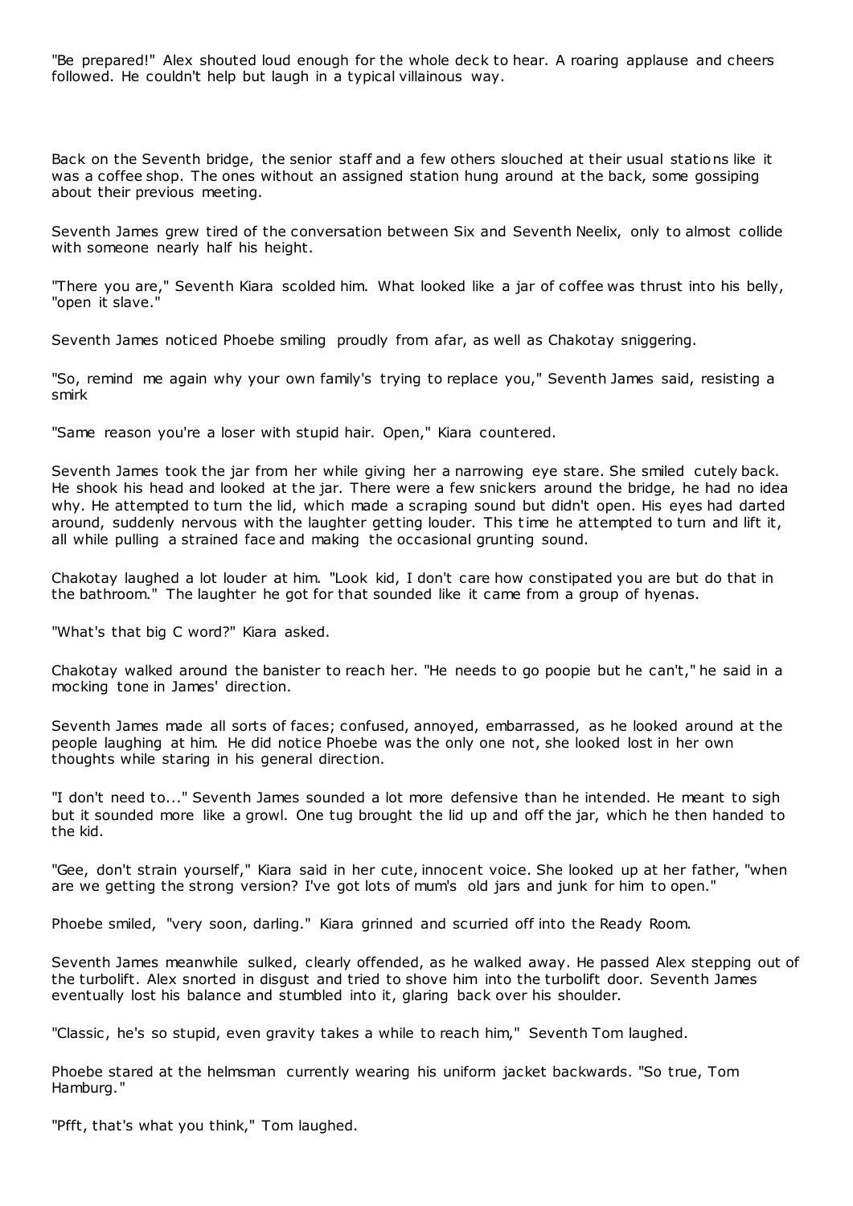"Be prepared!" Alex shouted loud enough for the whole deck to hear. A roaring applause and cheers followed. He couldn't help but laugh in a typical villainous way.

Back on the Seventh bridge, the senior staff and a few others slouched at their usual stations like it was a coffee shop. The ones without an assigned station hung around at the back, some gossiping about their previous meeting.

Seventh James grew tired of the conversation between Six and Seventh Neelix, only to almost collide with someone nearly half his height.

"There you are," Seventh Kiara scolded him. What looked like a jar of coffee was thrust into his belly, "open it slave."

Seventh James noticed Phoebe smiling proudly from afar, as well as Chakotay sniggering.

"So, remind me again why your own family's trying to replace you," Seventh James said, resisting a smirk

"Same reason you're a loser with stupid hair. Open," Kiara countered.

Seventh James took the jar from her while giving her a narrowing eye stare. She smiled cutely back. He shook his head and looked at the jar. There were a few snickers around the bridge, he had no idea why. He attempted to turn the lid, which made a scraping sound but didn't open. His eyes had darted around, suddenly nervous with the laughter getting louder. This time he attempted to turn and lift it, all while pulling a strained face and making the occasional grunting sound.

Chakotay laughed a lot louder at him. "Look kid, I don't care how constipated you are but do that in the bathroom." The laughter he got for that sounded like it came from a group of hyenas.

"What's that big C word?" Kiara asked.

Chakotay walked around the banister to reach her. "He needs to go poopie but he can't," he said in a mocking tone in James' direction.

Seventh James made all sorts of faces; confused, annoyed, embarrassed, as he looked around at the people laughing at him. He did notice Phoebe was the only one not, she looked lost in her own thoughts while staring in his general direction.

"I don't need to..." Seventh James sounded a lot more defensive than he intended. He meant to sigh but it sounded more like a growl. One tug brought the lid up and off the jar, which he then handed to the kid.

"Gee, don't strain yourself," Kiara said in her cute, innocent voice. She looked up at her father, "when are we getting the strong version? I've got lots of mum's old jars and junk for him to open."

Phoebe smiled, "very soon, darling." Kiara grinned and scurried off into the Ready Room.

Seventh James meanwhile sulked, clearly offended, as he walked away. He passed Alex stepping out of the turbolift. Alex snorted in disgust and tried to shove him into the turbolift door. Seventh James eventually lost his balance and stumbled into it, glaring back over his shoulder.

"Classic, he's so stupid, even gravity takes a while to reach him," Seventh Tom laughed.

Phoebe stared at the helmsman currently wearing his uniform jacket backwards. "So true, Tom Hamburg."

"Pfft, that's what you think," Tom laughed.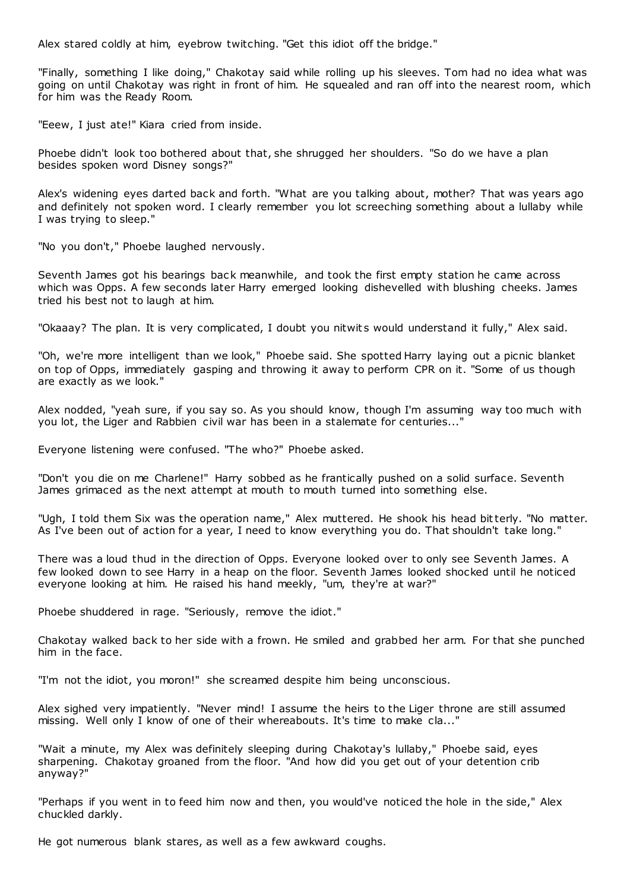Alex stared coldly at him, eyebrow twitching. "Get this idiot off the bridge."

"Finally, something I like doing," Chakotay said while rolling up his sleeves. Tom had no idea what was going on until Chakotay was right in front of him. He squealed and ran off into the nearest room, which for him was the Ready Room.

"Eeew, I just ate!" Kiara cried from inside.

Phoebe didn't look too bothered about that, she shrugged her shoulders. "So do we have a plan besides spoken word Disney songs?"

Alex's widening eyes darted back and forth. "What are you talking about, mother? That was years ago and definitely not spoken word. I clearly remember you lot screeching something about a lullaby while I was trying to sleep."

"No you don't," Phoebe laughed nervously.

Seventh James got his bearings back meanwhile, and took the first empty station he came across which was Opps. A few seconds later Harry emerged looking dishevelled with blushing cheeks. James tried his best not to laugh at him.

"Okaaay? The plan. It is very complicated, I doubt you nitwits would understand it fully," Alex said.

"Oh, we're more intelligent than we look," Phoebe said. She spotted Harry laying out a picnic blanket on top of Opps, immediately gasping and throwing it away to perform CPR on it. "Some of us though are exactly as we look."

Alex nodded, "yeah sure, if you say so. As you should know, though I'm assuming way too much with you lot, the Liger and Rabbien civil war has been in a stalemate for centuries..."

Everyone listening were confused. "The who?" Phoebe asked.

"Don't you die on me Charlene!" Harry sobbed as he frantically pushed on a solid surface. Seventh James grimaced as the next attempt at mouth to mouth turned into something else.

"Ugh, I told them Six was the operation name," Alex muttered. He shook his head bitterly. "No matter. As I've been out of action for a year, I need to know everything you do. That shouldn't take long."

There was a loud thud in the direction of Opps. Everyone looked over to only see Seventh James. A few looked down to see Harry in a heap on the floor. Seventh James looked shocked until he noticed everyone looking at him. He raised his hand meekly, "um, they're at war?"

Phoebe shuddered in rage. "Seriously, remove the idiot."

Chakotay walked back to her side with a frown. He smiled and grabbed her arm. For that she punched him in the face.

"I'm not the idiot, you moron!" she screamed despite him being unconscious.

Alex sighed very impatiently. "Never mind! I assume the heirs to the Liger throne are still assumed missing. Well only I know of one of their whereabouts. It's time to make cla..."

"Wait a minute, my Alex was definitely sleeping during Chakotay's lullaby," Phoebe said, eyes sharpening. Chakotay groaned from the floor. "And how did you get out of your detention crib anyway?"

"Perhaps if you went in to feed him now and then, you would've noticed the hole in the side," Alex chuckled darkly.

He got numerous blank stares, as well as a few awkward coughs.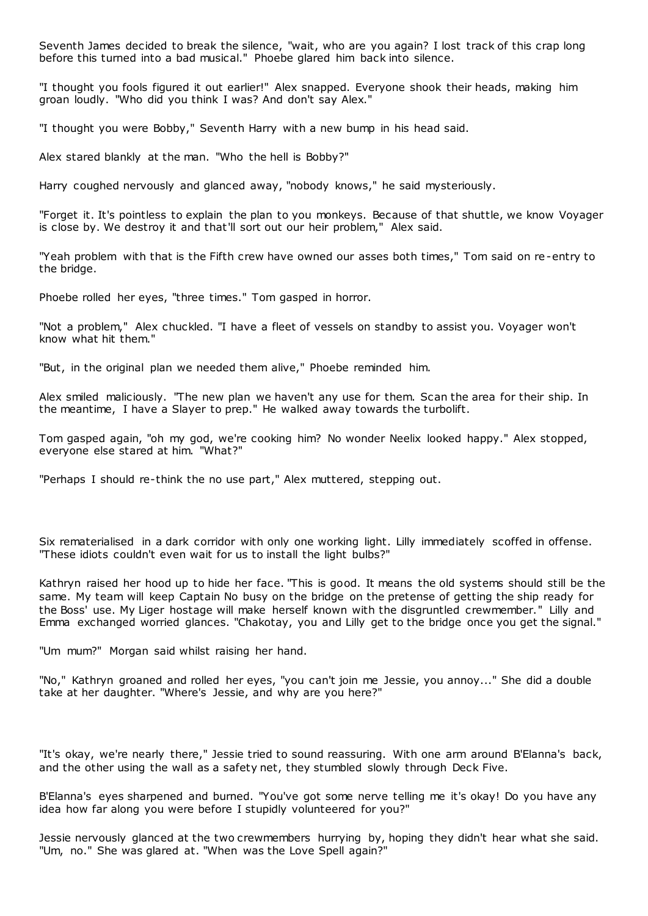Seventh James decided to break the silence, "wait, who are you again? I lost track of this crap long before this turned into a bad musical." Phoebe glared him back into silence.

"I thought you fools figured it out earlier!" Alex snapped. Everyone shook their heads, making him groan loudly. "Who did you think I was? And don't say Alex."

"I thought you were Bobby," Seventh Harry with a new bump in his head said.

Alex stared blankly at the man. "Who the hell is Bobby?"

Harry coughed nervously and glanced away, "nobody knows," he said mysteriously.

"Forget it. It's pointless to explain the plan to you monkeys. Because of that shuttle, we know Voyager is close by. We destroy it and that'll sort out our heir problem," Alex said.

"Yeah problem with that is the Fifth crew have owned our asses both times," Tom said on re-entry to the bridge.

Phoebe rolled her eyes, "three times." Tom gasped in horror.

"Not a problem," Alex chuckled. "I have a fleet of vessels on standby to assist you. Voyager won't know what hit them."

"But, in the original plan we needed them alive," Phoebe reminded him.

Alex smiled maliciously. "The new plan we haven't any use for them. Scan the area for their ship. In the meantime, I have a Slayer to prep." He walked away towards the turbolift.

Tom gasped again, "oh my god, we're cooking him? No wonder Neelix looked happy." Alex stopped, everyone else stared at him. "What?"

"Perhaps I should re-think the no use part," Alex muttered, stepping out.

Six rematerialised in a dark corridor with only one working light. Lilly immediately scoffed in offense. "These idiots couldn't even wait for us to install the light bulbs?"

Kathryn raised her hood up to hide her face. "This is good. It means the old systems should still be the same. My team will keep Captain No busy on the bridge on the pretense of getting the ship ready for the Boss' use. My Liger hostage will make herself known with the disgruntled crewmember." Lilly and Emma exchanged worried glances. "Chakotay, you and Lilly get to the bridge once you get the signal."

"Um mum?" Morgan said whilst raising her hand.

"No," Kathryn groaned and rolled her eyes, "you can't join me Jessie, you annoy..." She did a double take at her daughter. "Where's Jessie, and why are you here?"

"It's okay, we're nearly there," Jessie tried to sound reassuring. With one arm around B'Elanna's back, and the other using the wall as a safety net, they stumbled slowly through Deck Five.

B'Elanna's eyes sharpened and burned. "You've got some nerve telling me it's okay! Do you have any idea how far along you were before I stupidly volunteered for you?"

Jessie nervously glanced at the two crewmembers hurrying by, hoping they didn't hear what she said. "Um, no." She was glared at. "When was the Love Spell again?"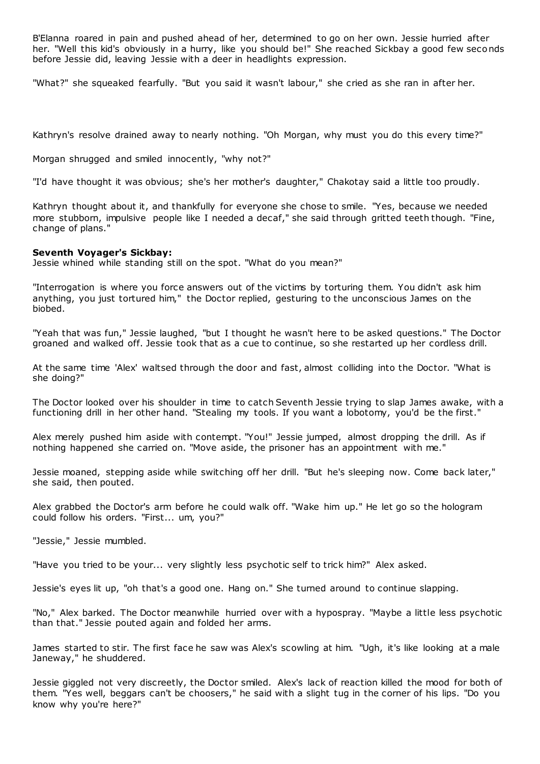B'Elanna roared in pain and pushed ahead of her, determined to go on her own. Jessie hurried after her. "Well this kid's obviously in a hurry, like you should be!" She reached Sickbay a good few seconds before Jessie did, leaving Jessie with a deer in headlights expression.

"What?" she squeaked fearfully. "But you said it wasn't labour," she cried as she ran in after her.

Kathryn's resolve drained away to nearly nothing. "Oh Morgan, why must you do this every time?"

Morgan shrugged and smiled innocently, "why not?"

"I'd have thought it was obvious; she's her mother's daughter," Chakotay said a little too proudly.

Kathryn thought about it, and thankfully for everyone she chose to smile. "Yes, because we needed more stubborn, impulsive people like I needed a decaf," she said through gritted teeth though. "Fine, change of plans."

**Seventh Voyager's Sickbay:**
Jessie whined while standing still on the spot. "What do you mean?"

"Interrogation is where you force answers out of the victims by torturing them. You didn't ask him anything, you just tortured him," the Doctor replied, gesturing to the unconscious James on the biobed.

"Yeah that was fun," Jessie laughed, "but I thought he wasn't here to be asked questions." The Doctor groaned and walked off. Jessie took that as a cue to continue, so she restarted up her cordless drill.

At the same time 'Alex' waltsed through the door and fast, almost colliding into the Doctor. "What is she doing?"

The Doctor looked over his shoulder in time to catch Seventh Jessie trying to slap James awake, with a functioning drill in her other hand. "Stealing my tools. If you want a lobotomy, you'd be the first."

Alex merely pushed him aside with contempt. "You!" Jessie jumped, almost dropping the drill. As if nothing happened she carried on. "Move aside, the prisoner has an appointment with me."

Jessie moaned, stepping aside while switching off her drill. "But he's sleeping now. Come back later," she said, then pouted.

Alex grabbed the Doctor's arm before he could walk off. "Wake him up." He let go so the hologram could follow his orders. "First... um, you?"

"Jessie," Jessie mumbled.

"Have you tried to be your... very slightly less psychotic self to trick him?" Alex asked.

Jessie's eyes lit up, "oh that's a good one. Hang on." She turned around to continue slapping.

"No," Alex barked. The Doctor meanwhile hurried over with a hypospray. "Maybe a little less psychotic than that." Jessie pouted again and folded her arms.

James started to stir. The first face he saw was Alex's scowling at him. "Ugh, it's like looking at a male Janeway," he shuddered.

Jessie giggled not very discreetly, the Doctor smiled. Alex's lack of reaction killed the mood for both of them. "Yes well, beggars can't be choosers," he said with a slight tug in the corner of his lips. "Do you know why you're here?"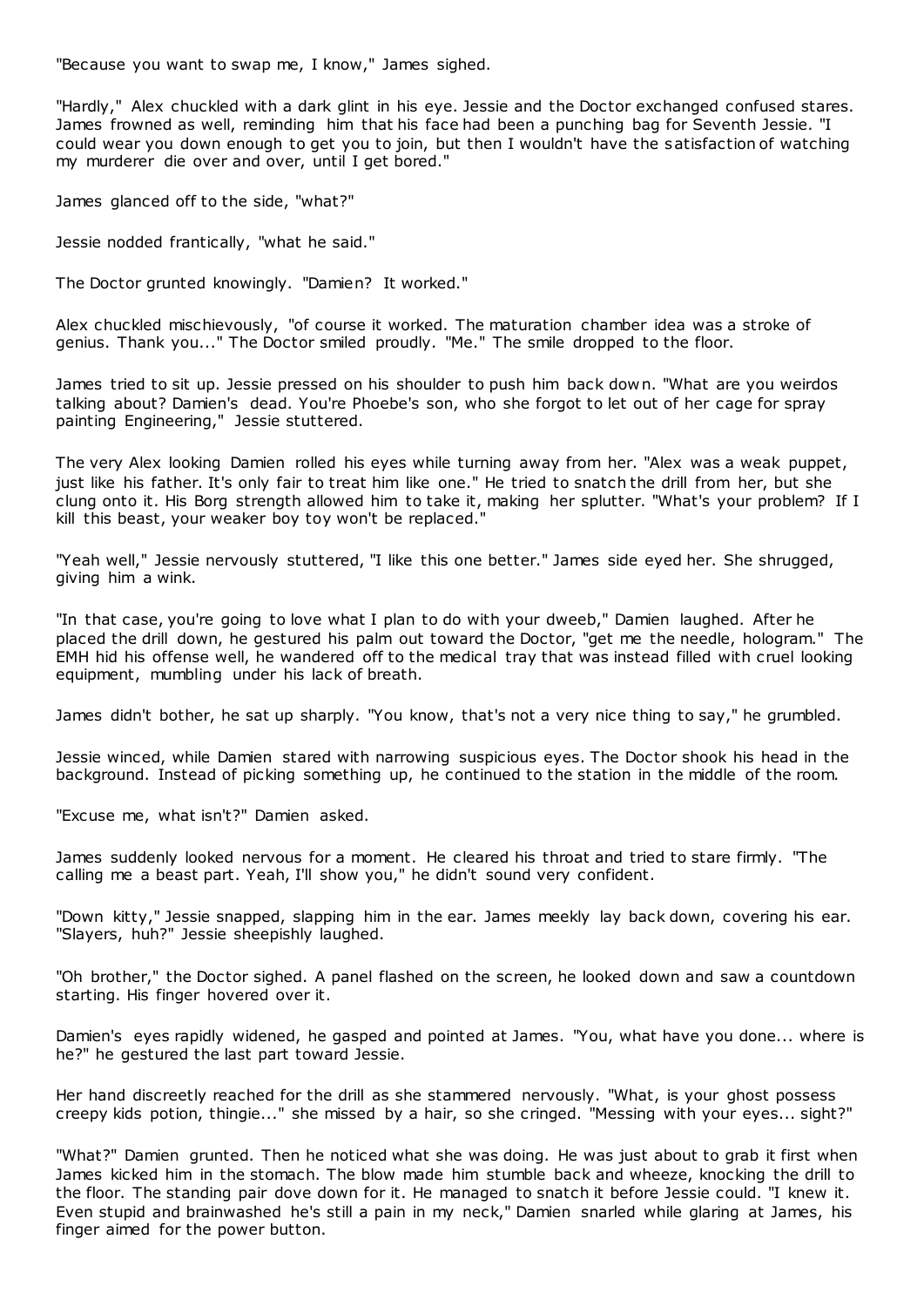"Because you want to swap me, I know," James sighed.

"Hardly," Alex chuckled with a dark glint in his eye. Jessie and the Doctor exchanged confused stares. James frowned as well, reminding him that his face had been a punching bag for Seventh Jessie. "I could wear you down enough to get you to join, but then I wouldn't have the satisfaction of watching my murderer die over and over, until I get bored."

James glanced off to the side, "what?"

Jessie nodded frantically, "what he said."

The Doctor grunted knowingly. "Damien? It worked."

Alex chuckled mischievously, "of course it worked. The maturation chamber idea was a stroke of genius. Thank you..." The Doctor smiled proudly. "Me." The smile dropped to the floor.

James tried to sit up. Jessie pressed on his shoulder to push him back down. "What are you weirdos talking about? Damien's dead. You're Phoebe's son, who she forgot to let out of her cage for spray painting Engineering," Jessie stuttered.

The very Alex looking Damien rolled his eyes while turning away from her. "Alex was a weak puppet, just like his father. It's only fair to treat him like one." He tried to snatch the drill from her, but she clung onto it. His Borg strength allowed him to take it, making her splutter. "What's your problem? If I kill this beast, your weaker boy toy won't be replaced."

"Yeah well," Jessie nervously stuttered, "I like this one better." James side eyed her. She shrugged, giving him a wink.

"In that case, you're going to love what I plan to do with your dweeb," Damien laughed. After he placed the drill down, he gestured his palm out toward the Doctor, "get me the needle, hologram." The EMH hid his offense well, he wandered off to the medical tray that was instead filled with cruel looking equipment, mumbling under his lack of breath.

James didn't bother, he sat up sharply. "You know, that's not a very nice thing to say," he grumbled.

Jessie winced, while Damien stared with narrowing suspicious eyes. The Doctor shook his head in the background. Instead of picking something up, he continued to the station in the middle of the room.

"Excuse me, what isn't?" Damien asked.

James suddenly looked nervous for a moment. He cleared his throat and tried to stare firmly. "The calling me a beast part. Yeah, I'll show you," he didn't sound very confident.

"Down kitty," Jessie snapped, slapping him in the ear. James meekly lay back down, covering his ear. "Slayers, huh?" Jessie sheepishly laughed.

"Oh brother," the Doctor sighed. A panel flashed on the screen, he looked down and saw a countdown starting. His finger hovered over it.

Damien's eyes rapidly widened, he gasped and pointed at James. "You, what have you done... where is he?" he gestured the last part toward Jessie.

Her hand discreetly reached for the drill as she stammered nervously. "What, is your ghost possess creepy kids potion, thingie..." she missed by a hair, so she cringed. "Messing with your eyes... sight?"

"What?" Damien grunted. Then he noticed what she was doing. He was just about to grab it first when James kicked him in the stomach. The blow made him stumble back and wheeze, knocking the drill to the floor. The standing pair dove down for it. He managed to snatch it before Jessie could. "I knew it. Even stupid and brainwashed he's still a pain in my neck," Damien snarled while glaring at James, his finger aimed for the power button.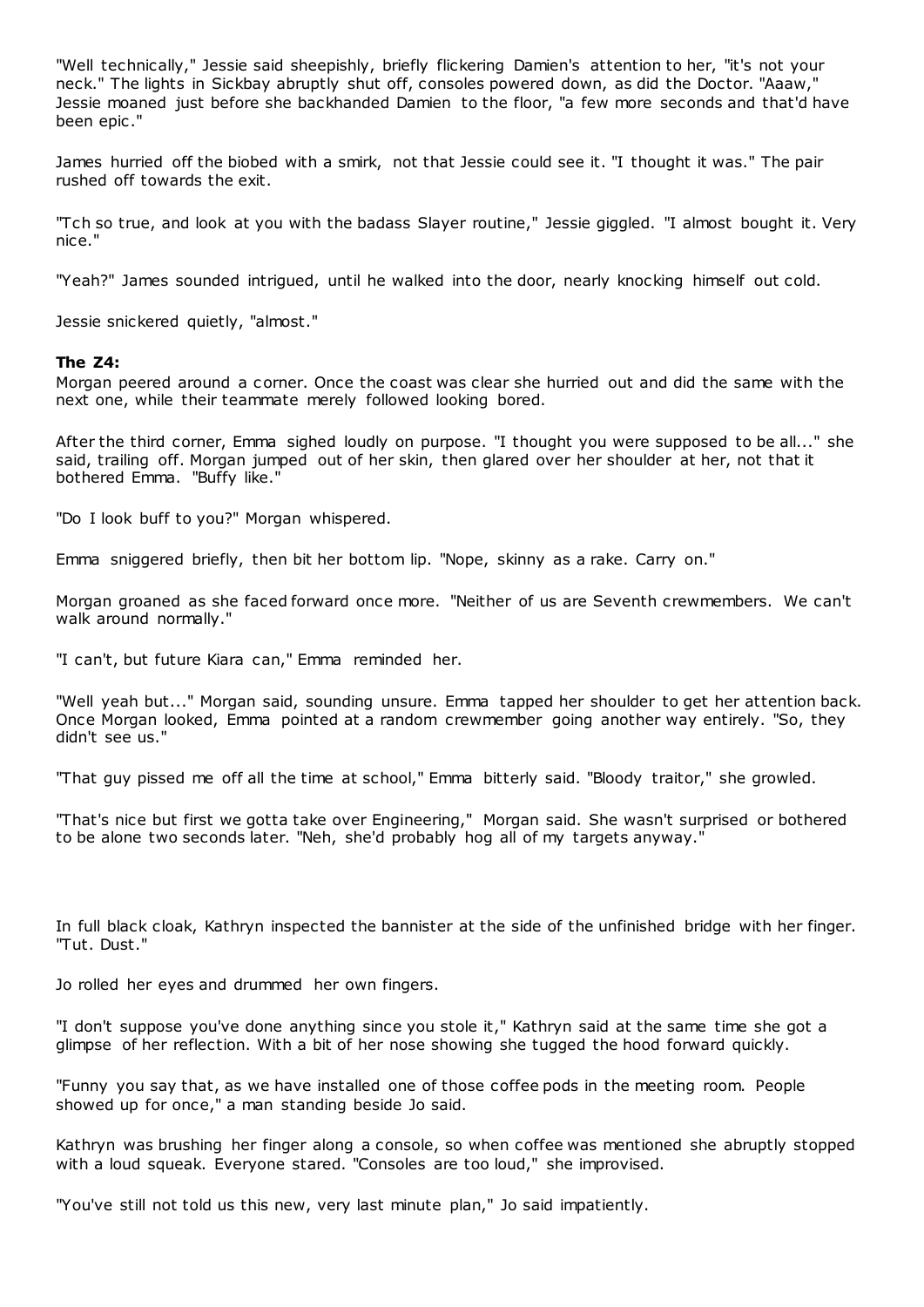"Well technically," Jessie said sheepishly, briefly flickering Damien's attention to her, "it's not your neck." The lights in Sickbay abruptly shut off, consoles powered down, as did the Doctor. "Aaaw," Jessie moaned just before she backhanded Damien to the floor, "a few more seconds and that'd have been epic."

James hurried off the biobed with a smirk, not that Jessie could see it. "I thought it was." The pair rushed off towards the exit.

"Tch so true, and look at you with the badass Slayer routine," Jessie giggled. "I almost bought it. Very nice."

"Yeah?" James sounded intrigued, until he walked into the door, nearly knocking himself out cold.

Jessie snickered quietly, "almost."

**The Z4:**

Morgan peered around a corner. Once the coast was clear she hurried out and did the same with the next one, while their teammate merely followed looking bored.

After the third corner, Emma sighed loudly on purpose. "I thought you were supposed to be all..." she said, trailing off. Morgan jumped out of her skin, then glared over her shoulder at her, not that it bothered Emma. "Buffy like."

"Do I look buff to you?" Morgan whispered.

Emma sniggered briefly, then bit her bottom lip. "Nope, skinny as a rake. Carry on."

Morgan groaned as she faced forward once more. "Neither of us are Seventh crewmembers. We can't walk around normally."

"I can't, but future Kiara can," Emma reminded her.

"Well yeah but..." Morgan said, sounding unsure. Emma tapped her shoulder to get her attention back. Once Morgan looked, Emma pointed at a random crewmember going another way entirely. "So, they didn't see us."

"That guy pissed me off all the time at school," Emma bitterly said. "Bloody traitor," she growled.

"That's nice but first we gotta take over Engineering," Morgan said. She wasn't surprised or bothered to be alone two seconds later. "Neh, she'd probably hog all of my targets anyway."

In full black cloak, Kathryn inspected the bannister at the side of the unfinished bridge with her finger. "Tut. Dust."

Jo rolled her eyes and drummed her own fingers.

"I don't suppose you've done anything since you stole it," Kathryn said at the same time she got a glimpse of her reflection. With a bit of her nose showing she tugged the hood forward quickly.

"Funny you say that, as we have installed one of those coffee pods in the meeting room. People showed up for once," a man standing beside Jo said.

Kathryn was brushing her finger along a console, so when coffee was mentioned she abruptly stopped with a loud squeak. Everyone stared. "Consoles are too loud," she improvised.

"You've still not told us this new, very last minute plan," Jo said impatiently.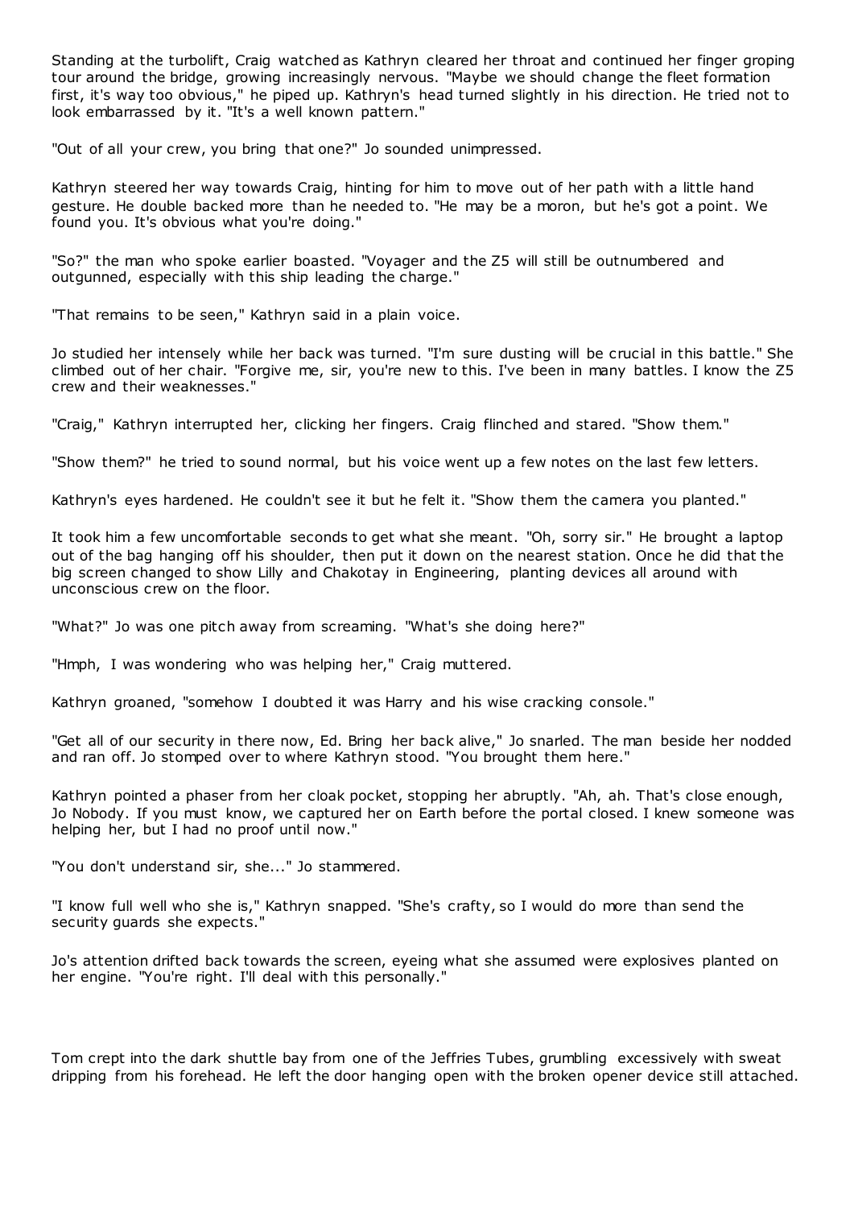Standing at the turbolift, Craig watched as Kathryn cleared her throat and continued her finger groping tour around the bridge, growing increasingly nervous. "Maybe we should change the fleet formation first, it's way too obvious," he piped up. Kathryn's head turned slightly in his direction. He tried not to look embarrassed by it. "It's a well known pattern."

"Out of all your crew, you bring that one?" Jo sounded unimpressed.

Kathryn steered her way towards Craig, hinting for him to move out of her path with a little hand gesture. He double backed more than he needed to. "He may be a moron, but he's got a point. We found you. It's obvious what you're doing."

"So?" the man who spoke earlier boasted. "Voyager and the Z5 will still be outnumbered and outgunned, especially with this ship leading the charge."

"That remains to be seen," Kathryn said in a plain voice.

Jo studied her intensely while her back was turned. "I'm sure dusting will be crucial in this battle." She climbed out of her chair. "Forgive me, sir, you're new to this. I've been in many battles. I know the Z5 crew and their weaknesses."

"Craig," Kathryn interrupted her, clicking her fingers. Craig flinched and stared. "Show them."

"Show them?" he tried to sound normal, but his voice went up a few notes on the last few letters.

Kathryn's eyes hardened. He couldn't see it but he felt it. "Show them the camera you planted."

It took him a few uncomfortable seconds to get what she meant. "Oh, sorry sir." He brought a laptop out of the bag hanging off his shoulder, then put it down on the nearest station. Once he did that the big screen changed to show Lilly and Chakotay in Engineering, planting devices all around with unconscious crew on the floor.

"What?" Jo was one pitch away from screaming. "What's she doing here?"

"Hmph, I was wondering who was helping her," Craig muttered.

Kathryn groaned, "somehow I doubted it was Harry and his wise cracking console."

"Get all of our security in there now, Ed. Bring her back alive," Jo snarled. The man beside her nodded and ran off. Jo stomped over to where Kathryn stood. "You brought them here."

Kathryn pointed a phaser from her cloak pocket, stopping her abruptly. "Ah, ah. That's close enough, Jo Nobody. If you must know, we captured her on Earth before the portal closed. I knew someone was helping her, but I had no proof until now."

"You don't understand sir, she..." Jo stammered.

"I know full well who she is," Kathryn snapped. "She's crafty, so I would do more than send the security guards she expects."

Jo's attention drifted back towards the screen, eyeing what she assumed were explosives planted on her engine. "You're right. I'll deal with this personally."

Tom crept into the dark shuttle bay from one of the Jeffries Tubes, grumbling excessively with sweat dripping from his forehead. He left the door hanging open with the broken opener device still attached.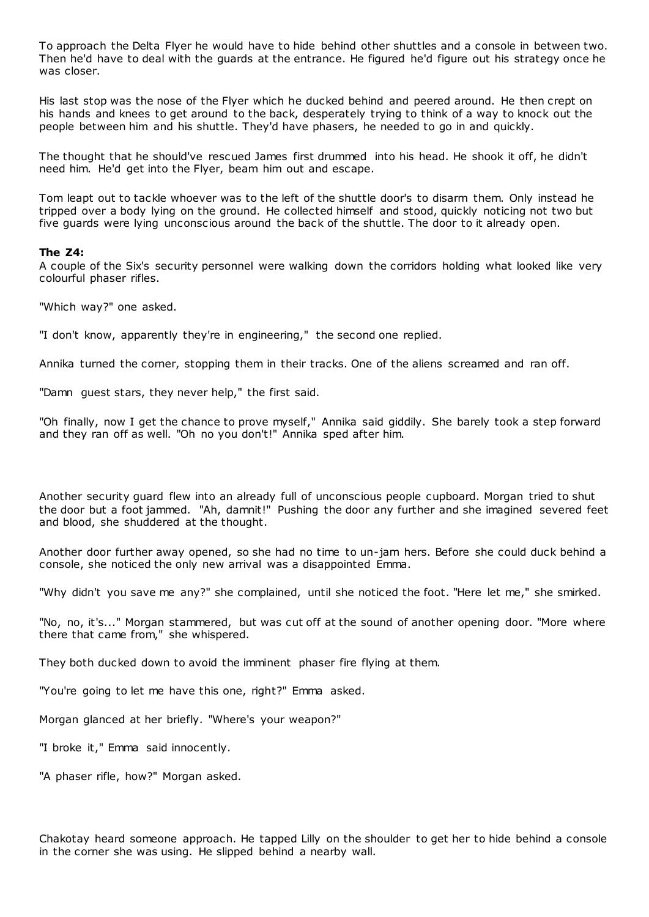To approach the Delta Flyer he would have to hide behind other shuttles and a console in between two. Then he'd have to deal with the guards at the entrance. He figured he'd figure out his strategy once he was closer.

His last stop was the nose of the Flyer which he ducked behind and peered around. He then crept on his hands and knees to get around to the back, desperately trying to think of a way to knock out the people between him and his shuttle. They'd have phasers, he needed to go in and quickly.

The thought that he should've rescued James first drummed into his head. He shook it off, he didn't need him. He'd get into the Flyer, beam him out and escape.

Tom leapt out to tackle whoever was to the left of the shuttle door's to disarm them. Only instead he tripped over a body lying on the ground. He collected himself and stood, quickly noticing not two but five guards were lying unconscious around the back of the shuttle. The door to it already open.

**The Z4:**

A couple of the Six's security personnel were walking down the corridors holding what looked like very colourful phaser rifles.

"Which way?" one asked.

"I don't know, apparently they're in engineering," the second one replied.

Annika turned the corner, stopping them in their tracks. One of the aliens screamed and ran off.

"Damn guest stars, they never help," the first said.

"Oh finally, now I get the chance to prove myself," Annika said giddily. She barely took a step forward and they ran off as well. "Oh no you don't!" Annika sped after him.

Another security guard flew into an already full of unconscious people cupboard. Morgan tried to shut the door but a foot jammed. "Ah, damnit!" Pushing the door any further and she imagined severed feet and blood, she shuddered at the thought.

Another door further away opened, so she had no time to un-jam hers. Before she could duck behind a console, she noticed the only new arrival was a disappointed Emma.

"Why didn't you save me any?" she complained, until she noticed the foot. "Here let me," she smirked.

"No, no, it's..." Morgan stammered, but was cut off at the sound of another opening door. "More where there that came from," she whispered.

They both ducked down to avoid the imminent phaser fire flying at them.

"You're going to let me have this one, right?" Emma asked.

Morgan glanced at her briefly. "Where's your weapon?"

"I broke it," Emma said innocently.

"A phaser rifle, how?" Morgan asked.

Chakotay heard someone approach. He tapped Lilly on the shoulder to get her to hide behind a console in the corner she was using. He slipped behind a nearby wall.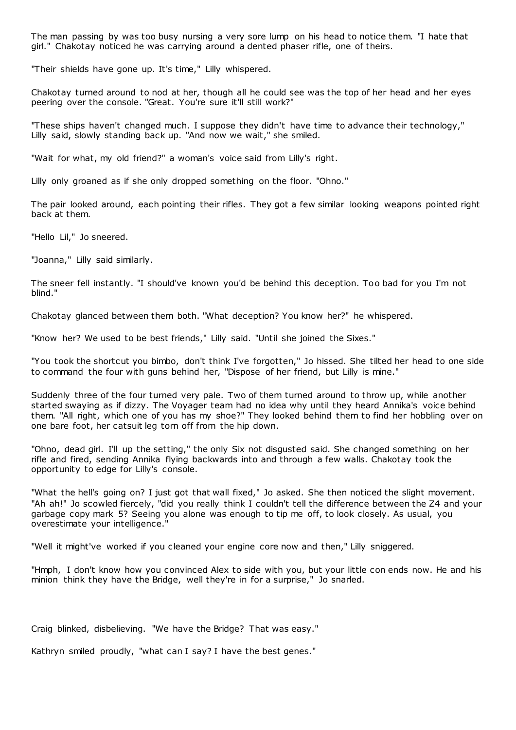The man passing by was too busy nursing a very sore lump on his head to notice them. "I hate that girl." Chakotay noticed he was carrying around a dented phaser rifle, one of theirs.

"Their shields have gone up. It's time," Lilly whispered.

Chakotay turned around to nod at her, though all he could see was the top of her head and her eyes peering over the console. "Great. You're sure it'll still work?"

"These ships haven't changed much. I suppose they didn't have time to advance their technology," Lilly said, slowly standing back up. "And now we wait," she smiled.

"Wait for what, my old friend?" a woman's voice said from Lilly's right.

Lilly only groaned as if she only dropped something on the floor. "Ohno."

The pair looked around, each pointing their rifles. They got a few similar looking weapons pointed right back at them.

"Hello Lil," Jo sneered.

"Joanna," Lilly said similarly.

The sneer fell instantly. "I should've known you'd be behind this deception. Too bad for you I'm not blind."

Chakotay glanced between them both. "What deception? You know her?" he whispered.

"Know her? We used to be best friends," Lilly said. "Until she joined the Sixes."

"You took the shortcut you bimbo, don't think I've forgotten," Jo hissed. She tilted her head to one side to command the four with guns behind her, "Dispose of her friend, but Lilly is mine."

Suddenly three of the four turned very pale. Two of them turned around to throw up, while another started swaying as if dizzy. The Voyager team had no idea why until they heard Annika's voice behind them. "All right, which one of you has my shoe?" They looked behind them to find her hobbling over on one bare foot, her catsuit leg torn off from the hip down.

"Ohno, dead girl. I'll up the setting," the only Six not disgusted said. She changed something on her rifle and fired, sending Annika flying backwards into and through a few walls. Chakotay took the opportunity to edge for Lilly's console.

"What the hell's going on? I just got that wall fixed," Jo asked. She then noticed the slight movement. "Ah ah!" Jo scowled fiercely, "did you really think I couldn't tell the difference between the Z4 and your garbage copy mark 5? Seeing you alone was enough to tip me off, to look closely. As usual, you overestimate your intelligence."

"Well it might've worked if you cleaned your engine core now and then," Lilly sniggered.

"Hmph, I don't know how you convinced Alex to side with you, but your little con ends now. He and his minion think they have the Bridge, well they're in for a surprise," Jo snarled.

Craig blinked, disbelieving. "We have the Bridge? That was easy."

Kathryn smiled proudly, "what can I say? I have the best genes."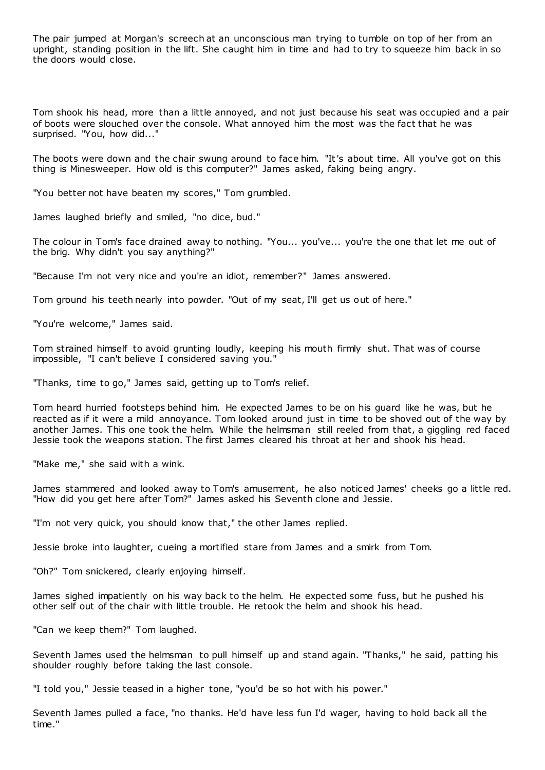The pair jumped at Morgan's screech at an unconscious man trying to tumble on top of her from an upright, standing position in the lift. She caught him in time and had to try to squeeze him back in so the doors would close.

Tom shook his head, more than a little annoyed, and not just because his seat was occupied and a pair of boots were slouched over the console. What annoyed him the most was the fact that he was surprised. "You, how did..."

The boots were down and the chair swung around to face him. "It's about time. All you've got on this thing is Minesweeper. How old is this computer?" James asked, faking being angry.

"You better not have beaten my scores," Tom grumbled.

James laughed briefly and smiled, "no dice, bud."

The colour in Tom's face drained away to nothing. "You... you've... you're the one that let me out of the brig. Why didn't you say anything?"

"Because I'm not very nice and you're an idiot, remember?" James answered.

Tom ground his teeth nearly into powder. "Out of my seat, I'll get us out of here."

"You're welcome," James said.

Tom strained himself to avoid grunting loudly, keeping his mouth firmly shut. That was of course impossible, "I can't believe I considered saving you."

"Thanks, time to go," James said, getting up to Tom's relief.

Tom heard hurried footsteps behind him. He expected James to be on his guard like he was, but he reacted as if it were a mild annoyance. Tom looked around just in time to be shoved out of the way by another James. This one took the helm. While the helmsman still reeled from that, a giggling red faced Jessie took the weapons station. The first James cleared his throat at her and shook his head.

"Make me," she said with a wink.

James stammered and looked away to Tom's amusement, he also noticed James' cheeks go a little red. "How did you get here after Tom?" James asked his Seventh clone and Jessie.

"I'm not very quick, you should know that," the other James replied.

Jessie broke into laughter, cueing a mortified stare from James and a smirk from Tom.

"Oh?" Tom snickered, clearly enjoying himself.

James sighed impatiently on his way back to the helm. He expected some fuss, but he pushed his other self out of the chair with little trouble. He retook the helm and shook his head.

"Can we keep them?" Tom laughed.

Seventh James used the helmsman to pull himself up and stand again. "Thanks," he said, patting his shoulder roughly before taking the last console.

"I told you," Jessie teased in a higher tone, "you'd be so hot with his power."

Seventh James pulled a face, "no thanks. He'd have less fun I'd wager, having to hold back all the time."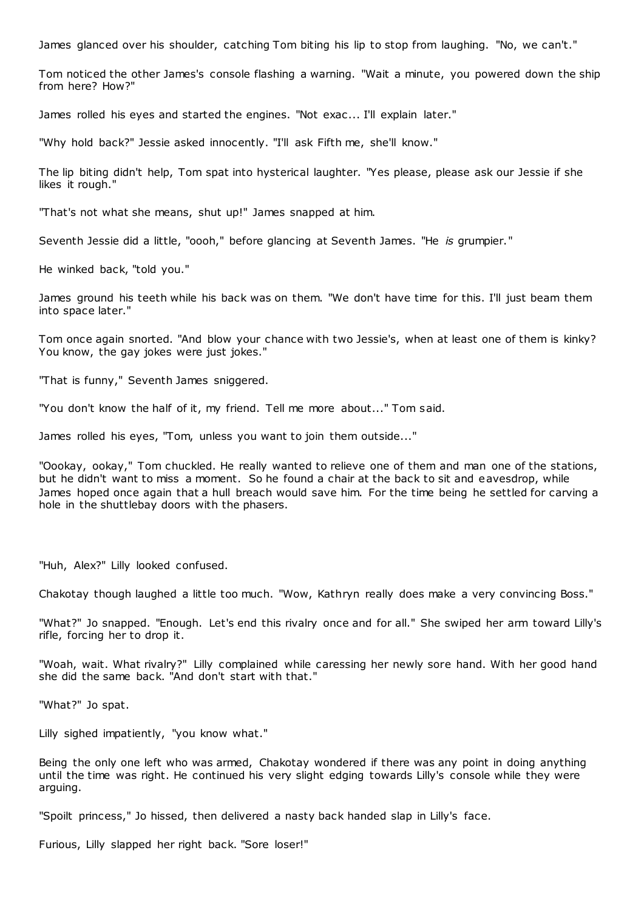James glanced over his shoulder, catching Tom biting his lip to stop from laughing. "No, we can't."

Tom noticed the other James's console flashing a warning. "Wait a minute, you powered down the ship from here? How?"

James rolled his eyes and started the engines. "Not exac... I'll explain later."

"Why hold back?" Jessie asked innocently. "I'll ask Fifth me, she'll know."

The lip biting didn't help, Tom spat into hysterical laughter. "Yes please, please ask our Jessie if she likes it rough."

"That's not what she means, shut up!" James snapped at him.

Seventh Jessie did a little, "oooh," before glancing at Seventh James. "He *is* grumpier."

He winked back, "told you."

James ground his teeth while his back was on them. "We don't have time for this. I'll just beam them into space later."

Tom once again snorted. "And blow your chance with two Jessie's, when at least one of them is kinky? You know, the gay jokes were just jokes."

"That is funny," Seventh James sniggered.

"You don't know the half of it, my friend. Tell me more about..." Tom said.

James rolled his eyes, "Tom, unless you want to join them outside..."

"Oookay, ookay," Tom chuckled. He really wanted to relieve one of them and man one of the stations, but he didn't want to miss a moment. So he found a chair at the back to sit and eavesdrop, while James hoped once again that a hull breach would save him. For the time being he settled for carving a hole in the shuttlebay doors with the phasers.

"Huh, Alex?" Lilly looked confused.

Chakotay though laughed a little too much. "Wow, Kathryn really does make a very convincing Boss."

"What?" Jo snapped. "Enough. Let's end this rivalry once and for all." She swiped her arm toward Lilly's rifle, forcing her to drop it.

"Woah, wait. What rivalry?" Lilly complained while caressing her newly sore hand. With her good hand she did the same back. "And don't start with that."

"What?" Jo spat.

Lilly sighed impatiently, "you know what."

Being the only one left who was armed, Chakotay wondered if there was any point in doing anything until the time was right. He continued his very slight edging towards Lilly's console while they were arguing.

"Spoilt princess," Jo hissed, then delivered a nasty back handed slap in Lilly's face.

Furious, Lilly slapped her right back. "Sore loser!"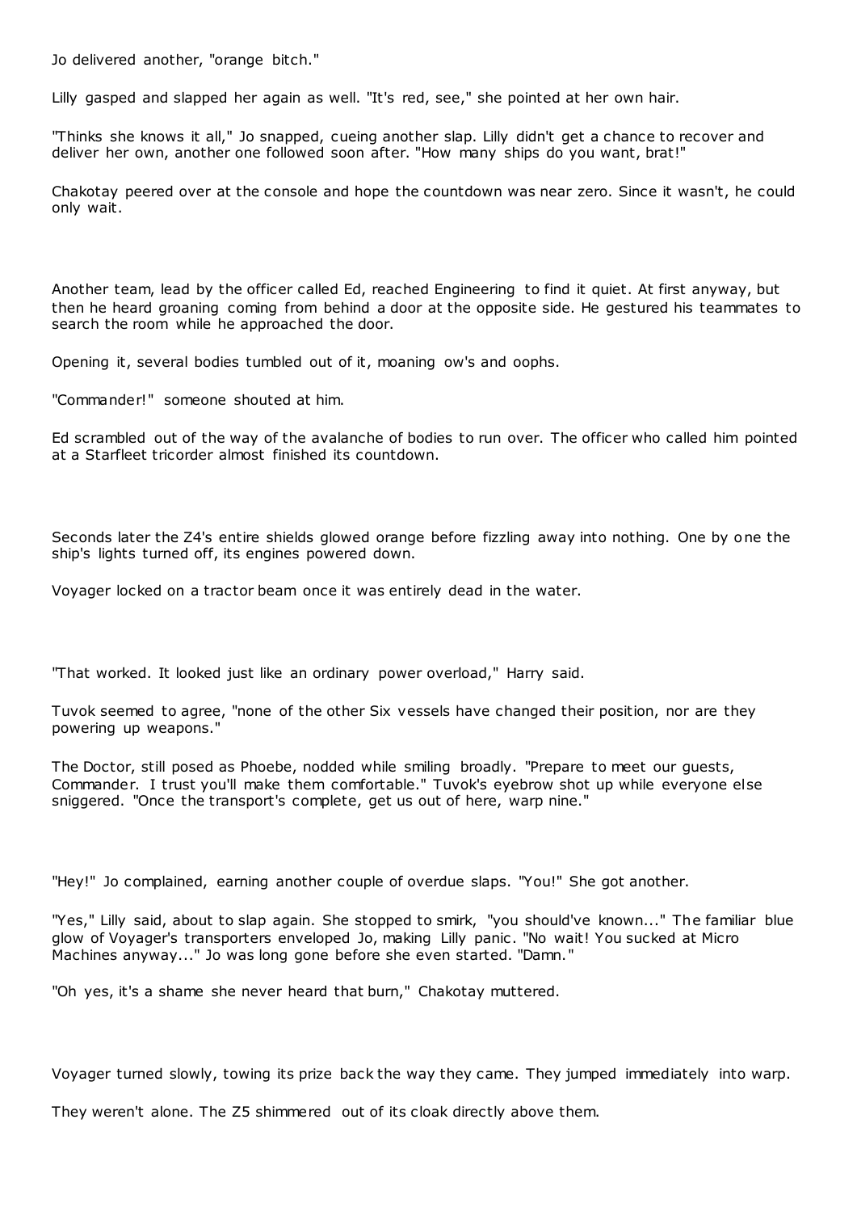Jo delivered another, "orange bitch."

Lilly gasped and slapped her again as well. "It's red, see," she pointed at her own hair.

"Thinks she knows it all," Jo snapped, cueing another slap. Lilly didn't get a chance to recover and deliver her own, another one followed soon after. "How many ships do you want, brat!"

Chakotay peered over at the console and hope the countdown was near zero. Since it wasn't, he could only wait.

Another team, lead by the officer called Ed, reached Engineering to find it quiet. At first anyway, but then he heard groaning coming from behind a door at the opposite side. He gestured his teammates to search the room while he approached the door.

Opening it, several bodies tumbled out of it, moaning ow's and oophs.

"Commander!" someone shouted at him.

Ed scrambled out of the way of the avalanche of bodies to run over. The officer who called him pointed at a Starfleet tricorder almost finished its countdown.

Seconds later the Z4's entire shields glowed orange before fizzling away into nothing. One by one the ship's lights turned off, its engines powered down.

Voyager locked on a tractor beam once it was entirely dead in the water.

"That worked. It looked just like an ordinary power overload," Harry said.

Tuvok seemed to agree, "none of the other Six vessels have changed their position, nor are they powering up weapons."

The Doctor, still posed as Phoebe, nodded while smiling broadly. "Prepare to meet our guests, Commander. I trust you'll make them comfortable." Tuvok's eyebrow shot up while everyone else sniggered. "Once the transport's complete, get us out of here, warp nine."

"Hey!" Jo complained, earning another couple of overdue slaps. "You!" She got another.

"Yes," Lilly said, about to slap again. She stopped to smirk, "you should've known..." The familiar blue glow of Voyager's transporters enveloped Jo, making Lilly panic. "No wait! You sucked at Micro Machines anyway..." Jo was long gone before she even started. "Damn."

"Oh yes, it's a shame she never heard that burn," Chakotay muttered.

Voyager turned slowly, towing its prize back the way they came. They jumped immediately into warp.

They weren't alone. The Z5 shimmered out of its cloak directly above them.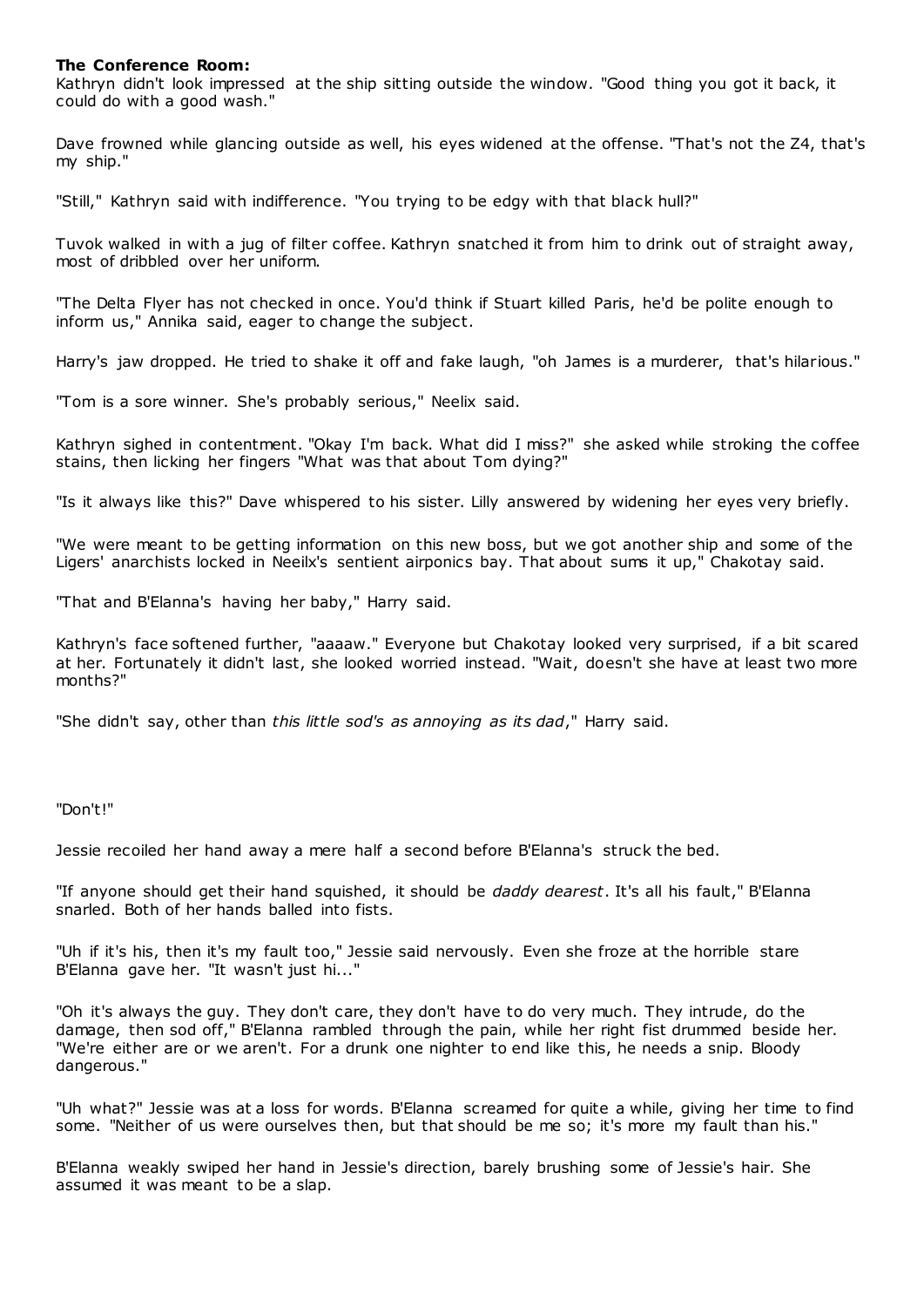**The Conference Room:**

Kathryn didn't look impressed at the ship sitting outside the window. "Good thing you got it back, it could do with a good wash."

Dave frowned while glancing outside as well, his eyes widened at the offense. "That's not the Z4, that's my ship."

"Still," Kathryn said with indifference. "You trying to be edgy with that black hull?"

Tuvok walked in with a jug of filter coffee. Kathryn snatched it from him to drink out of straight away, most of dribbled over her uniform.

"The Delta Flyer has not checked in once. You'd think if Stuart killed Paris, he'd be polite enough to inform us," Annika said, eager to change the subject.

Harry's jaw dropped. He tried to shake it off and fake laugh, "oh James is a murderer, that's hilarious."

"Tom is a sore winner. She's probably serious," Neelix said.

Kathryn sighed in contentment. "Okay I'm back. What did I miss?" she asked while stroking the coffee stains, then licking her fingers "What was that about Tom dying?"

"Is it always like this?" Dave whispered to his sister. Lilly answered by widening her eyes very briefly.

"We were meant to be getting information on this new boss, but we got another ship and some of the Ligers' anarchists locked in Neeilx's sentient airponics bay. That about sums it up," Chakotay said.

"That and B'Elanna's having her baby," Harry said.

Kathryn's face softened further, "aaaaw." Everyone but Chakotay looked very surprised, if a bit scared at her. Fortunately it didn't last, she looked worried instead. "Wait, doesn't she have at least two more months?"

"She didn't say, other than *this little sod's as annoying as its dad*," Harry said.

"Don't!"

Jessie recoiled her hand away a mere half a second before B'Elanna's struck the bed.

"If anyone should get their hand squished, it should be *daddy dearest*. It's all his fault," B'Elanna snarled. Both of her hands balled into fists.

"Uh if it's his, then it's my fault too," Jessie said nervously. Even she froze at the horrible stare B'Elanna gave her. "It wasn't just hi..."

"Oh it's always the guy. They don't care, they don't have to do very much. They intrude, do the damage, then sod off," B'Elanna rambled through the pain, while her right fist drummed beside her. "We're either are or we aren't. For a drunk one nighter to end like this, he needs a snip. Bloody dangerous."

"Uh what?" Jessie was at a loss for words. B'Elanna screamed for quite a while, giving her time to find some. "Neither of us were ourselves then, but that should be me so; it's more my fault than his."

B'Elanna weakly swiped her hand in Jessie's direction, barely brushing some of Jessie's hair. She assumed it was meant to be a slap.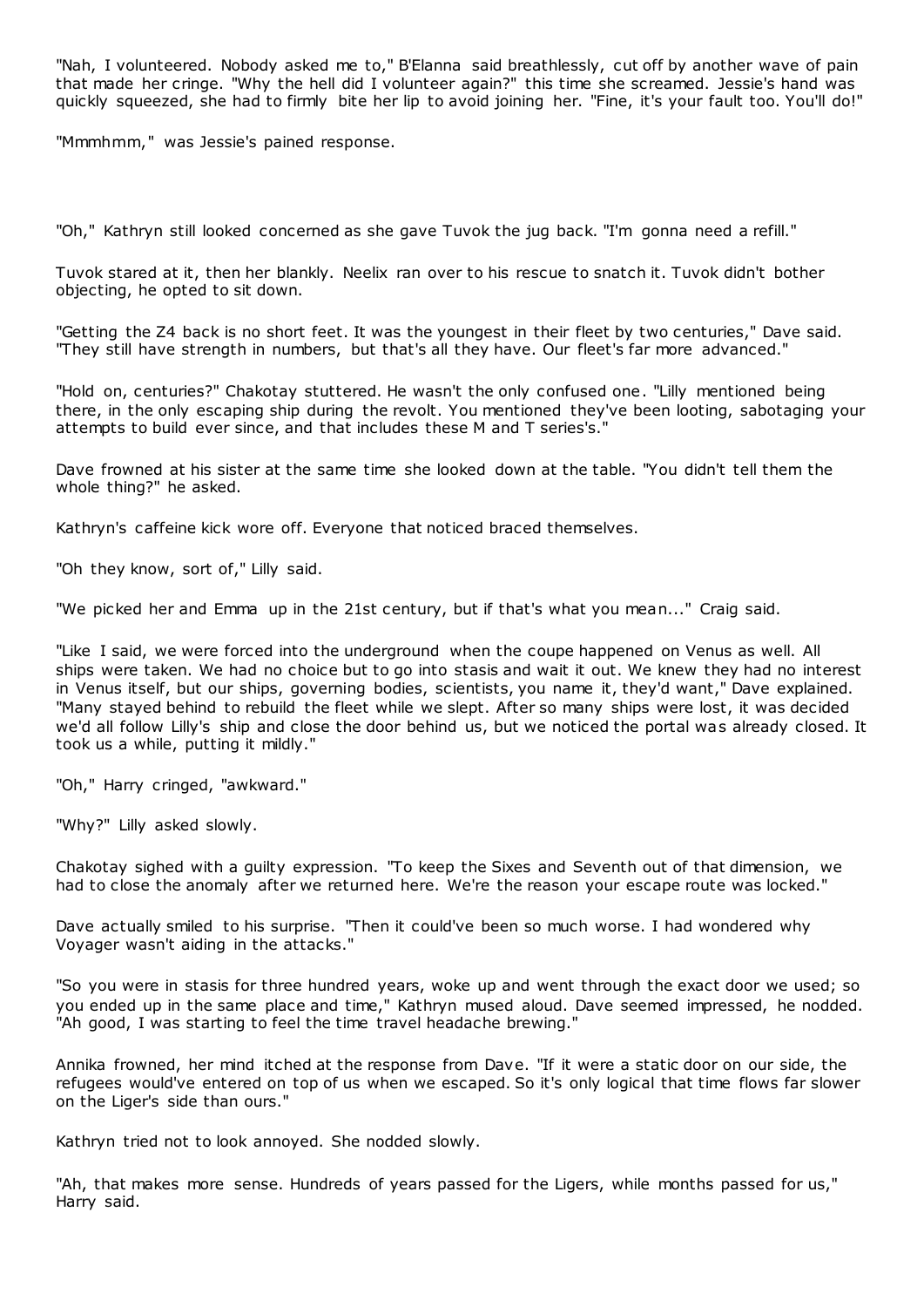"Nah, I volunteered. Nobody asked me to," B'Elanna said breathlessly, cut off by another wave of pain that made her cringe. "Why the hell did I volunteer again?" this time she screamed. Jessie's hand was quickly squeezed, she had to firmly bite her lip to avoid joining her. "Fine, it's your fault too. You'll do!"

"Mmmhmm," was Jessie's pained response.

"Oh," Kathryn still looked concerned as she gave Tuvok the jug back. "I'm gonna need a refill."

Tuvok stared at it, then her blankly. Neelix ran over to his rescue to snatch it. Tuvok didn't bother objecting, he opted to sit down.

"Getting the Z4 back is no short feet. It was the youngest in their fleet by two centuries," Dave said. "They still have strength in numbers, but that's all they have. Our fleet's far more advanced."

"Hold on, centuries?" Chakotay stuttered. He wasn't the only confused one. "Lilly mentioned being there, in the only escaping ship during the revolt. You mentioned they've been looting, sabotaging your attempts to build ever since, and that includes these M and T series's."

Dave frowned at his sister at the same time she looked down at the table. "You didn't tell them the whole thing?" he asked.

Kathryn's caffeine kick wore off. Everyone that noticed braced themselves.

"Oh they know, sort of," Lilly said.

"We picked her and Emma up in the 21st century, but if that's what you mean..." Craig said.

"Like I said, we were forced into the underground when the coupe happened on Venus as well. All ships were taken. We had no choice but to go into stasis and wait it out. We knew they had no interest in Venus itself, but our ships, governing bodies, scientists, you name it, they'd want," Dave explained. "Many stayed behind to rebuild the fleet while we slept. After so many ships were lost, it was decided we'd all follow Lilly's ship and close the door behind us, but we noticed the portal was already closed. It took us a while, putting it mildly."

"Oh," Harry cringed, "awkward."

"Why?" Lilly asked slowly.

Chakotay sighed with a guilty expression. "To keep the Sixes and Seventh out of that dimension, we had to close the anomaly after we returned here. We're the reason your escape route was locked."

Dave actually smiled to his surprise. "Then it could've been so much worse. I had wondered why Voyager wasn't aiding in the attacks."

"So you were in stasis for three hundred years, woke up and went through the exact door we used; so you ended up in the same place and time," Kathryn mused aloud. Dave seemed impressed, he nodded. "Ah good, I was starting to feel the time travel headache brewing."

Annika frowned, her mind itched at the response from Dave. "If it were a static door on our side, the refugees would've entered on top of us when we escaped. So it's only logical that time flows far slower on the Liger's side than ours."

Kathryn tried not to look annoyed. She nodded slowly.

"Ah, that makes more sense. Hundreds of years passed for the Ligers, while months passed for us," Harry said.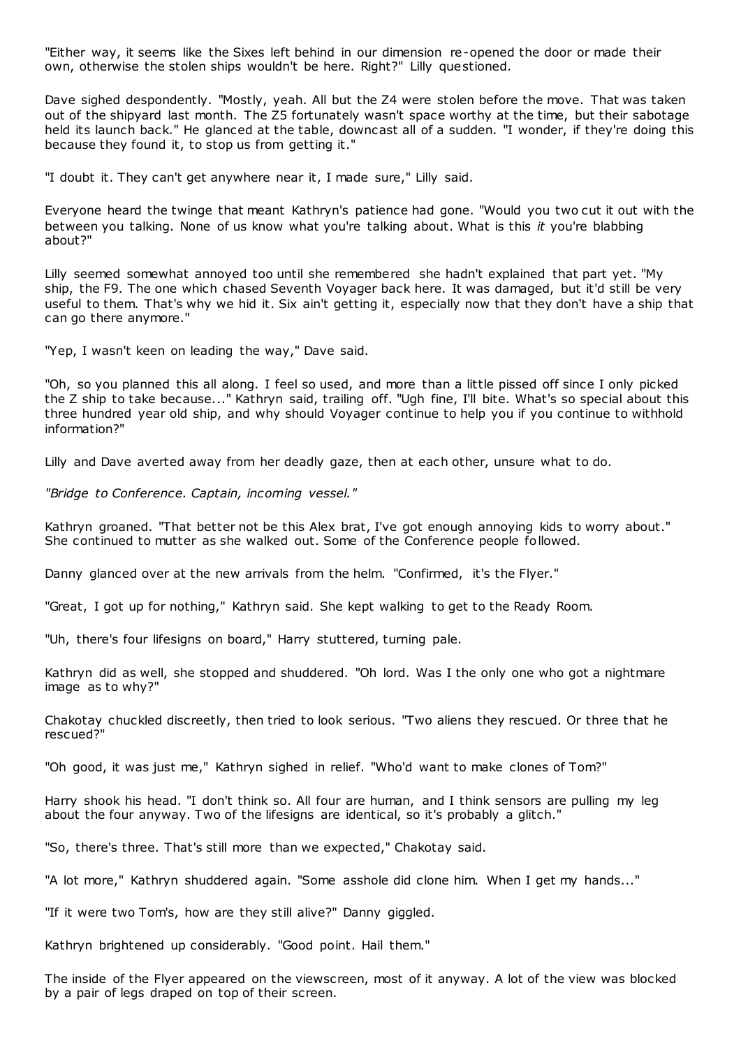"Either way, it seems like the Sixes left behind in our dimension re-opened the door or made their own, otherwise the stolen ships wouldn't be here. Right?" Lilly questioned.

Dave sighed despondently. "Mostly, yeah. All but the Z4 were stolen before the move. That was taken out of the shipyard last month. The Z5 fortunately wasn't space worthy at the time, but their sabotage held its launch back." He glanced at the table, downcast all of a sudden. "I wonder, if they're doing this because they found it, to stop us from getting it."

"I doubt it. They can't get anywhere near it, I made sure," Lilly said.

Everyone heard the twinge that meant Kathryn's patience had gone. "Would you two cut it out with the between you talking. None of us know what you're talking about. What is this *it* you're blabbing about?"

Lilly seemed somewhat annoyed too until she remembered she hadn't explained that part yet. "My ship, the F9. The one which chased Seventh Voyager back here. It was damaged, but it'd still be very useful to them. That's why we hid it. Six ain't getting it, especially now that they don't have a ship that can go there anymore."

"Yep, I wasn't keen on leading the way," Dave said.

"Oh, so you planned this all along. I feel so used, and more than a little pissed off since I only picked the Z ship to take because..." Kathryn said, trailing off. "Ugh fine, I'll bite. What's so special about this three hundred year old ship, and why should Voyager continue to help you if you continue to withhold information?"

Lilly and Dave averted away from her deadly gaze, then at each other, unsure what to do.

*"Bridge to Conference. Captain, incoming vessel."*

Kathryn groaned. "That better not be this Alex brat, I've got enough annoying kids to worry about." She continued to mutter as she walked out. Some of the Conference people followed.

Danny glanced over at the new arrivals from the helm. "Confirmed, it's the Flyer."

"Great, I got up for nothing," Kathryn said. She kept walking to get to the Ready Room.

"Uh, there's four lifesigns on board," Harry stuttered, turning pale.

Kathryn did as well, she stopped and shuddered. "Oh lord. Was I the only one who got a nightmare image as to why?"

Chakotay chuckled discreetly, then tried to look serious. "Two aliens they rescued. Or three that he rescued?"

"Oh good, it was just me," Kathryn sighed in relief. "Who'd want to make clones of Tom?"

Harry shook his head. "I don't think so. All four are human, and I think sensors are pulling my leg about the four anyway. Two of the lifesigns are identical, so it's probably a glitch."

"So, there's three. That's still more than we expected," Chakotay said.

"A lot more," Kathryn shuddered again. "Some asshole did clone him. When I get my hands..."

"If it were two Tom's, how are they still alive?" Danny giggled.

Kathryn brightened up considerably. "Good point. Hail them."

The inside of the Flyer appeared on the viewscreen, most of it anyway. A lot of the view was blocked by a pair of legs draped on top of their screen.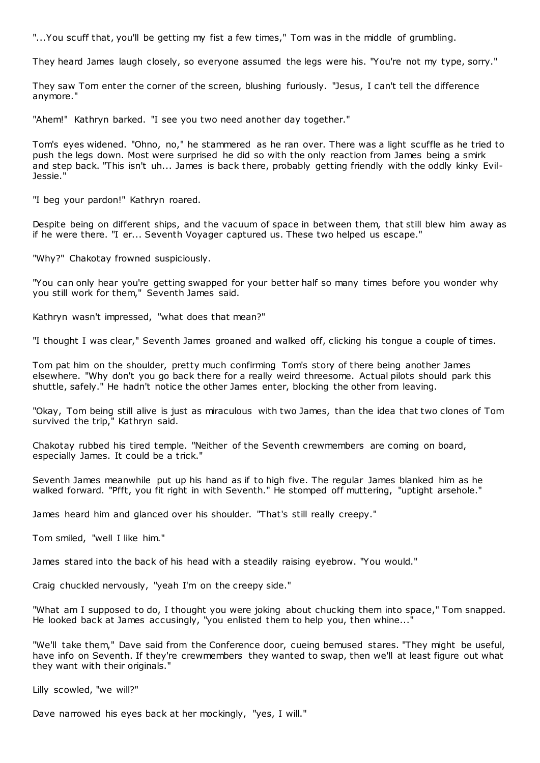"...You scuff that, you'll be getting my fist a few times," Tom was in the middle of grumbling.

They heard James laugh closely, so everyone assumed the legs were his. "You're not my type, sorry."

They saw Tom enter the corner of the screen, blushing furiously. "Jesus, I can't tell the difference anymore."

"Ahem!" Kathryn barked. "I see you two need another day together."

Tom's eyes widened. "Ohno, no," he stammered as he ran over. There was a light scuffle as he tried to push the legs down. Most were surprised he did so with the only reaction from James being a smirk and step back. "This isn't uh... James is back there, probably getting friendly with the oddly kinky Evil-Jessie."

"I beg your pardon!" Kathryn roared.

Despite being on different ships, and the vacuum of space in between them, that still blew him away as if he were there. "I er... Seventh Voyager captured us. These two helped us escape."

"Why?" Chakotay frowned suspiciously.

"You can only hear you're getting swapped for your better half so many times before you wonder why you still work for them," Seventh James said.

Kathryn wasn't impressed, "what does that mean?"

"I thought I was clear," Seventh James groaned and walked off, clicking his tongue a couple of times.

Tom pat him on the shoulder, pretty much confirming Tom's story of there being another James elsewhere. "Why don't you go back there for a really weird threesome. Actual pilots should park this shuttle, safely." He hadn't notice the other James enter, blocking the other from leaving.

"Okay, Tom being still alive is just as miraculous with two James, than the idea that two clones of Tom survived the trip," Kathryn said.

Chakotay rubbed his tired temple. "Neither of the Seventh crewmembers are coming on board, especially James. It could be a trick."

Seventh James meanwhile put up his hand as if to high five. The regular James blanked him as he walked forward. "Pfft, you fit right in with Seventh." He stomped off muttering, "uptight arsehole."

James heard him and glanced over his shoulder. "That's still really creepy."

Tom smiled, "well I like him."

James stared into the back of his head with a steadily raising eyebrow. "You would."

Craig chuckled nervously, "yeah I'm on the creepy side."

"What am I supposed to do, I thought you were joking about chucking them into space," Tom snapped. He looked back at James accusingly, "you enlisted them to help you, then whine..."

"We'll take them," Dave said from the Conference door, cueing bemused stares. "They might be useful, have info on Seventh. If they're crewmembers they wanted to swap, then we'll at least figure out what they want with their originals."

Lilly scowled, "we will?"

Dave narrowed his eyes back at her mockingly, "yes, I will."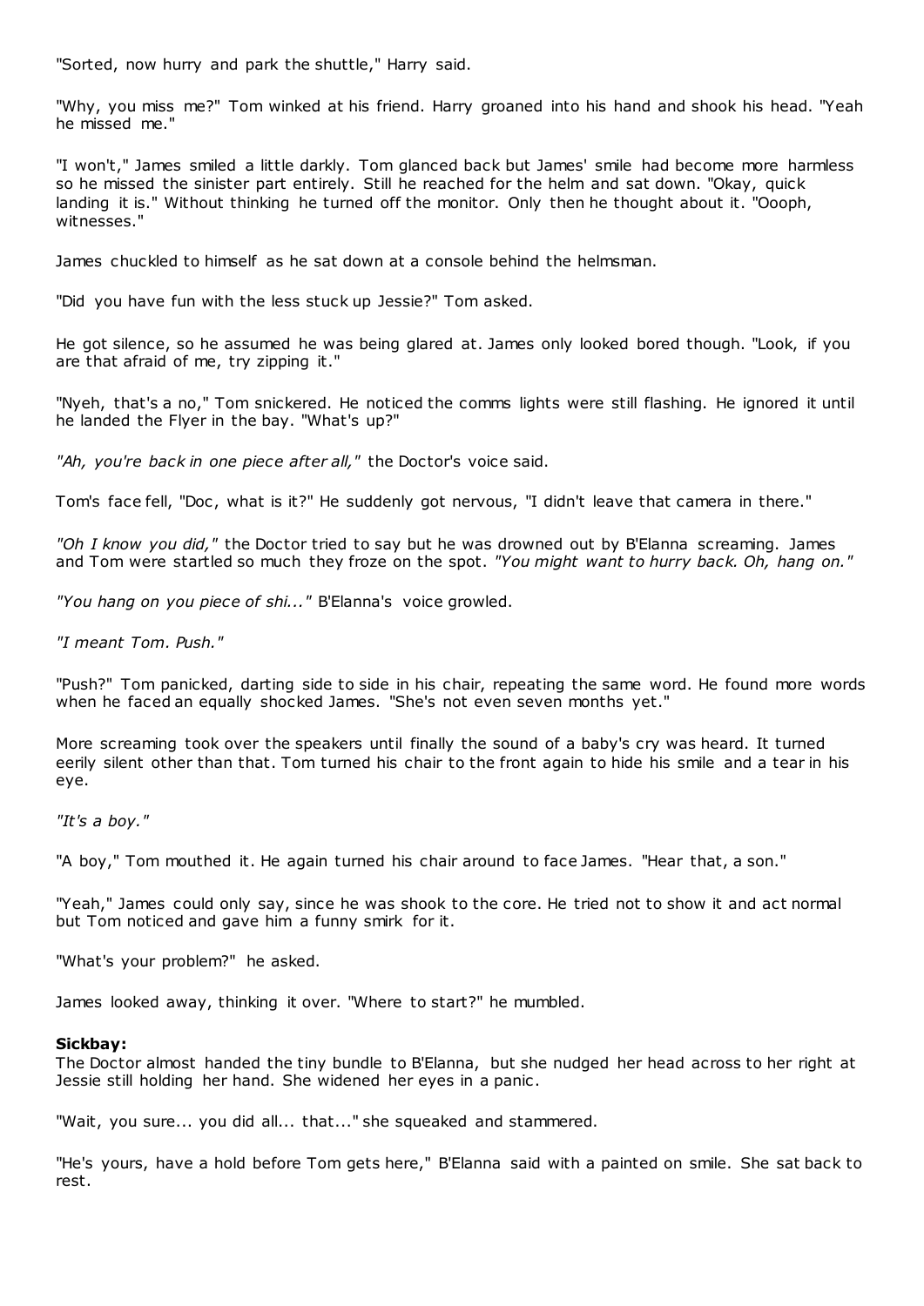"Sorted, now hurry and park the shuttle," Harry said.

"Why, you miss me?" Tom winked at his friend. Harry groaned into his hand and shook his head. "Yeah he missed me."

"I won't," James smiled a little darkly. Tom glanced back but James' smile had become more harmless so he missed the sinister part entirely. Still he reached for the helm and sat down. "Okay, quick landing it is." Without thinking he turned off the monitor. Only then he thought about it. "Oooph, witnesses."

James chuckled to himself as he sat down at a console behind the helmsman.

"Did you have fun with the less stuck up Jessie?" Tom asked.

He got silence, so he assumed he was being glared at. James only looked bored though. "Look, if you are that afraid of me, try zipping it."

"Nyeh, that's a no," Tom snickered. He noticed the comms lights were still flashing. He ignored it until he landed the Flyer in the bay. "What's up?"

*"Ah, you're back in one piece after all,"* the Doctor's voice said.

Tom's face fell, "Doc, what is it?" He suddenly got nervous, "I didn't leave that camera in there."

*"Oh I know you did,"* the Doctor tried to say but he was drowned out by B'Elanna screaming. James and Tom were startled so much they froze on the spot. *"You might want to hurry back. Oh, hang on."*

*"You hang on you piece of shi..."* B'Elanna's voice growled.

*"I meant Tom. Push."*

"Push?" Tom panicked, darting side to side in his chair, repeating the same word. He found more words when he faced an equally shocked James. "She's not even seven months yet."

More screaming took over the speakers until finally the sound of a baby's cry was heard. It turned eerily silent other than that. Tom turned his chair to the front again to hide his smile and a tear in his eye.

*"It's a boy."*

"A boy," Tom mouthed it. He again turned his chair around to face James. "Hear that, a son."

"Yeah," James could only say, since he was shook to the core. He tried not to show it and act normal but Tom noticed and gave him a funny smirk for it.

"What's your problem?" he asked.

James looked away, thinking it over. "Where to start?" he mumbled.

**Sickbay:**
The Doctor almost handed the tiny bundle to B'Elanna, but she nudged her head across to her right at Jessie still holding her hand. She widened her eyes in a panic.

"Wait, you sure... you did all... that..." she squeaked and stammered.

"He's yours, have a hold before Tom gets here," B'Elanna said with a painted on smile. She sat back to rest.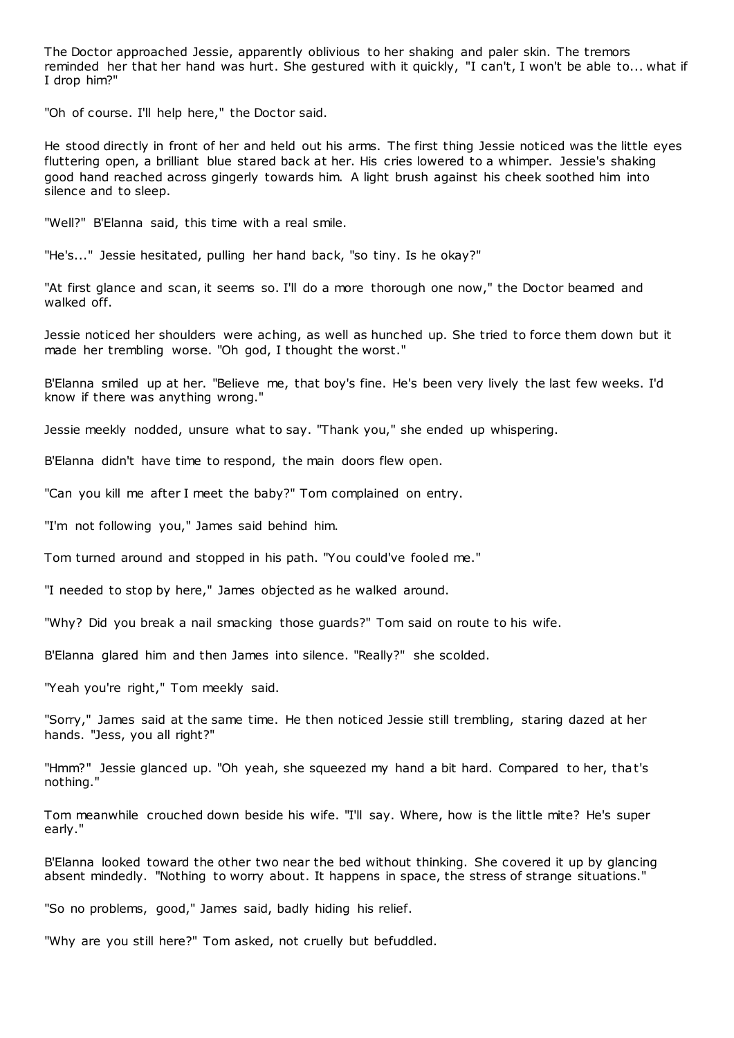The Doctor approached Jessie, apparently oblivious to her shaking and paler skin. The tremors reminded her that her hand was hurt. She gestured with it quickly, "I can't, I won't be able to... what if I drop him?"

"Oh of course. I'll help here," the Doctor said.

He stood directly in front of her and held out his arms. The first thing Jessie noticed was the little eyes fluttering open, a brilliant blue stared back at her. His cries lowered to a whimper. Jessie's shaking good hand reached across gingerly towards him. A light brush against his cheek soothed him into silence and to sleep.

"Well?" B'Elanna said, this time with a real smile.

"He's..." Jessie hesitated, pulling her hand back, "so tiny. Is he okay?"

"At first glance and scan, it seems so. I'll do a more thorough one now," the Doctor beamed and walked off.

Jessie noticed her shoulders were aching, as well as hunched up. She tried to force them down but it made her trembling worse. "Oh god, I thought the worst."

B'Elanna smiled up at her. "Believe me, that boy's fine. He's been very lively the last few weeks. I'd know if there was anything wrong."

Jessie meekly nodded, unsure what to say. "Thank you," she ended up whispering.

B'Elanna didn't have time to respond, the main doors flew open.

"Can you kill me after I meet the baby?" Tom complained on entry.

"I'm not following you," James said behind him.

Tom turned around and stopped in his path. "You could've fooled me."

"I needed to stop by here," James objected as he walked around.

"Why? Did you break a nail smacking those guards?" Tom said on route to his wife.

B'Elanna glared him and then James into silence. "Really?" she scolded.

"Yeah you're right," Tom meekly said.

"Sorry," James said at the same time. He then noticed Jessie still trembling, staring dazed at her hands. "Jess, you all right?"

"Hmm?" Jessie glanced up. "Oh yeah, she squeezed my hand a bit hard. Compared to her, that's nothing."

Tom meanwhile crouched down beside his wife. "I'll say. Where, how is the little mite? He's super early."

B'Elanna looked toward the other two near the bed without thinking. She covered it up by glancing absent mindedly. "Nothing to worry about. It happens in space, the stress of strange situations."

"So no problems, good," James said, badly hiding his relief.

"Why are you still here?" Tom asked, not cruelly but befuddled.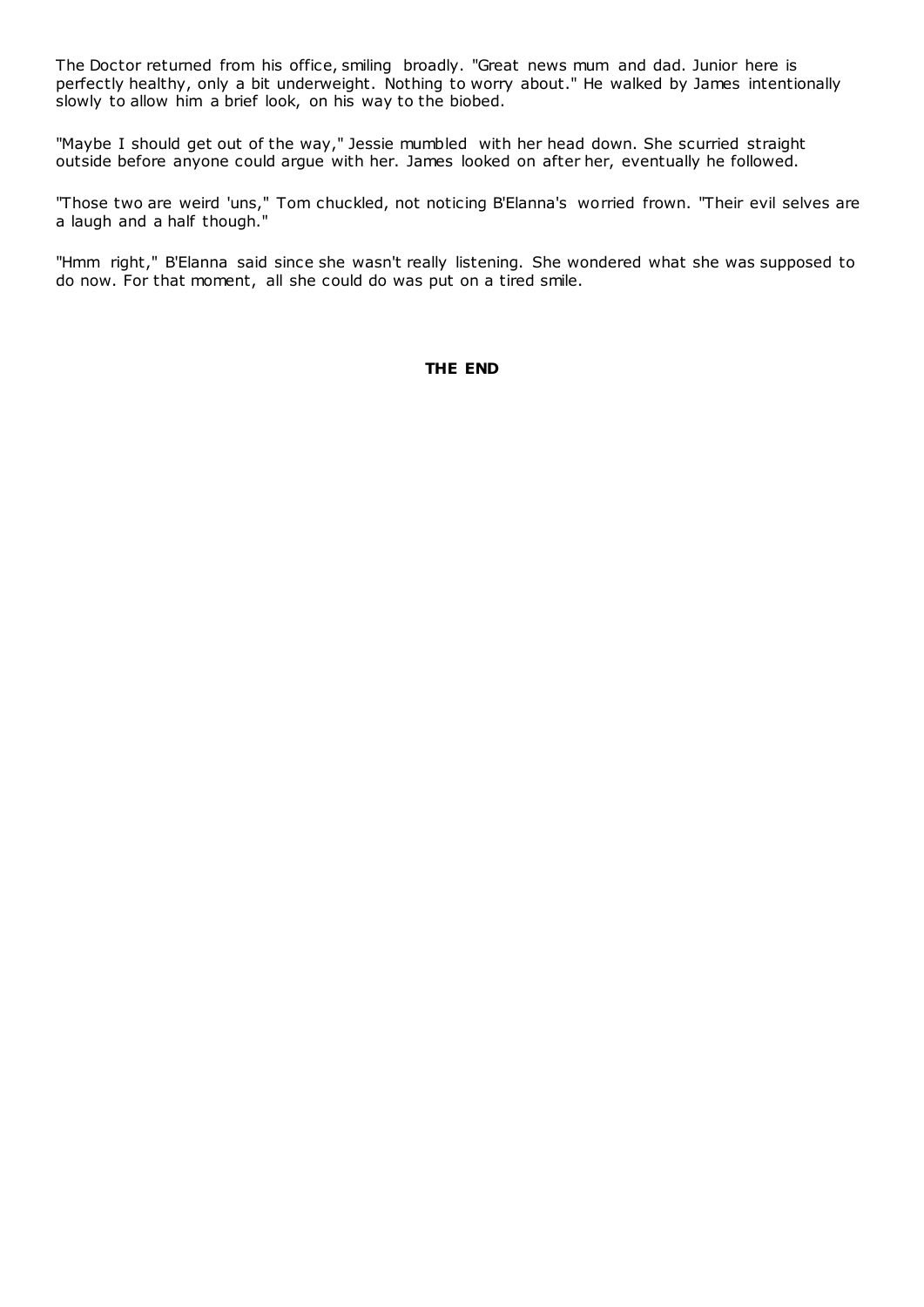The Doctor returned from his office, smiling broadly. "Great news mum and dad. Junior here is perfectly healthy, only a bit underweight. Nothing to worry about." He walked by James intentionally slowly to allow him a brief look, on his way to the biobed.

"Maybe I should get out of the way," Jessie mumbled with her head down. She scurried straight outside before anyone could argue with her. James looked on after her, eventually he followed.

"Those two are weird 'uns," Tom chuckled, not noticing B'Elanna's worried frown. "Their evil selves are a laugh and a half though."

"Hmm right," B'Elanna said since she wasn't really listening. She wondered what she was supposed to do now. For that moment, all she could do was put on a tired smile.

**THE END**